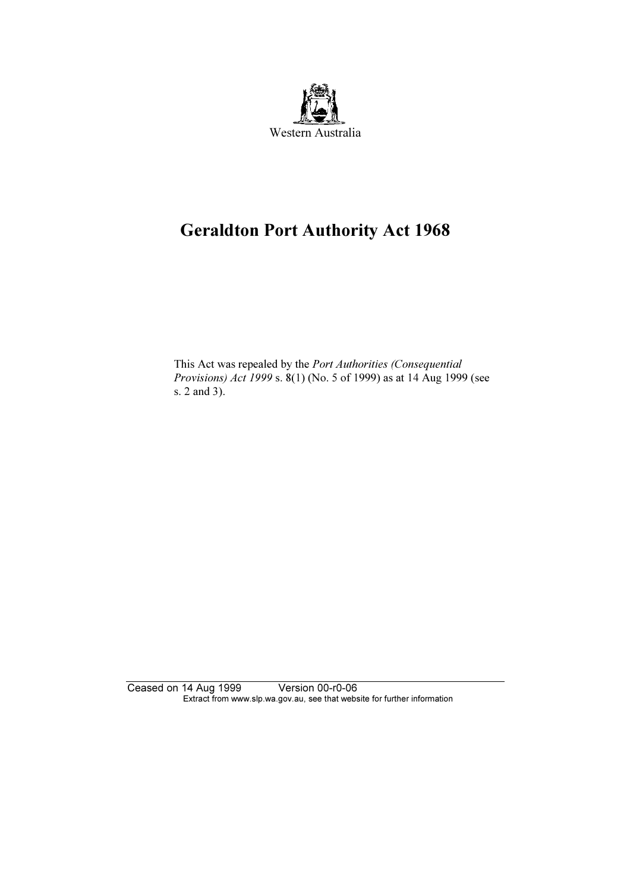Western Australia

# Geraldton Port Authority Act 1968

This Act was repealed by the *Port Authorities (Consequential Provisions) Act 1999* s. 8(1) (No. 5 of 1999) as at 14 Aug 1999 (see s. 2 and 3).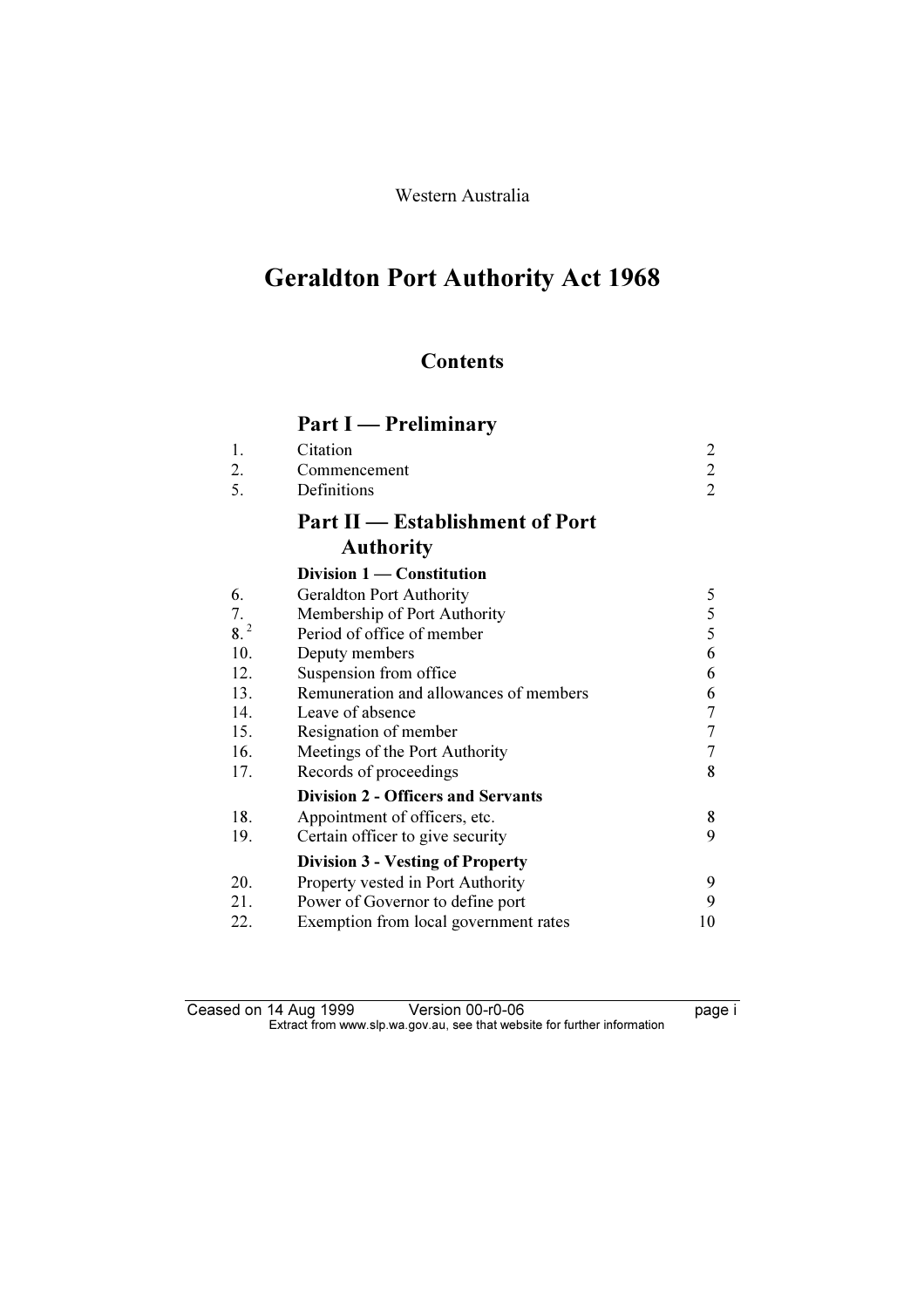Western Australia

# Geraldton Port Authority Act 1968

## Contents

### Part I — Preliminary

| | | |
|---|---|---|
| 1. | Citation | 2 |
| 2. | Commencement | 2 |
| 5. | Definitions | 2 |

### Part II — Establishment of Port Authority

**Division 1 — Constitution**

| | | |
|---|---|---|
| 6. | Geraldton Port Authority | 5 |
| 7. | Membership of Port Authority | 5 |
| 8. [2] | Period of office of member | 5 |
| 10. | Deputy members | 6 |
| 12. | Suspension from office | 6 |
| 13. | Remuneration and allowances of members | 6 |
| 14. | Leave of absence | 7 |
| 15. | Resignation of member | 7 |
| 16. | Meetings of the Port Authority | 7 |
| 17. | Records of proceedings | 8 |

**Division 2 - Officers and Servants**

| | | |
|---|---|---|
| 18. | Appointment of officers, etc. | 8 |
| 19. | Certain officer to give security | 9 |

**Division 3 - Vesting of Property**

| | | |
|---|---|---|
| 20. | Property vested in Port Authority | 9 |
| 21. | Power of Governor to define port | 9 |
| 22. | Exemption from local government rates | 10 |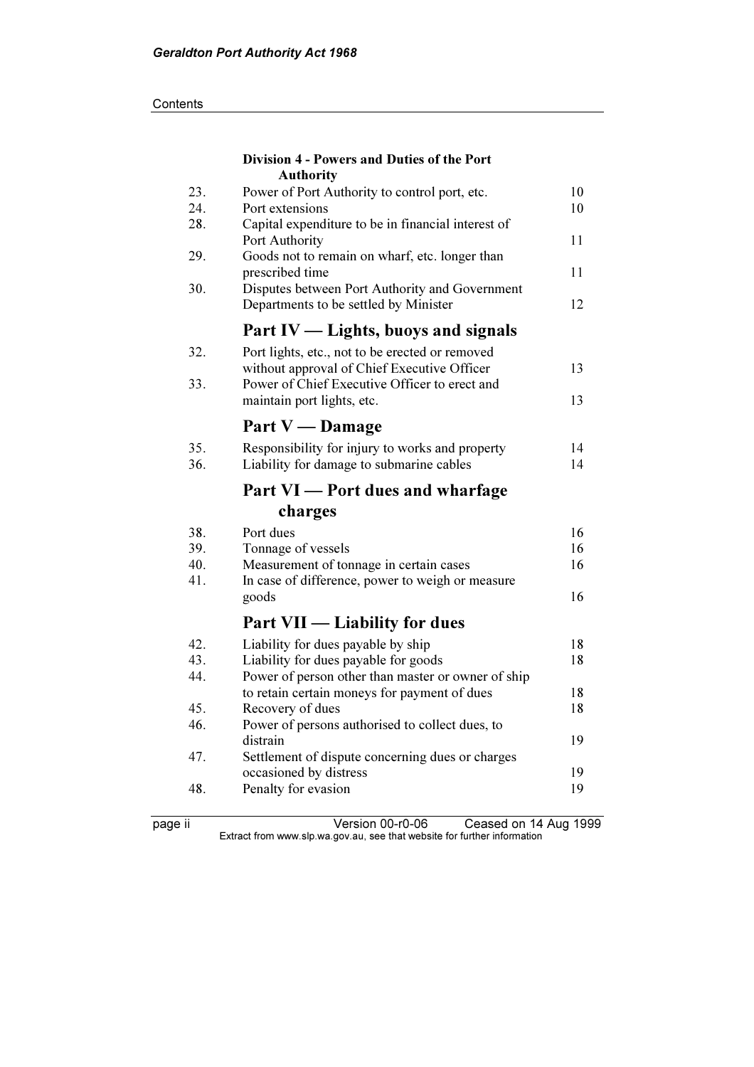### Division 4 - Powers and Duties of the Port Authority

| | | |
|---|---|---|
| 23. | Power of Port Authority to control port, etc. | 10 |
| 24. | Port extensions | 10 |
| 28. | Capital expenditure to be in financial interest of Port Authority | 11 |
| 29. | Goods not to remain on wharf, etc. longer than prescribed time | 11 |
| 30. | Disputes between Port Authority and Government Departments to be settled by Minister | 12 |

## Part IV — Lights, buoys and signals

| | | |
|---|---|---|
| 32. | Port lights, etc., not to be erected or removed without approval of Chief Executive Officer | 13 |
| 33. | Power of Chief Executive Officer to erect and maintain port lights, etc. | 13 |

## Part V — Damage

| | | |
|---|---|---|
| 35. | Responsibility for injury to works and property | 14 |
| 36. | Liability for damage to submarine cables | 14 |

## Part VI — Port dues and wharfage charges

| | | |
|---|---|---|
| 38. | Port dues | 16 |
| 39. | Tonnage of vessels | 16 |
| 40. | Measurement of tonnage in certain cases | 16 |
| 41. | In case of difference, power to weigh or measure goods | 16 |

## Part VII — Liability for dues

| | | |
|---|---|---|
| 42. | Liability for dues payable by ship | 18 |
| 43. | Liability for dues payable for goods | 18 |
| 44. | Power of person other than master or owner of ship to retain certain moneys for payment of dues | 18 |
| 45. | Recovery of dues | 18 |
| 46. | Power of persons authorised to collect dues, to distrain | 19 |
| 47. | Settlement of dispute concerning dues or charges occasioned by distress | 19 |
| 48. | Penalty for evasion | 19 |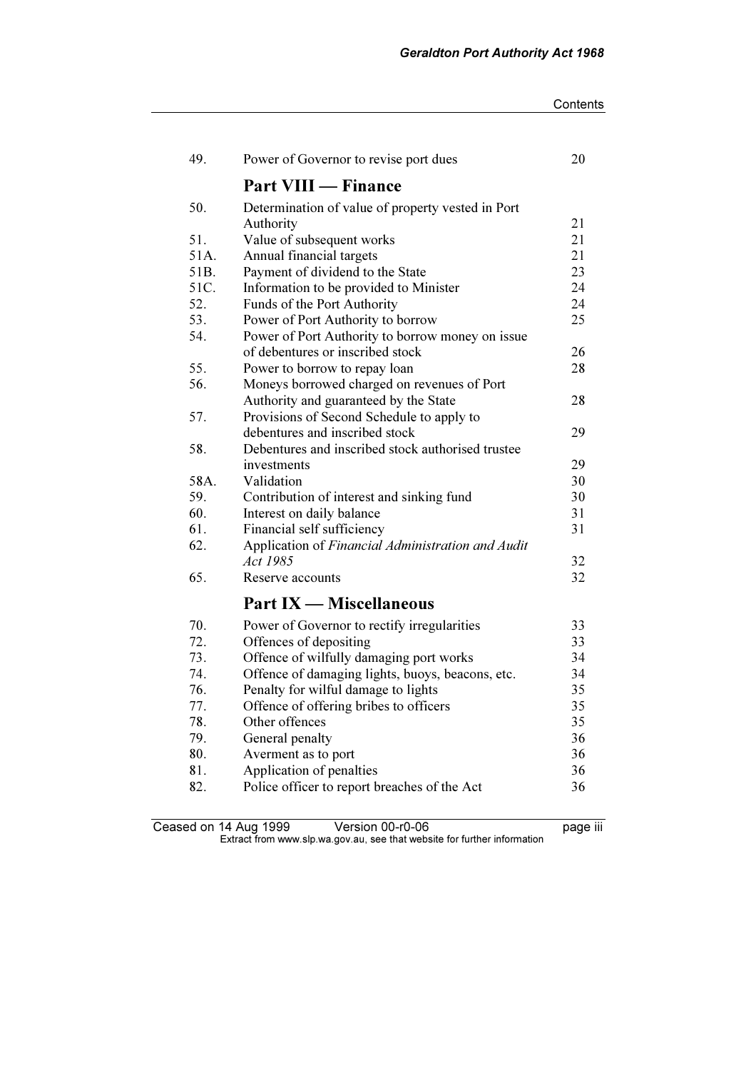| | | |
|---|---|---|
| 49. | Power of Governor to revise port dues | 20 |

## Part VIII — Finance

| | | |
|---|---|---|
| 50. | Determination of value of property vested in Port Authority | 21 |
| 51. | Value of subsequent works | 21 |
| 51A. | Annual financial targets | 21 |
| 51B. | Payment of dividend to the State | 23 |
| 51C. | Information to be provided to Minister | 24 |
| 52. | Funds of the Port Authority | 24 |
| 53. | Power of Port Authority to borrow | 25 |
| 54. | Power of Port Authority to borrow money on issue of debentures or inscribed stock | 26 |
| 55. | Power to borrow to repay loan | 28 |
| 56. | Moneys borrowed charged on revenues of Port Authority and guaranteed by the State | 28 |
| 57. | Provisions of Second Schedule to apply to debentures and inscribed stock | 29 |
| 58. | Debentures and inscribed stock authorised trustee investments | 29 |
| 58A. | Validation | 30 |
| 59. | Contribution of interest and sinking fund | 30 |
| 60. | Interest on daily balance | 31 |
| 61. | Financial self sufficiency | 31 |
| 62. | Application of *Financial Administration and Audit Act 1985* | 32 |
| 65. | Reserve accounts | 32 |

## Part IX — Miscellaneous

| | | |
|---|---|---|
| 70. | Power of Governor to rectify irregularities | 33 |
| 72. | Offences of depositing | 33 |
| 73. | Offence of wilfully damaging port works | 34 |
| 74. | Offence of damaging lights, buoys, beacons, etc. | 34 |
| 76. | Penalty for wilful damage to lights | 35 |
| 77. | Offence of offering bribes to officers | 35 |
| 78. | Other offences | 35 |
| 79. | General penalty | 36 |
| 80. | Averment as to port | 36 |
| 81. | Application of penalties | 36 |
| 82. | Police officer to report breaches of the Act | 36 |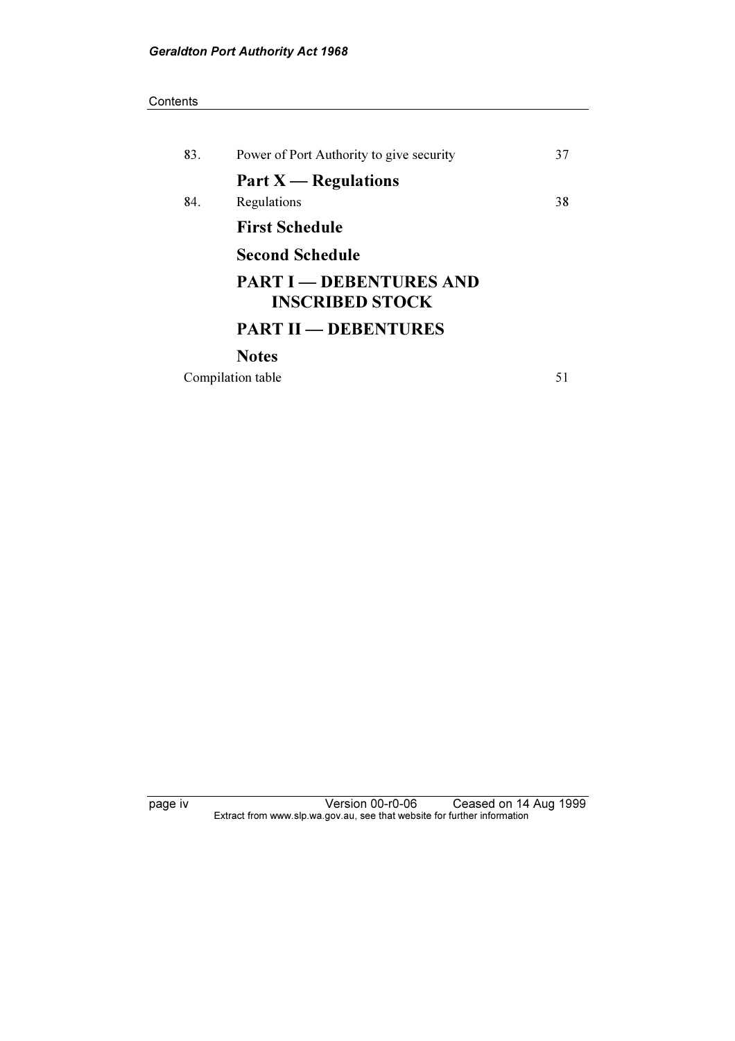| | | |
|---|---|---|
| 83. | Power of Port Authority to give security | 37 |

**Part X — Regulations**

| | | |
|---|---|---|
| 84. | Regulations | 38 |

**First Schedule**

**Second Schedule**

**PART I — DEBENTURES AND INSCRIBED STOCK**

**PART II — DEBENTURES**

**Notes**

Compilation table 51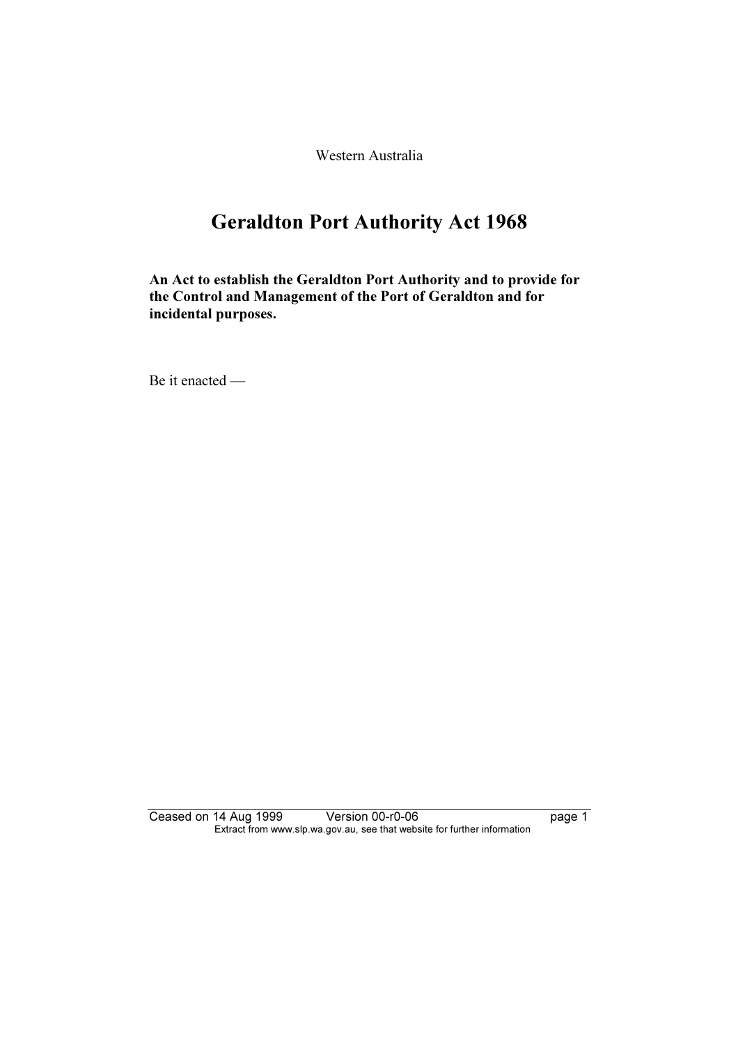Western Australia

# Geraldton Port Authority Act 1968

**An Act to establish the Geraldton Port Authority and to provide for the Control and Management of the Port of Geraldton and for incidental purposes.**

Be it enacted —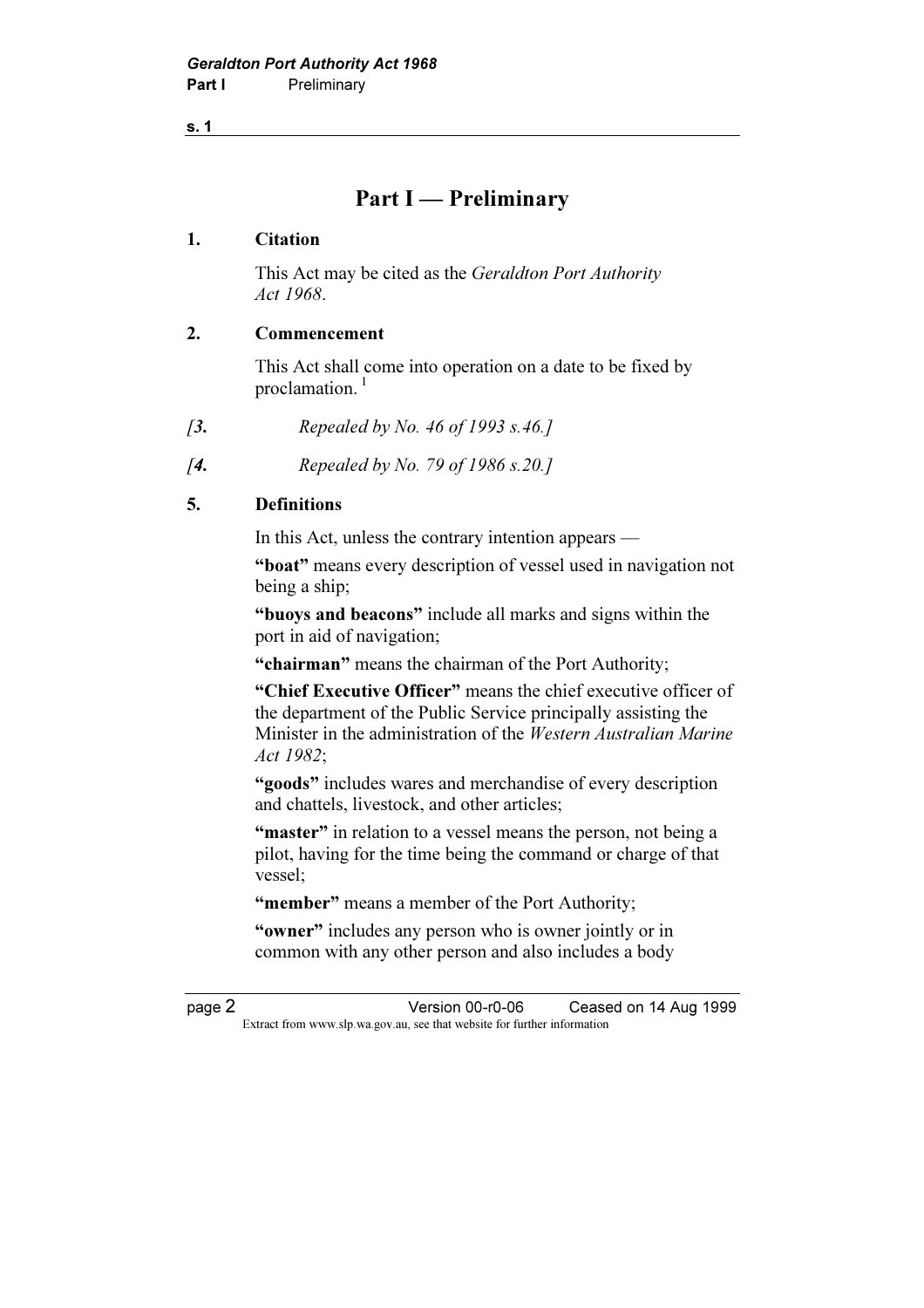# Part I — Preliminary

**1. Citation**

This Act may be cited as the *Geraldton Port Authority Act 1968*.

**2. Commencement**

This Act shall come into operation on a date to be fixed by proclamation. [1]

*[3. Repealed by No. 46 of 1993 s.46.]*

*[4. Repealed by No. 79 of 1986 s.20.]*

**5. Definitions**

In this Act, unless the contrary intention appears —

**"boat"** means every description of vessel used in navigation not being a ship;

**"buoys and beacons"** include all marks and signs within the port in aid of navigation;

**"chairman"** means the chairman of the Port Authority;

**"Chief Executive Officer"** means the chief executive officer of the department of the Public Service principally assisting the Minister in the administration of the *Western Australian Marine Act 1982*;

**"goods"** includes wares and merchandise of every description and chattels, livestock, and other articles;

**"master"** in relation to a vessel means the person, not being a pilot, having for the time being the command or charge of that vessel;

**"member"** means a member of the Port Authority;

**"owner"** includes any person who is owner jointly or in common with any other person and also includes a body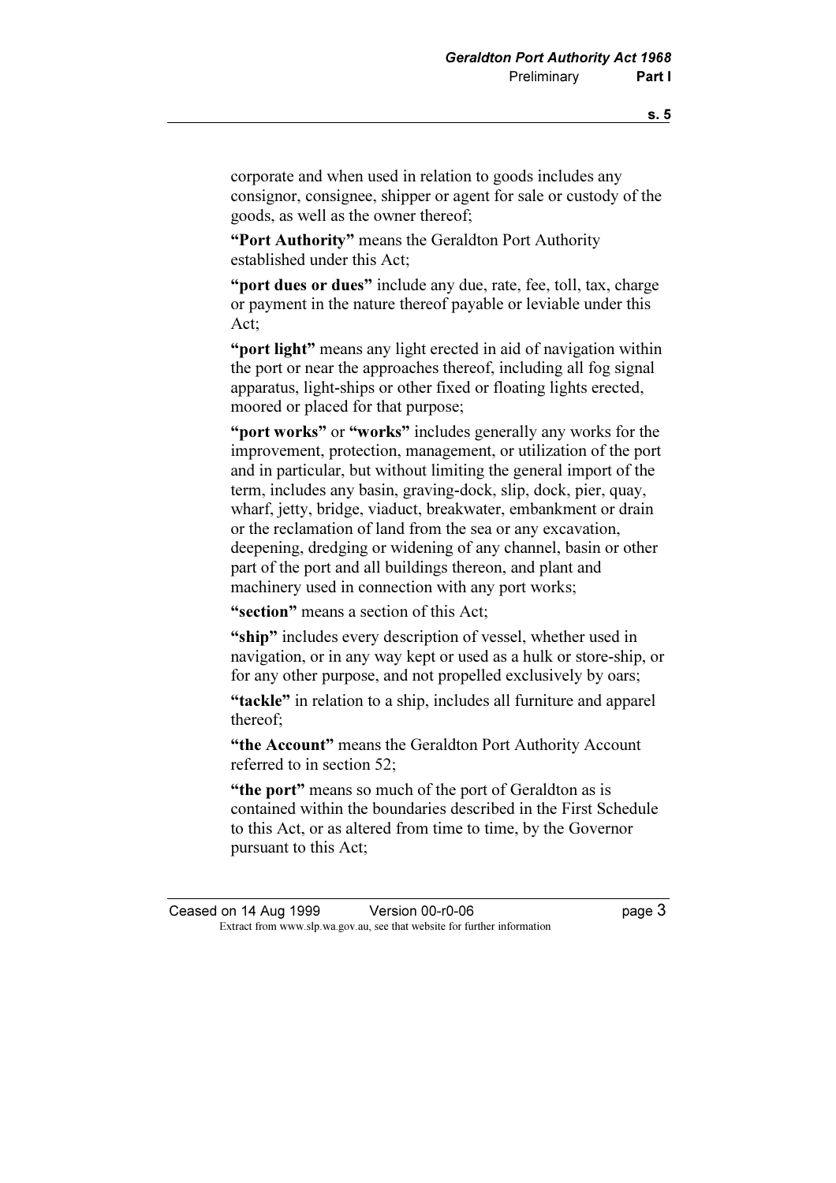corporate and when used in relation to goods includes any consignor, consignee, shipper or agent for sale or custody of the goods, as well as the owner thereof;

**"Port Authority"** means the Geraldton Port Authority established under this Act;

**"port dues or dues"** include any due, rate, fee, toll, tax, charge or payment in the nature thereof payable or leviable under this Act;

**"port light"** means any light erected in aid of navigation within the port or near the approaches thereof, including all fog signal apparatus, light-ships or other fixed or floating lights erected, moored or placed for that purpose;

**"port works"** or **"works"** includes generally any works for the improvement, protection, management, or utilization of the port and in particular, but without limiting the general import of the term, includes any basin, graving-dock, slip, dock, pier, quay, wharf, jetty, bridge, viaduct, breakwater, embankment or drain or the reclamation of land from the sea or any excavation, deepening, dredging or widening of any channel, basin or other part of the port and all buildings thereon, and plant and machinery used in connection with any port works;

**"section"** means a section of this Act;

**"ship"** includes every description of vessel, whether used in navigation, or in any way kept or used as a hulk or store-ship, or for any other purpose, and not propelled exclusively by oars;

**"tackle"** in relation to a ship, includes all furniture and apparel thereof;

**"the Account"** means the Geraldton Port Authority Account referred to in section 52;

**"the port"** means so much of the port of Geraldton as is contained within the boundaries described in the First Schedule to this Act, or as altered from time to time, by the Governor pursuant to this Act;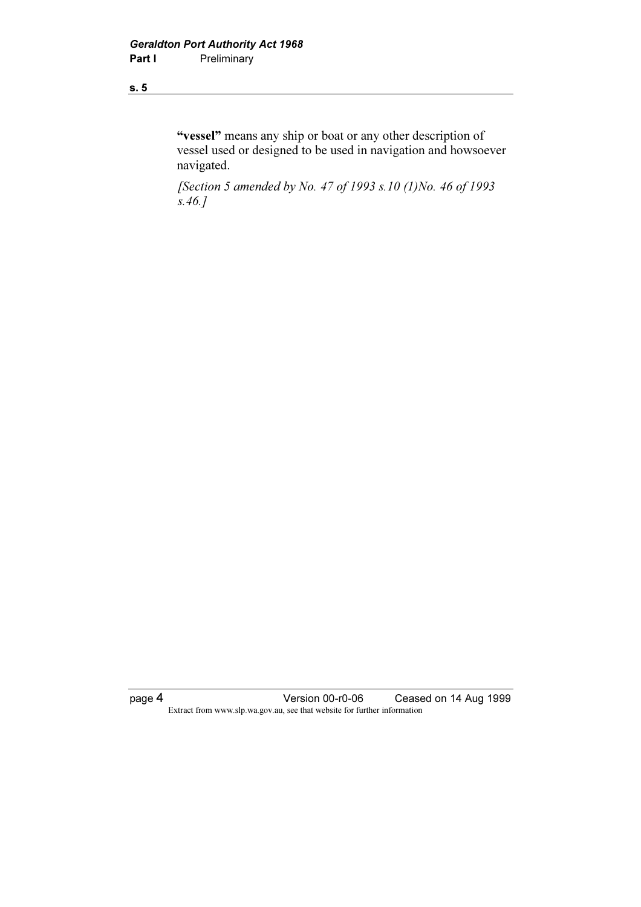**"vessel"** means any ship or boat or any other description of vessel used or designed to be used in navigation and howsoever navigated.

*[Section 5 amended by No. 47 of 1993 s.10 (1)No. 46 of 1993 s.46.]*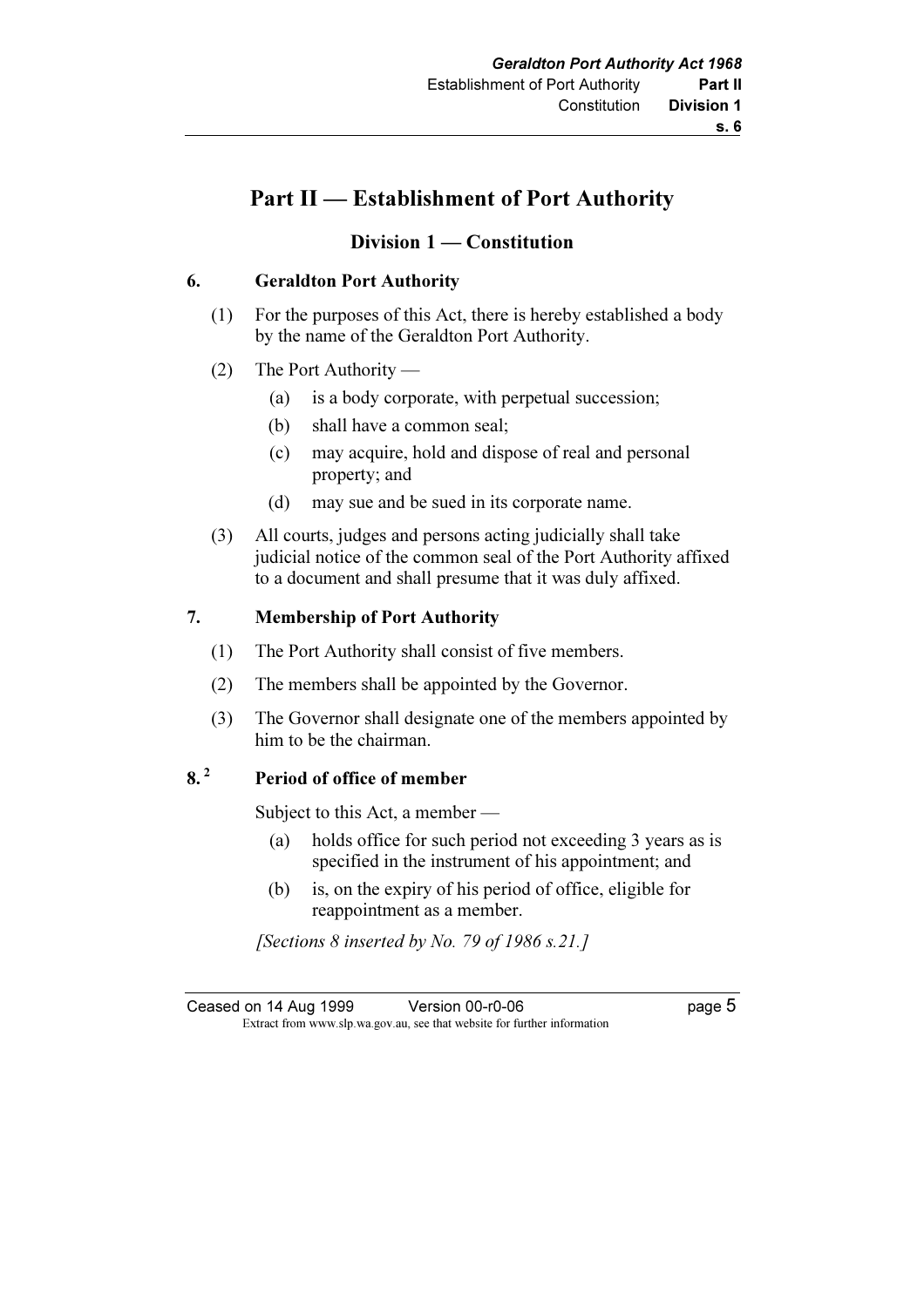# Part II — Establishment of Port Authority

## Division 1 — Constitution

### 6. Geraldton Port Authority

(1) For the purposes of this Act, there is hereby established a body by the name of the Geraldton Port Authority.

(2) The Port Authority —

- (a) is a body corporate, with perpetual succession;
- (b) shall have a common seal;
- (c) may acquire, hold and dispose of real and personal property; and
- (d) may sue and be sued in its corporate name.

(3) All courts, judges and persons acting judicially shall take judicial notice of the common seal of the Port Authority affixed to a document and shall presume that it was duly affixed.

### 7. Membership of Port Authority

(1) The Port Authority shall consist of five members.

(2) The members shall be appointed by the Governor.

(3) The Governor shall designate one of the members appointed by him to be the chairman.

### 8. [2] Period of office of member

Subject to this Act, a member —

- (a) holds office for such period not exceeding 3 years as is specified in the instrument of his appointment; and
- (b) is, on the expiry of his period of office, eligible for reappointment as a member.

*[Sections 8 inserted by No. 79 of 1986 s.21.]*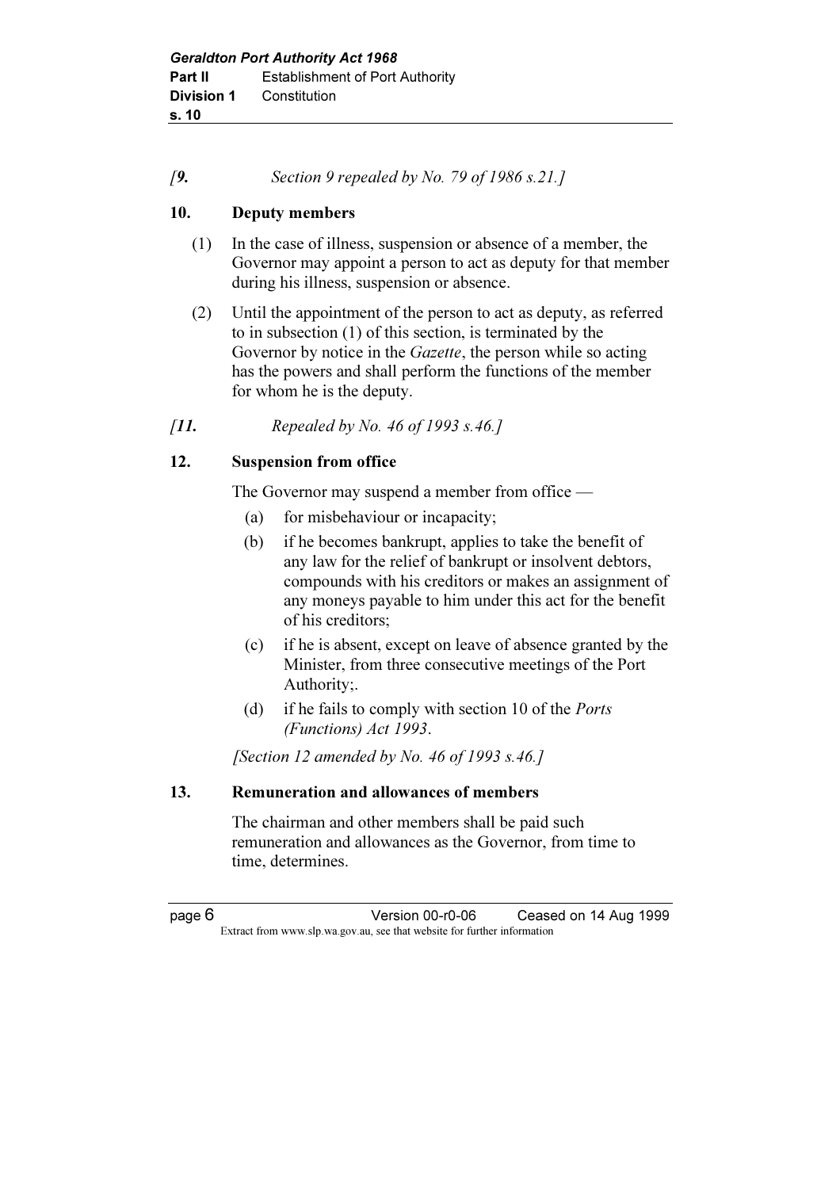*[9. Section 9 repealed by No. 79 of 1986 s.21.]*

**10. Deputy members**

(1) In the case of illness, suspension or absence of a member, the Governor may appoint a person to act as deputy for that member during his illness, suspension or absence.

(2) Until the appointment of the person to act as deputy, as referred to in subsection (1) of this section, is terminated by the Governor by notice in the *Gazette*, the person while so acting has the powers and shall perform the functions of the member for whom he is the deputy.

*[11. Repealed by No. 46 of 1993 s.46.]*

**12. Suspension from office**

The Governor may suspend a member from office —

(a) for misbehaviour or incapacity;

(b) if he becomes bankrupt, applies to take the benefit of any law for the relief of bankrupt or insolvent debtors, compounds with his creditors or makes an assignment of any moneys payable to him under this act for the benefit of his creditors;

(c) if he is absent, except on leave of absence granted by the Minister, from three consecutive meetings of the Port Authority;.

(d) if he fails to comply with section 10 of the *Ports (Functions) Act 1993*.

*[Section 12 amended by No. 46 of 1993 s.46.]*

**13. Remuneration and allowances of members**

The chairman and other members shall be paid such remuneration and allowances as the Governor, from time to time, determines.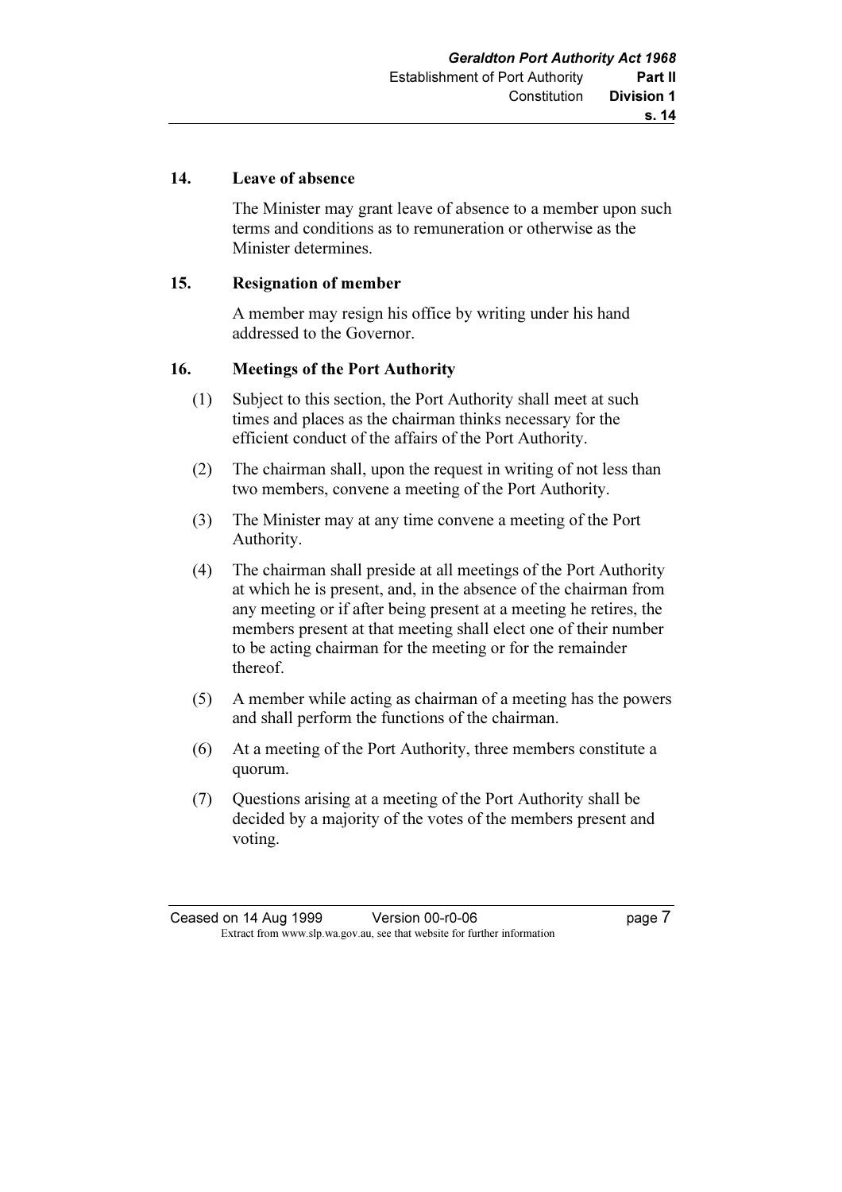**14. Leave of absence**

The Minister may grant leave of absence to a member upon such terms and conditions as to remuneration or otherwise as the Minister determines.

**15. Resignation of member**

A member may resign his office by writing under his hand addressed to the Governor.

**16. Meetings of the Port Authority**

(1) Subject to this section, the Port Authority shall meet at such times and places as the chairman thinks necessary for the efficient conduct of the affairs of the Port Authority.

(2) The chairman shall, upon the request in writing of not less than two members, convene a meeting of the Port Authority.

(3) The Minister may at any time convene a meeting of the Port Authority.

(4) The chairman shall preside at all meetings of the Port Authority at which he is present, and, in the absence of the chairman from any meeting or if after being present at a meeting he retires, the members present at that meeting shall elect one of their number to be acting chairman for the meeting or for the remainder thereof.

(5) A member while acting as chairman of a meeting has the powers and shall perform the functions of the chairman.

(6) At a meeting of the Port Authority, three members constitute a quorum.

(7) Questions arising at a meeting of the Port Authority shall be decided by a majority of the votes of the members present and voting.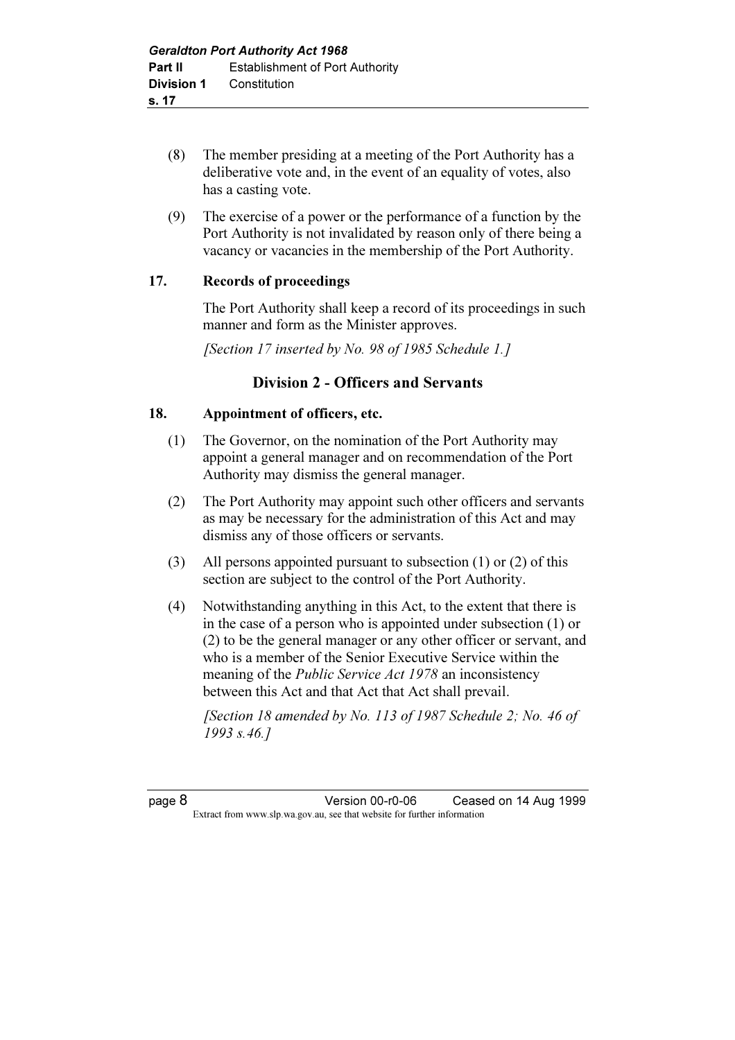(8) The member presiding at a meeting of the Port Authority has a deliberative vote and, in the event of an equality of votes, also has a casting vote.

(9) The exercise of a power or the performance of a function by the Port Authority is not invalidated by reason only of there being a vacancy or vacancies in the membership of the Port Authority.

## 17. Records of proceedings

The Port Authority shall keep a record of its proceedings in such manner and form as the Minister approves.

*[Section 17 inserted by No. 98 of 1985 Schedule 1.]*

## Division 2 - Officers and Servants

## 18. Appointment of officers, etc.

(1) The Governor, on the nomination of the Port Authority may appoint a general manager and on recommendation of the Port Authority may dismiss the general manager.

(2) The Port Authority may appoint such other officers and servants as may be necessary for the administration of this Act and may dismiss any of those officers or servants.

(3) All persons appointed pursuant to subsection (1) or (2) of this section are subject to the control of the Port Authority.

(4) Notwithstanding anything in this Act, to the extent that there is in the case of a person who is appointed under subsection (1) or (2) to be the general manager or any other officer or servant, and who is a member of the Senior Executive Service within the meaning of the *Public Service Act 1978* an inconsistency between this Act and that Act that Act shall prevail.

*[Section 18 amended by No. 113 of 1987 Schedule 2; No. 46 of 1993 s.46.]*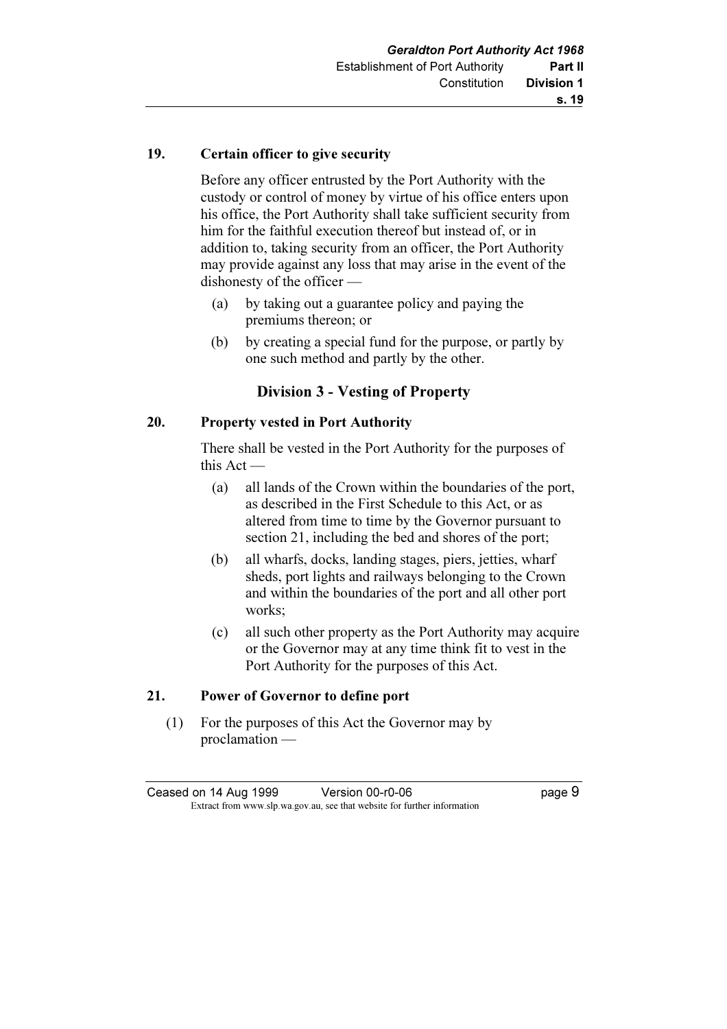**19. Certain officer to give security**

Before any officer entrusted by the Port Authority with the custody or control of money by virtue of his office enters upon his office, the Port Authority shall take sufficient security from him for the faithful execution thereof but instead of, or in addition to, taking security from an officer, the Port Authority may provide against any loss that may arise in the event of the dishonesty of the officer —

(a) by taking out a guarantee policy and paying the premiums thereon; or

(b) by creating a special fund for the purpose, or partly by one such method and partly by the other.

## Division 3 - Vesting of Property

**20. Property vested in Port Authority**

There shall be vested in the Port Authority for the purposes of this Act —

(a) all lands of the Crown within the boundaries of the port, as described in the First Schedule to this Act, or as altered from time to time by the Governor pursuant to section 21, including the bed and shores of the port;

(b) all wharfs, docks, landing stages, piers, jetties, wharf sheds, port lights and railways belonging to the Crown and within the boundaries of the port and all other port works;

(c) all such other property as the Port Authority may acquire or the Governor may at any time think fit to vest in the Port Authority for the purposes of this Act.

**21. Power of Governor to define port**

(1) For the purposes of this Act the Governor may by proclamation —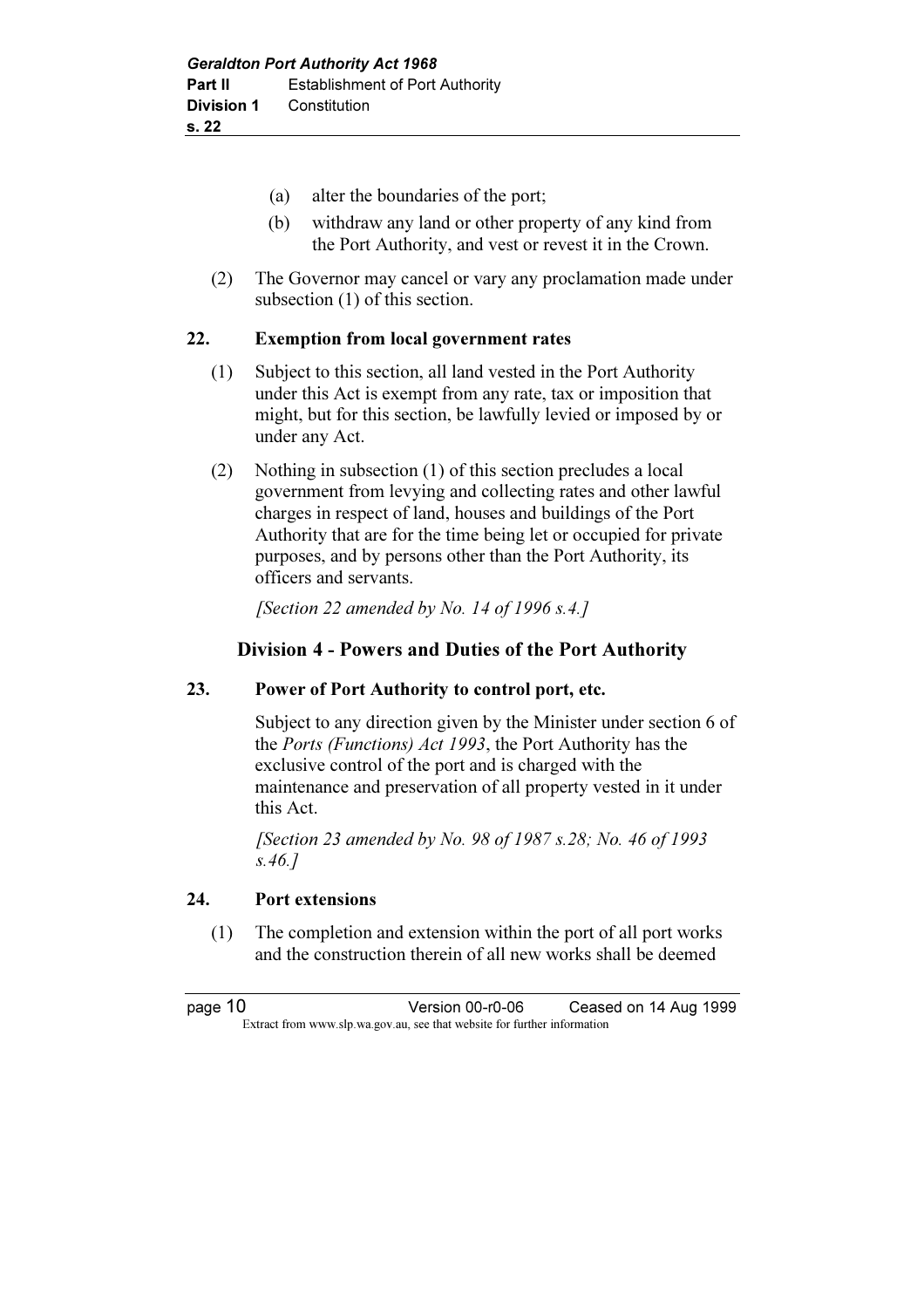(a) alter the boundaries of the port;

(b) withdraw any land or other property of any kind from the Port Authority, and vest or revest it in the Crown.

(2) The Governor may cancel or vary any proclamation made under subsection (1) of this section.

**22. Exemption from local government rates**

(1) Subject to this section, all land vested in the Port Authority under this Act is exempt from any rate, tax or imposition that might, but for this section, be lawfully levied or imposed by or under any Act.

(2) Nothing in subsection (1) of this section precludes a local government from levying and collecting rates and other lawful charges in respect of land, houses and buildings of the Port Authority that are for the time being let or occupied for private purposes, and by persons other than the Port Authority, its officers and servants.

*[Section 22 amended by No. 14 of 1996 s.4.]*

## Division 4 - Powers and Duties of the Port Authority

**23. Power of Port Authority to control port, etc.**

Subject to any direction given by the Minister under section 6 of the *Ports (Functions) Act 1993*, the Port Authority has the exclusive control of the port and is charged with the maintenance and preservation of all property vested in it under this Act.

*[Section 23 amended by No. 98 of 1987 s.28; No. 46 of 1993 s.46.]*

**24. Port extensions**

(1) The completion and extension within the port of all port works and the construction therein of all new works shall be deemed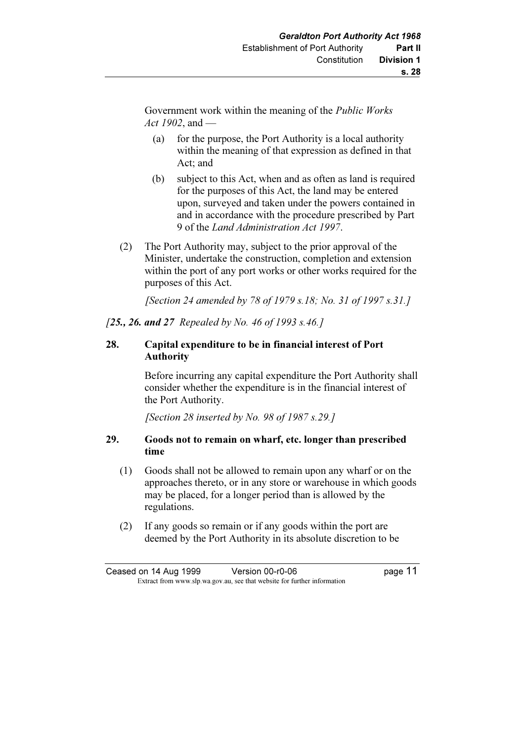Government work within the meaning of the *Public Works Act 1902*, and —

(a) for the purpose, the Port Authority is a local authority within the meaning of that expression as defined in that Act; and

(b) subject to this Act, when and as often as land is required for the purposes of this Act, the land may be entered upon, surveyed and taken under the powers contained in and in accordance with the procedure prescribed by Part 9 of the *Land Administration Act 1997*.

(2) The Port Authority may, subject to the prior approval of the Minister, undertake the construction, completion and extension within the port of any port works or other works required for the purposes of this Act.

*[Section 24 amended by 78 of 1979 s.18; No. 31 of 1997 s.31.]*

*[**25., 26. and 27** Repealed by No. 46 of 1993 s.46.]*

**28. Capital expenditure to be in financial interest of Port Authority**

Before incurring any capital expenditure the Port Authority shall consider whether the expenditure is in the financial interest of the Port Authority.

*[Section 28 inserted by No. 98 of 1987 s.29.]*

**29. Goods not to remain on wharf, etc. longer than prescribed time**

(1) Goods shall not be allowed to remain upon any wharf or on the approaches thereto, or in any store or warehouse in which goods may be placed, for a longer period than is allowed by the regulations.

(2) If any goods so remain or if any goods within the port are deemed by the Port Authority in its absolute discretion to be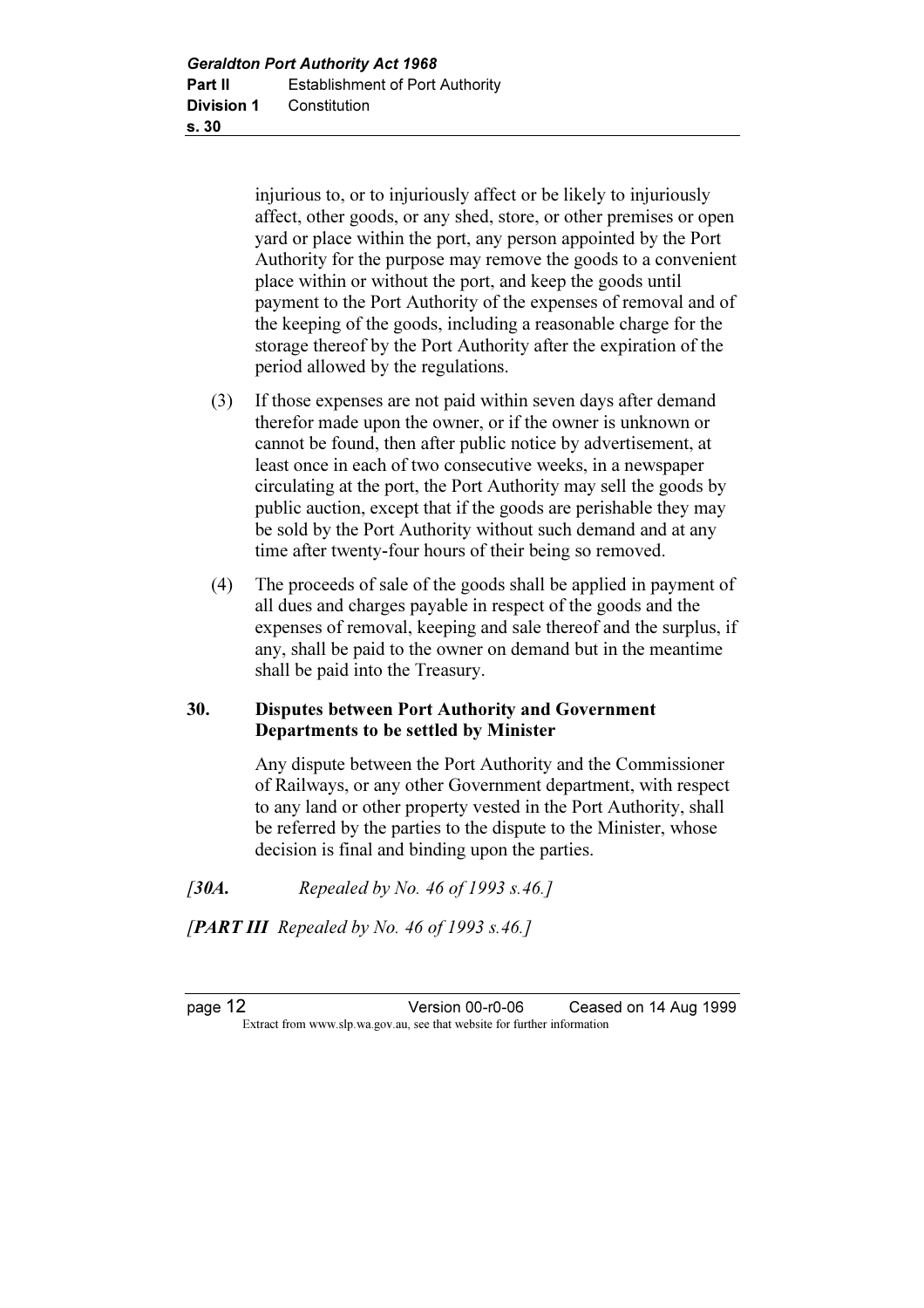injurious to, or to injuriously affect or be likely to injuriously affect, other goods, or any shed, store, or other premises or open yard or place within the port, any person appointed by the Port Authority for the purpose may remove the goods to a convenient place within or without the port, and keep the goods until payment to the Port Authority of the expenses of removal and of the keeping of the goods, including a reasonable charge for the storage thereof by the Port Authority after the expiration of the period allowed by the regulations.

(3) If those expenses are not paid within seven days after demand therefor made upon the owner, or if the owner is unknown or cannot be found, then after public notice by advertisement, at least once in each of two consecutive weeks, in a newspaper circulating at the port, the Port Authority may sell the goods by public auction, except that if the goods are perishable they may be sold by the Port Authority without such demand and at any time after twenty-four hours of their being so removed.

(4) The proceeds of sale of the goods shall be applied in payment of all dues and charges payable in respect of the goods and the expenses of removal, keeping and sale thereof and the surplus, if any, shall be paid to the owner on demand but in the meantime shall be paid into the Treasury.

**30. Disputes between Port Authority and Government Departments to be settled by Minister**

Any dispute between the Port Authority and the Commissioner of Railways, or any other Government department, with respect to any land or other property vested in the Port Authority, shall be referred by the parties to the dispute to the Minister, whose decision is final and binding upon the parties.

*[**30A.** Repealed by No. 46 of 1993 s.46.]*

*[**PART III** Repealed by No. 46 of 1993 s.46.]*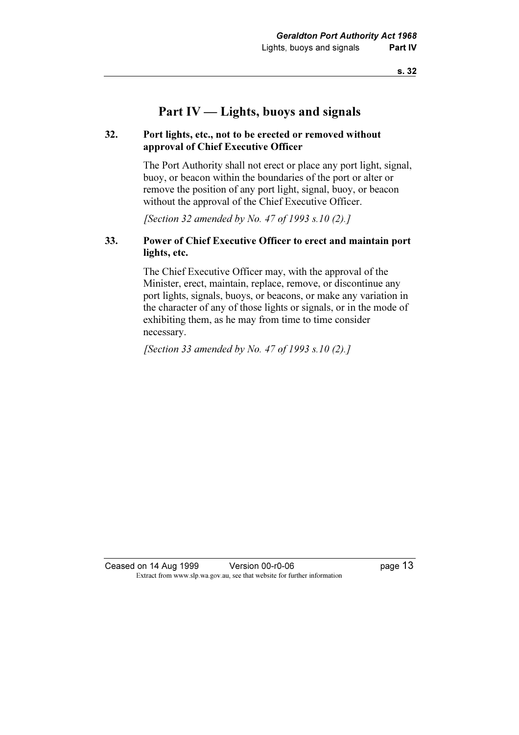## Part IV — Lights, buoys and signals

**32. Port lights, etc., not to be erected or removed without approval of Chief Executive Officer**

The Port Authority shall not erect or place any port light, signal, buoy, or beacon within the boundaries of the port or alter or remove the position of any port light, signal, buoy, or beacon without the approval of the Chief Executive Officer.

*[Section 32 amended by No. 47 of 1993 s.10 (2).]*

**33. Power of Chief Executive Officer to erect and maintain port lights, etc.**

The Chief Executive Officer may, with the approval of the Minister, erect, maintain, replace, remove, or discontinue any port lights, signals, buoys, or beacons, or make any variation in the character of any of those lights or signals, or in the mode of exhibiting them, as he may from time to time consider necessary.

*[Section 33 amended by No. 47 of 1993 s.10 (2).]*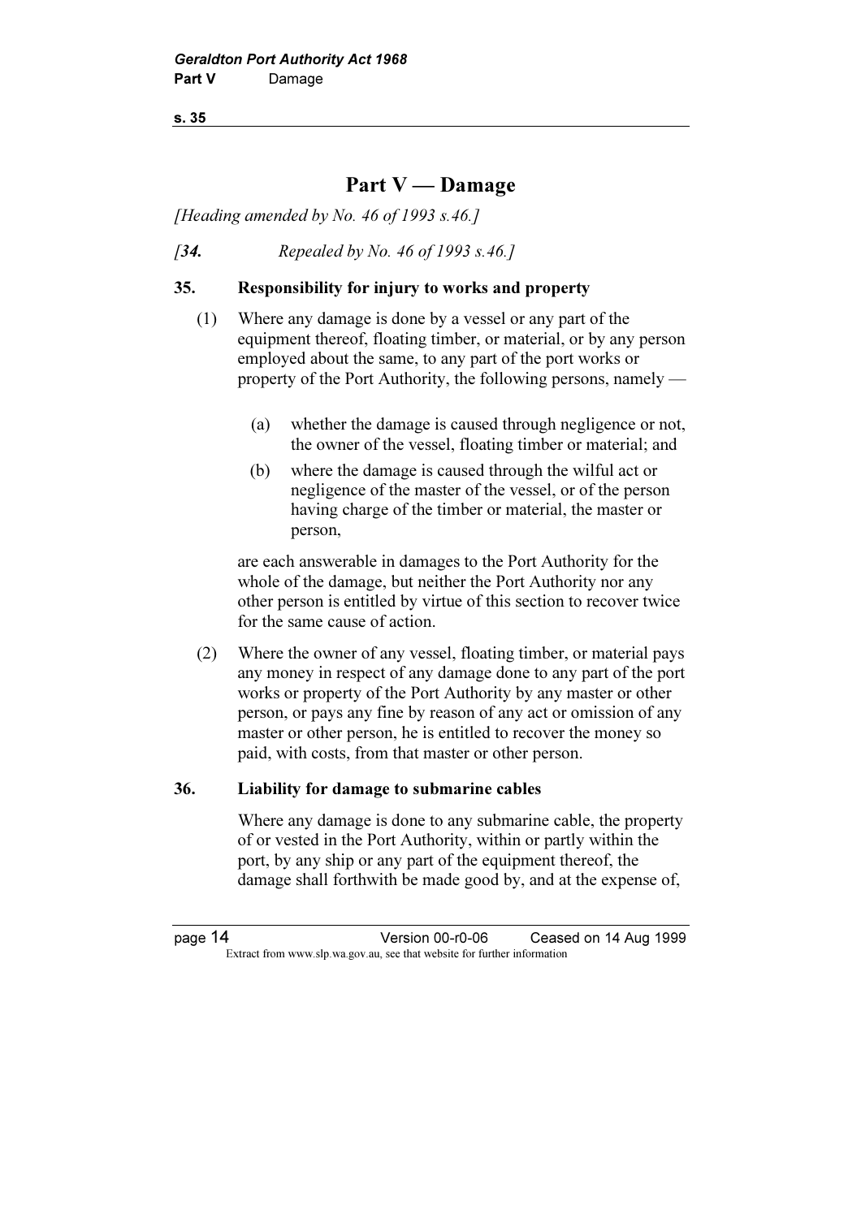## Part V — Damage

*[Heading amended by No. 46 of 1993 s.46.]*

*[**34.** Repealed by No. 46 of 1993 s.46.]*

**35. Responsibility for injury to works and property**

(1) Where any damage is done by a vessel or any part of the equipment thereof, floating timber, or material, or by any person employed about the same, to any part of the port works or property of the Port Authority, the following persons, namely —

(a) whether the damage is caused through negligence or not, the owner of the vessel, floating timber or material; and

(b) where the damage is caused through the wilful act or negligence of the master of the vessel, or of the person having charge of the timber or material, the master or person,

are each answerable in damages to the Port Authority for the whole of the damage, but neither the Port Authority nor any other person is entitled by virtue of this section to recover twice for the same cause of action.

(2) Where the owner of any vessel, floating timber, or material pays any money in respect of any damage done to any part of the port works or property of the Port Authority by any master or other person, or pays any fine by reason of any act or omission of any master or other person, he is entitled to recover the money so paid, with costs, from that master or other person.

**36. Liability for damage to submarine cables**

Where any damage is done to any submarine cable, the property of or vested in the Port Authority, within or partly within the port, by any ship or any part of the equipment thereof, the damage shall forthwith be made good by, and at the expense of,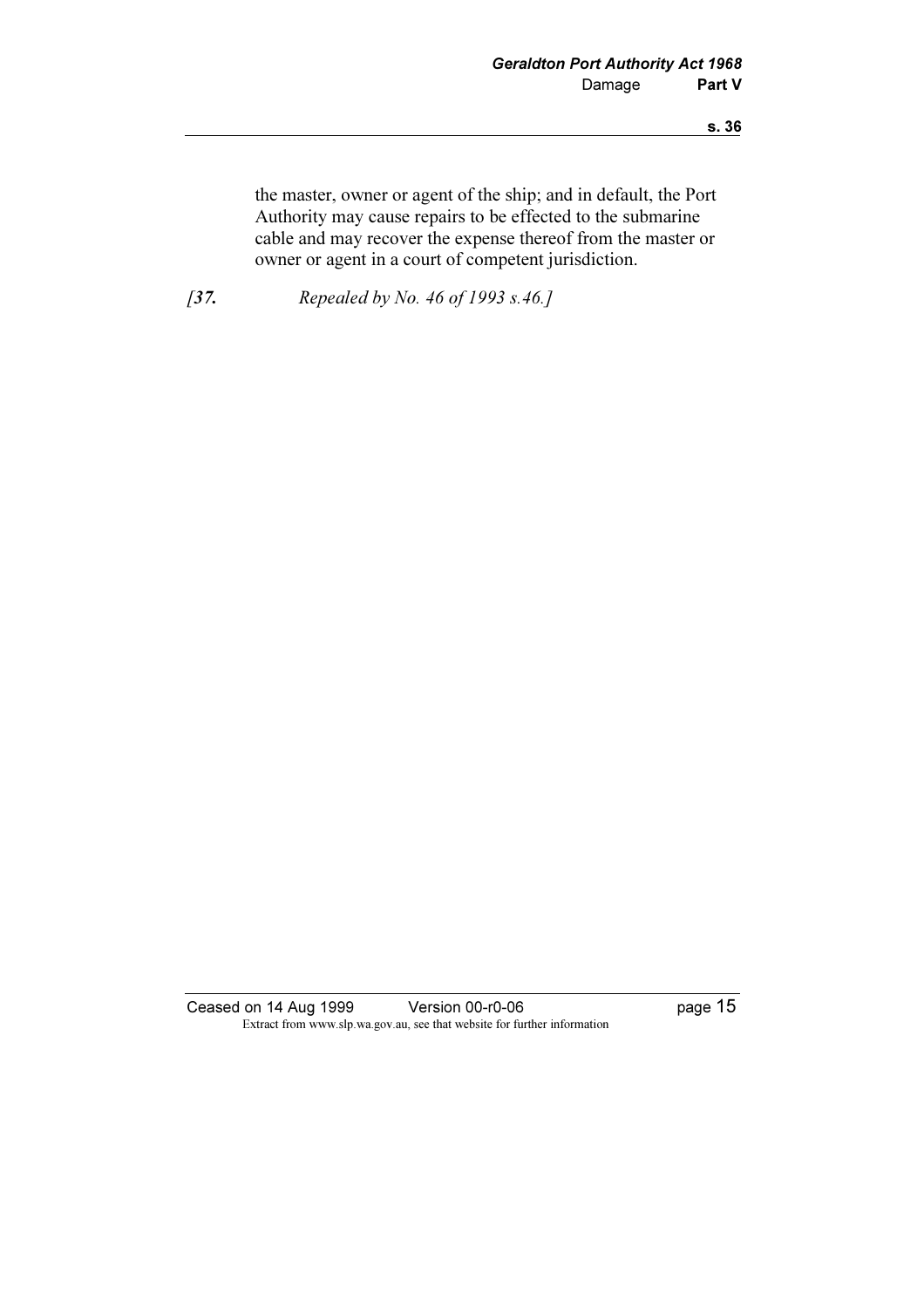the master, owner or agent of the ship; and in default, the Port Authority may cause repairs to be effected to the submarine cable and may recover the expense thereof from the master or owner or agent in a court of competent jurisdiction.

*[**37.** Repealed by No. 46 of 1993 s.46.]*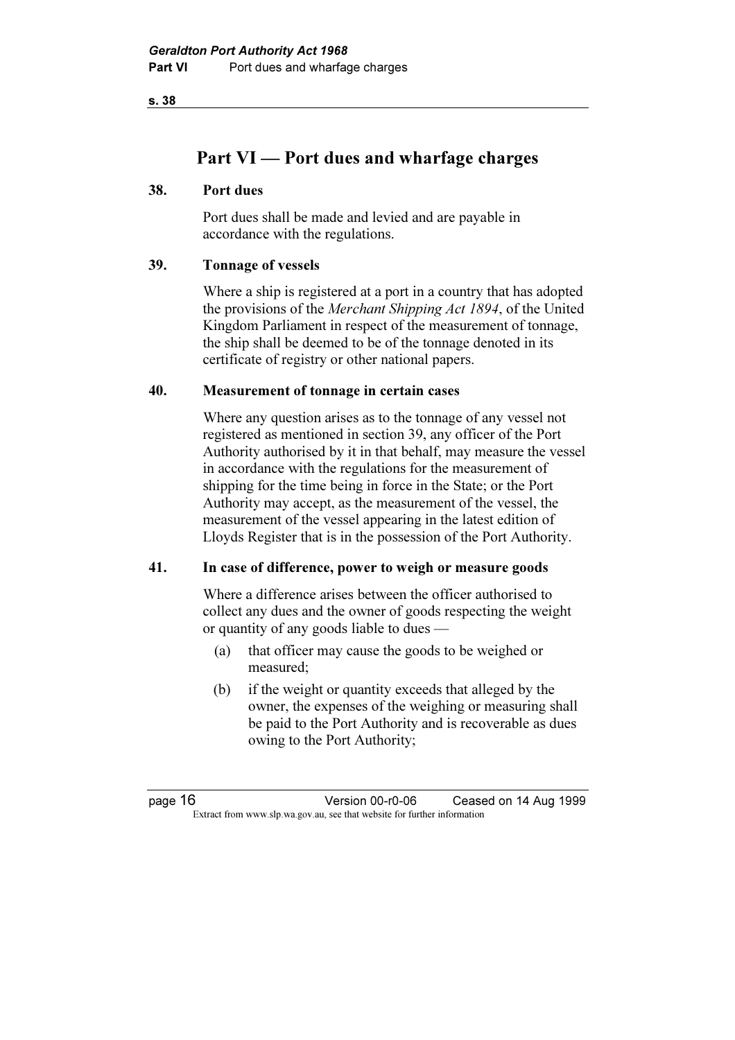# Part VI — Port dues and wharfage charges

## 38. Port dues

Port dues shall be made and levied and are payable in accordance with the regulations.

## 39. Tonnage of vessels

Where a ship is registered at a port in a country that has adopted the provisions of the *Merchant Shipping Act 1894*, of the United Kingdom Parliament in respect of the measurement of tonnage, the ship shall be deemed to be of the tonnage denoted in its certificate of registry or other national papers.

## 40. Measurement of tonnage in certain cases

Where any question arises as to the tonnage of any vessel not registered as mentioned in section 39, any officer of the Port Authority authorised by it in that behalf, may measure the vessel in accordance with the regulations for the measurement of shipping for the time being in force in the State; or the Port Authority may accept, as the measurement of the vessel, the measurement of the vessel appearing in the latest edition of Lloyds Register that is in the possession of the Port Authority.

## 41. In case of difference, power to weigh or measure goods

Where a difference arises between the officer authorised to collect any dues and the owner of goods respecting the weight or quantity of any goods liable to dues —

(a) that officer may cause the goods to be weighed or measured;

(b) if the weight or quantity exceeds that alleged by the owner, the expenses of the weighing or measuring shall be paid to the Port Authority and is recoverable as dues owing to the Port Authority;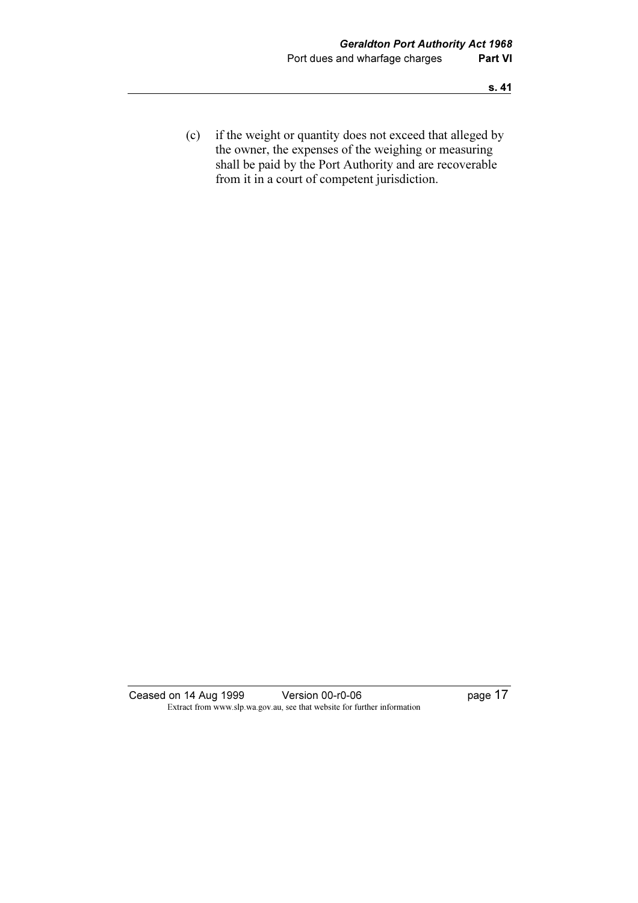(c) if the weight or quantity does not exceed that alleged by the owner, the expenses of the weighing or measuring shall be paid by the Port Authority and are recoverable from it in a court of competent jurisdiction.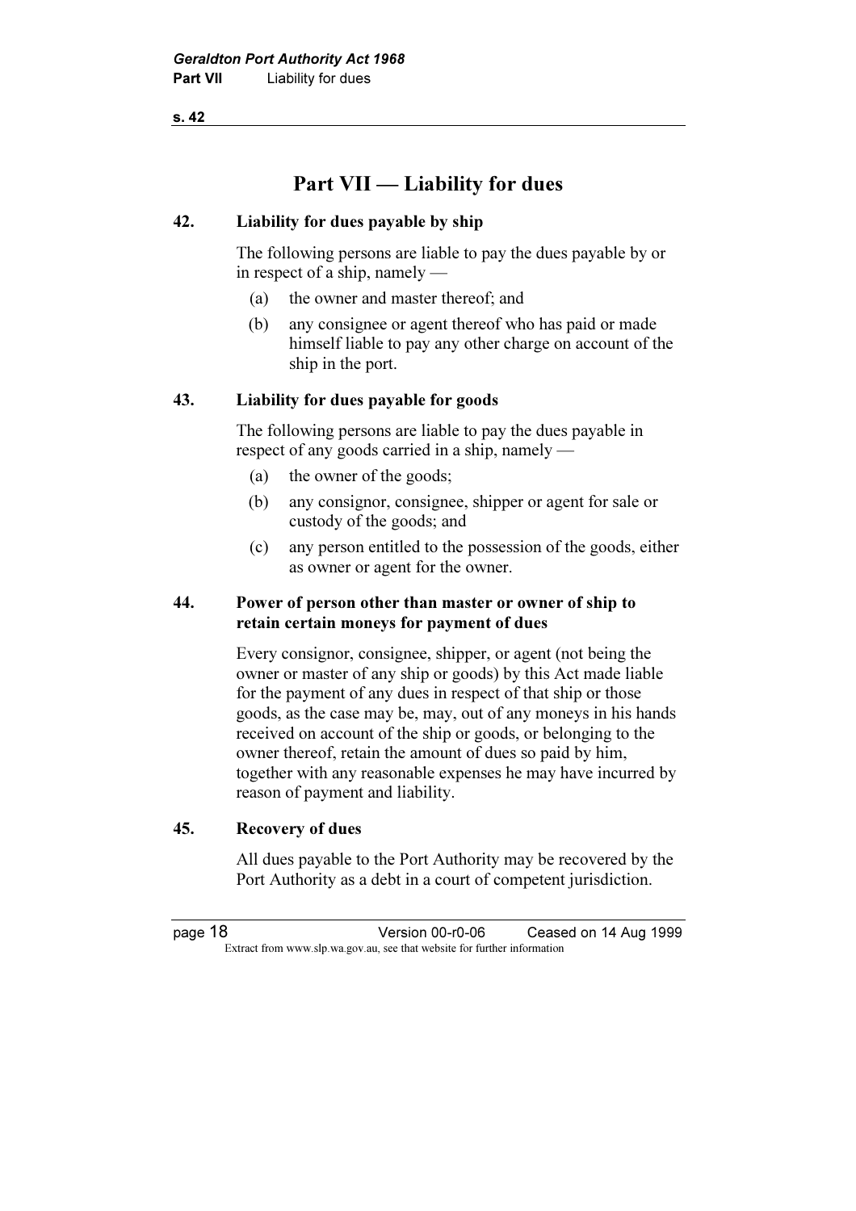# Part VII — Liability for dues

## 42. Liability for dues payable by ship

The following persons are liable to pay the dues payable by or in respect of a ship, namely —

(a) the owner and master thereof; and

(b) any consignee or agent thereof who has paid or made himself liable to pay any other charge on account of the ship in the port.

## 43. Liability for dues payable for goods

The following persons are liable to pay the dues payable in respect of any goods carried in a ship, namely —

(a) the owner of the goods;

(b) any consignor, consignee, shipper or agent for sale or custody of the goods; and

(c) any person entitled to the possession of the goods, either as owner or agent for the owner.

## 44. Power of person other than master or owner of ship to retain certain moneys for payment of dues

Every consignor, consignee, shipper, or agent (not being the owner or master of any ship or goods) by this Act made liable for the payment of any dues in respect of that ship or those goods, as the case may be, may, out of any moneys in his hands received on account of the ship or goods, or belonging to the owner thereof, retain the amount of dues so paid by him, together with any reasonable expenses he may have incurred by reason of payment and liability.

## 45. Recovery of dues

All dues payable to the Port Authority may be recovered by the Port Authority as a debt in a court of competent jurisdiction.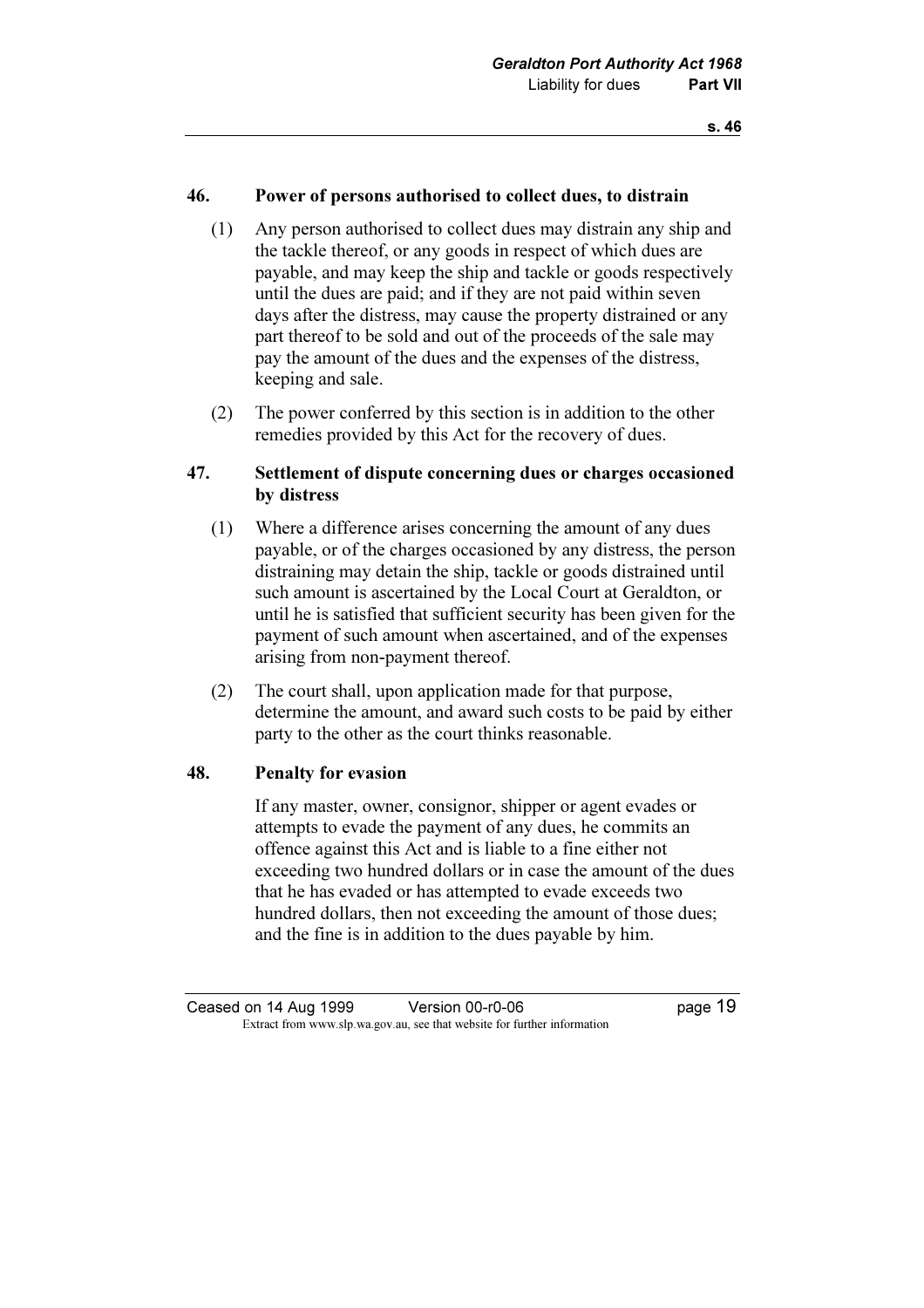### 46. Power of persons authorised to collect dues, to distrain

(1) Any person authorised to collect dues may distrain any ship and the tackle thereof, or any goods in respect of which dues are payable, and may keep the ship and tackle or goods respectively until the dues are paid; and if they are not paid within seven days after the distress, may cause the property distrained or any part thereof to be sold and out of the proceeds of the sale may pay the amount of the dues and the expenses of the distress, keeping and sale.

(2) The power conferred by this section is in addition to the other remedies provided by this Act for the recovery of dues.

### 47. Settlement of dispute concerning dues or charges occasioned by distress

(1) Where a difference arises concerning the amount of any dues payable, or of the charges occasioned by any distress, the person distraining may detain the ship, tackle or goods distrained until such amount is ascertained by the Local Court at Geraldton, or until he is satisfied that sufficient security has been given for the payment of such amount when ascertained, and of the expenses arising from non-payment thereof.

(2) The court shall, upon application made for that purpose, determine the amount, and award such costs to be paid by either party to the other as the court thinks reasonable.

### 48. Penalty for evasion

If any master, owner, consignor, shipper or agent evades or attempts to evade the payment of any dues, he commits an offence against this Act and is liable to a fine either not exceeding two hundred dollars or in case the amount of the dues that he has evaded or has attempted to evade exceeds two hundred dollars, then not exceeding the amount of those dues; and the fine is in addition to the dues payable by him.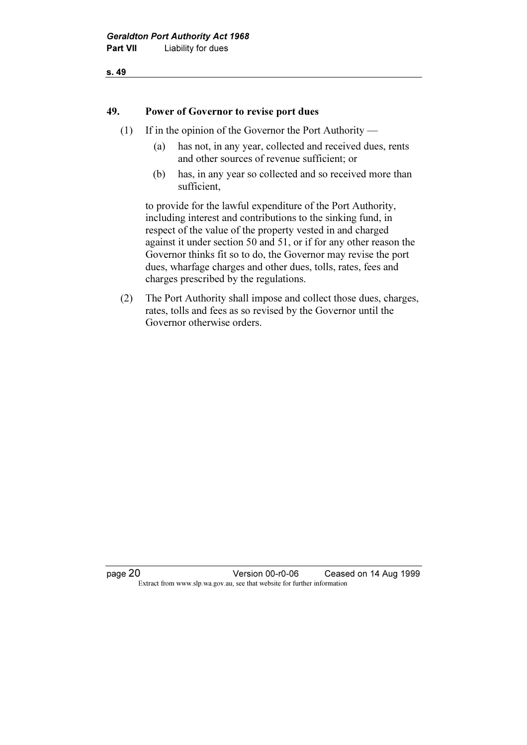## 49. Power of Governor to revise port dues

(1) If in the opinion of the Governor the Port Authority —

- (a) has not, in any year, collected and received dues, rents and other sources of revenue sufficient; or
- (b) has, in any year so collected and so received more than sufficient,

to provide for the lawful expenditure of the Port Authority, including interest and contributions to the sinking fund, in respect of the value of the property vested in and charged against it under section 50 and 51, or if for any other reason the Governor thinks fit so to do, the Governor may revise the port dues, wharfage charges and other dues, tolls, rates, fees and charges prescribed by the regulations.

(2) The Port Authority shall impose and collect those dues, charges, rates, tolls and fees as so revised by the Governor until the Governor otherwise orders.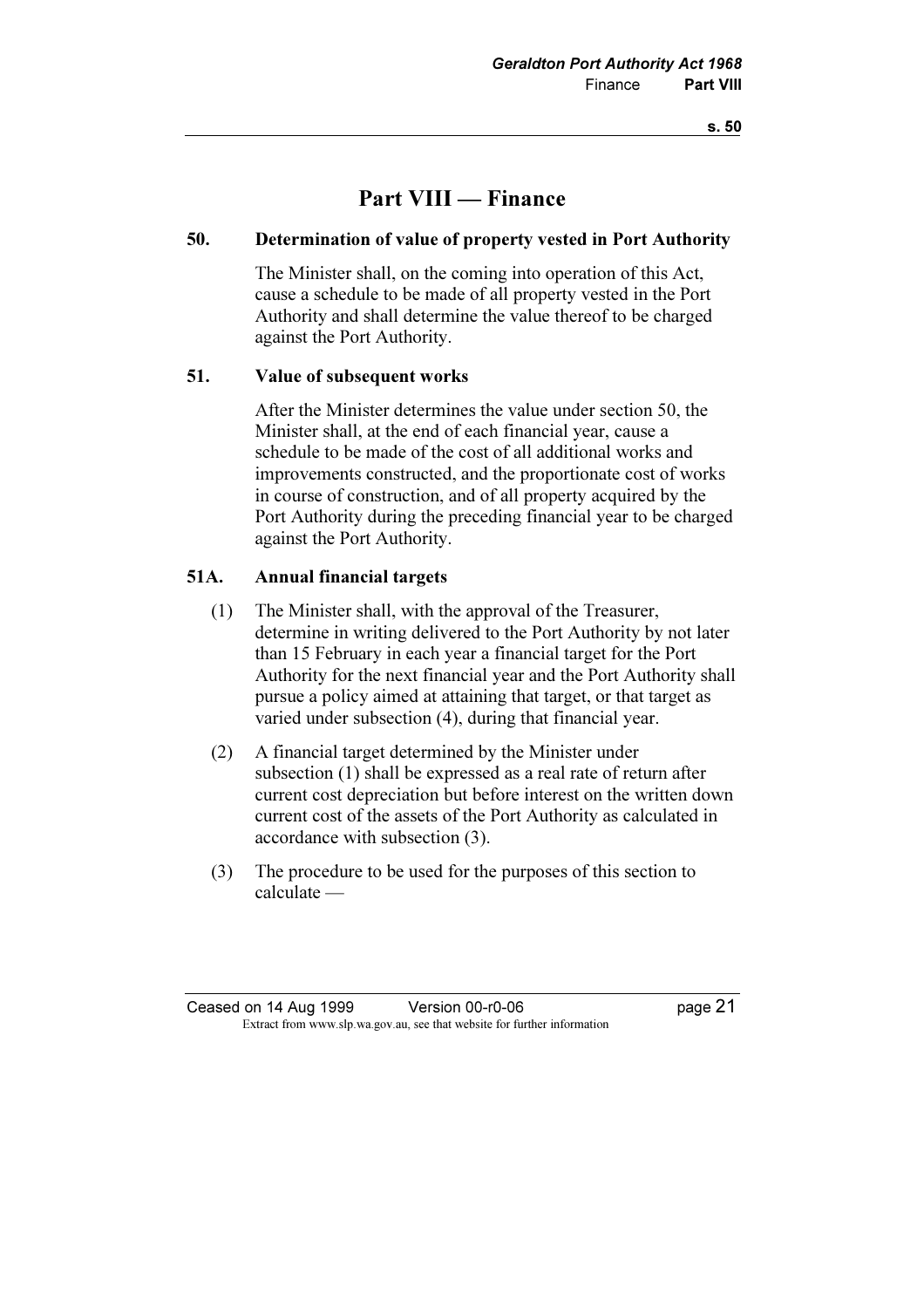# Part VIII — Finance

### 50. Determination of value of property vested in Port Authority

The Minister shall, on the coming into operation of this Act, cause a schedule to be made of all property vested in the Port Authority and shall determine the value thereof to be charged against the Port Authority.

### 51. Value of subsequent works

After the Minister determines the value under section 50, the Minister shall, at the end of each financial year, cause a schedule to be made of the cost of all additional works and improvements constructed, and the proportionate cost of works in course of construction, and of all property acquired by the Port Authority during the preceding financial year to be charged against the Port Authority.

### 51A. Annual financial targets

(1) The Minister shall, with the approval of the Treasurer, determine in writing delivered to the Port Authority by not later than 15 February in each year a financial target for the Port Authority for the next financial year and the Port Authority shall pursue a policy aimed at attaining that target, or that target as varied under subsection (4), during that financial year.

(2) A financial target determined by the Minister under subsection (1) shall be expressed as a real rate of return after current cost depreciation but before interest on the written down current cost of the assets of the Port Authority as calculated in accordance with subsection (3).

(3) The procedure to be used for the purposes of this section to calculate —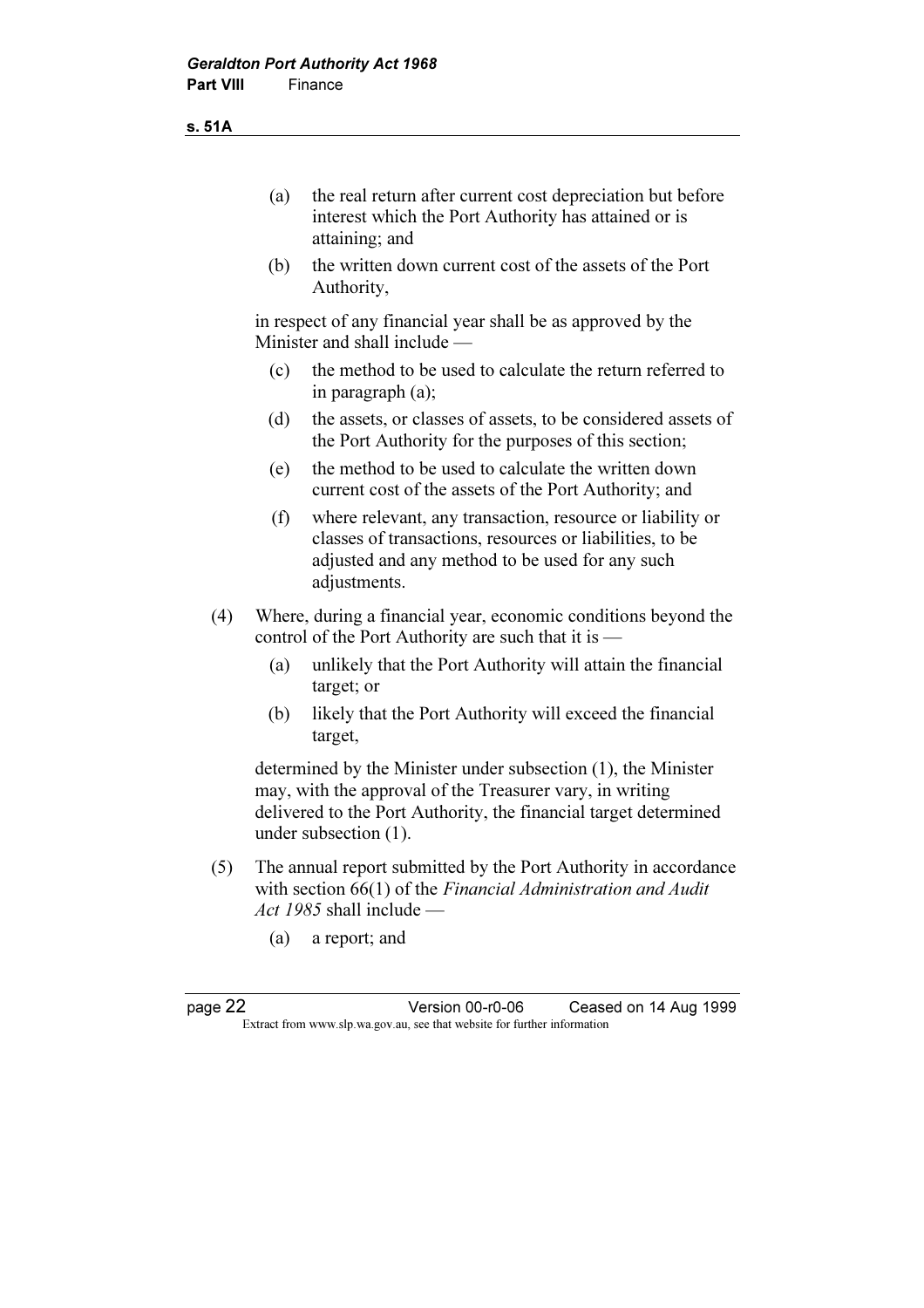(a) the real return after current cost depreciation but before interest which the Port Authority has attained or is attaining; and

(b) the written down current cost of the assets of the Port Authority,

in respect of any financial year shall be as approved by the Minister and shall include —

(c) the method to be used to calculate the return referred to in paragraph (a);

(d) the assets, or classes of assets, to be considered assets of the Port Authority for the purposes of this section;

(e) the method to be used to calculate the written down current cost of the assets of the Port Authority; and

(f) where relevant, any transaction, resource or liability or classes of transactions, resources or liabilities, to be adjusted and any method to be used for any such adjustments.

(4) Where, during a financial year, economic conditions beyond the control of the Port Authority are such that it is —

(a) unlikely that the Port Authority will attain the financial target; or

(b) likely that the Port Authority will exceed the financial target,

determined by the Minister under subsection (1), the Minister may, with the approval of the Treasurer vary, in writing delivered to the Port Authority, the financial target determined under subsection (1).

(5) The annual report submitted by the Port Authority in accordance with section 66(1) of the *Financial Administration and Audit Act 1985* shall include —

(a) a report; and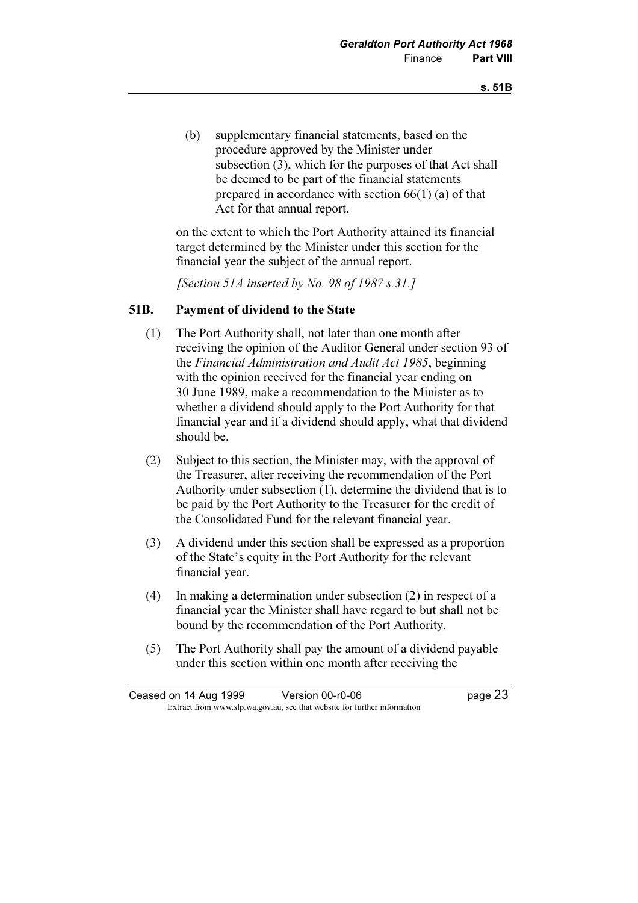(b) supplementary financial statements, based on the procedure approved by the Minister under subsection (3), which for the purposes of that Act shall be deemed to be part of the financial statements prepared in accordance with section 66(1) (a) of that Act for that annual report,

on the extent to which the Port Authority attained its financial target determined by the Minister under this section for the financial year the subject of the annual report.

*[Section 51A inserted by No. 98 of 1987 s.31.]*

### 51B. Payment of dividend to the State

(1) The Port Authority shall, not later than one month after receiving the opinion of the Auditor General under section 93 of the *Financial Administration and Audit Act 1985*, beginning with the opinion received for the financial year ending on 30 June 1989, make a recommendation to the Minister as to whether a dividend should apply to the Port Authority for that financial year and if a dividend should apply, what that dividend should be.

(2) Subject to this section, the Minister may, with the approval of the Treasurer, after receiving the recommendation of the Port Authority under subsection (1), determine the dividend that is to be paid by the Port Authority to the Treasurer for the credit of the Consolidated Fund for the relevant financial year.

(3) A dividend under this section shall be expressed as a proportion of the State's equity in the Port Authority for the relevant financial year.

(4) In making a determination under subsection (2) in respect of a financial year the Minister shall have regard to but shall not be bound by the recommendation of the Port Authority.

(5) The Port Authority shall pay the amount of a dividend payable under this section within one month after receiving the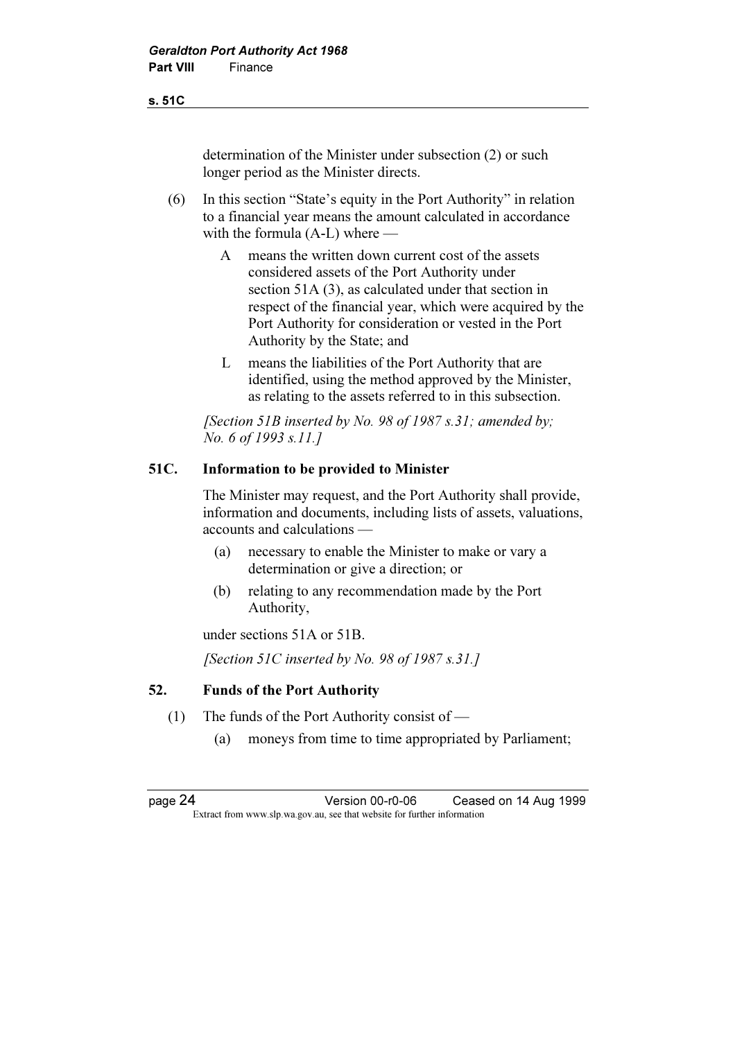determination of the Minister under subsection (2) or such longer period as the Minister directs.

(6) In this section "State's equity in the Port Authority" in relation to a financial year means the amount calculated in accordance with the formula (A-L) where —

A means the written down current cost of the assets considered assets of the Port Authority under section 51A (3), as calculated under that section in respect of the financial year, which were acquired by the Port Authority for consideration or vested in the Port Authority by the State; and

L means the liabilities of the Port Authority that are identified, using the method approved by the Minister, as relating to the assets referred to in this subsection.

*[Section 51B inserted by No. 98 of 1987 s.31; amended by; No. 6 of 1993 s.11.]*

### 51C. Information to be provided to Minister

The Minister may request, and the Port Authority shall provide, information and documents, including lists of assets, valuations, accounts and calculations —

(a) necessary to enable the Minister to make or vary a determination or give a direction; or

(b) relating to any recommendation made by the Port Authority,

under sections 51A or 51B.

*[Section 51C inserted by No. 98 of 1987 s.31.]*

### 52. Funds of the Port Authority

(1) The funds of the Port Authority consist of —

(a) moneys from time to time appropriated by Parliament;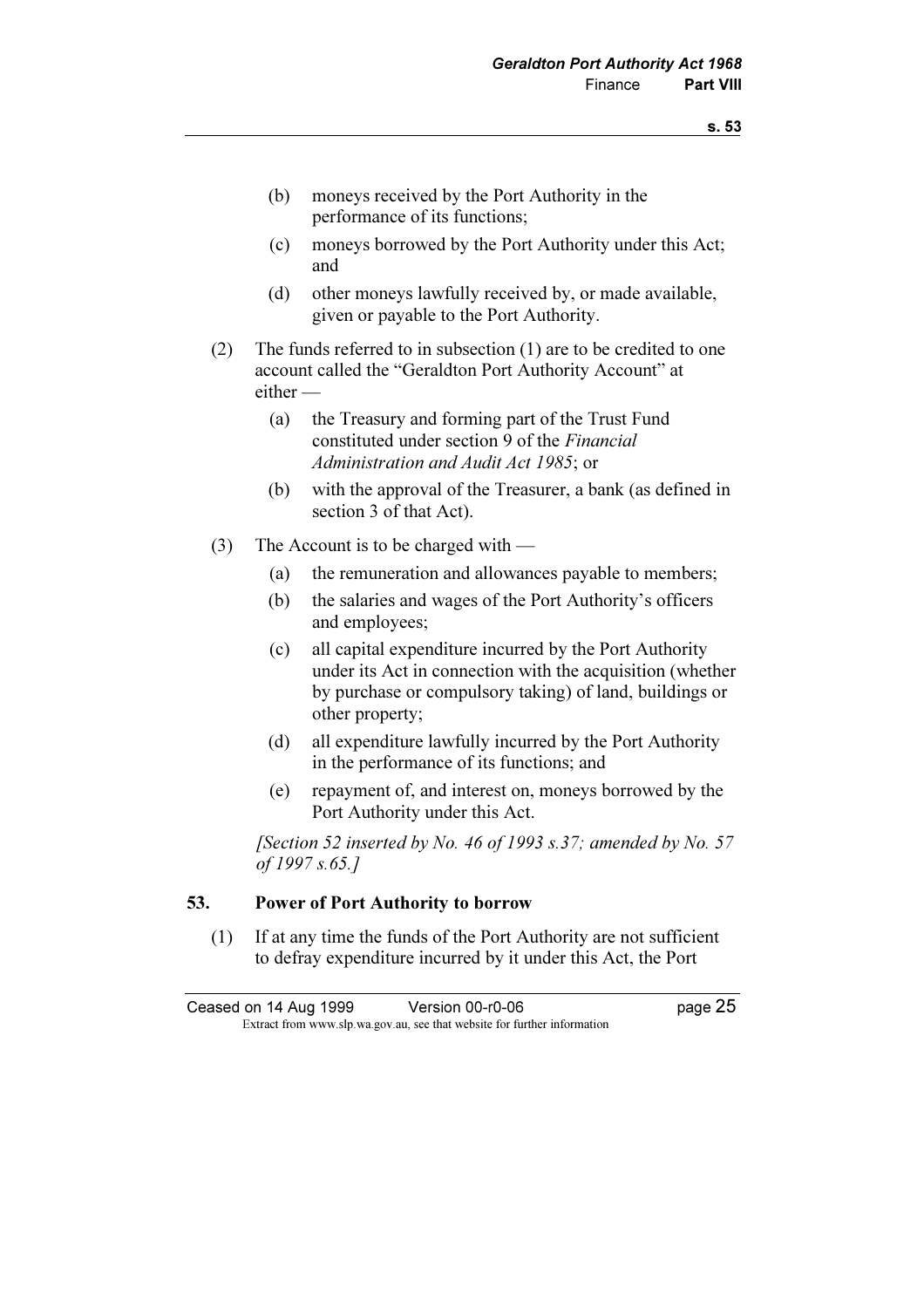(b) moneys received by the Port Authority in the performance of its functions;

(c) moneys borrowed by the Port Authority under this Act; and

(d) other moneys lawfully received by, or made available, given or payable to the Port Authority.

(2) The funds referred to in subsection (1) are to be credited to one account called the "Geraldton Port Authority Account" at either —

(a) the Treasury and forming part of the Trust Fund constituted under section 9 of the *Financial Administration and Audit Act 1985*; or

(b) with the approval of the Treasurer, a bank (as defined in section 3 of that Act).

(3) The Account is to be charged with —

(a) the remuneration and allowances payable to members;

(b) the salaries and wages of the Port Authority's officers and employees;

(c) all capital expenditure incurred by the Port Authority under its Act in connection with the acquisition (whether by purchase or compulsory taking) of land, buildings or other property;

(d) all expenditure lawfully incurred by the Port Authority in the performance of its functions; and

(e) repayment of, and interest on, moneys borrowed by the Port Authority under this Act.

*[Section 52 inserted by No. 46 of 1993 s.37; amended by No. 57 of 1997 s.65.]*

### 53. Power of Port Authority to borrow

(1) If at any time the funds of the Port Authority are not sufficient to defray expenditure incurred by it under this Act, the Port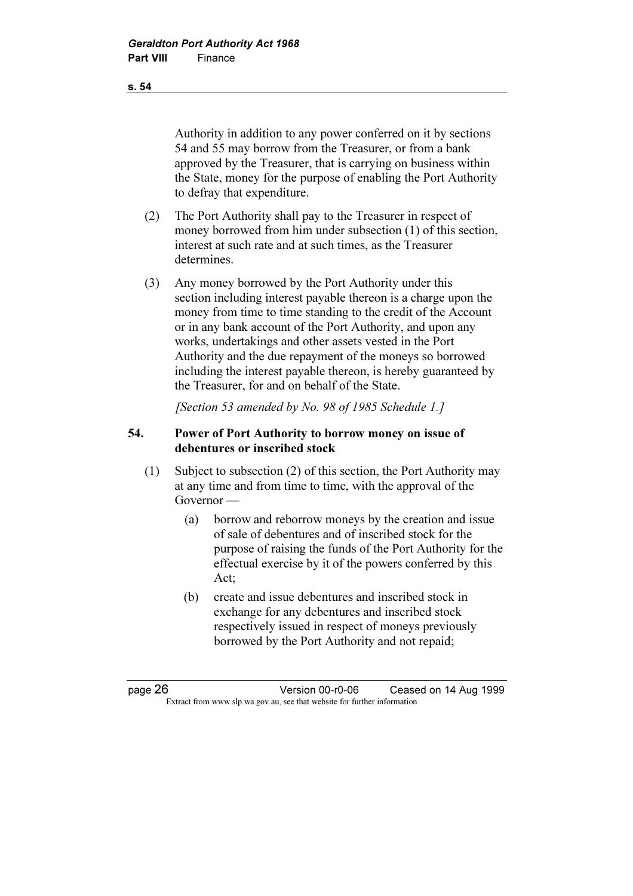Authority in addition to any power conferred on it by sections 54 and 55 may borrow from the Treasurer, or from a bank approved by the Treasurer, that is carrying on business within the State, money for the purpose of enabling the Port Authority to defray that expenditure.

(2) The Port Authority shall pay to the Treasurer in respect of money borrowed from him under subsection (1) of this section, interest at such rate and at such times, as the Treasurer determines.

(3) Any money borrowed by the Port Authority under this section including interest payable thereon is a charge upon the money from time to time standing to the credit of the Account or in any bank account of the Port Authority, and upon any works, undertakings and other assets vested in the Port Authority and the due repayment of the moneys so borrowed including the interest payable thereon, is hereby guaranteed by the Treasurer, for and on behalf of the State.

*[Section 53 amended by No. 98 of 1985 Schedule 1.]*

### 54. Power of Port Authority to borrow money on issue of debentures or inscribed stock

(1) Subject to subsection (2) of this section, the Port Authority may at any time and from time to time, with the approval of the Governor —

(a) borrow and reborrow moneys by the creation and issue of sale of debentures and of inscribed stock for the purpose of raising the funds of the Port Authority for the effectual exercise by it of the powers conferred by this Act;

(b) create and issue debentures and inscribed stock in exchange for any debentures and inscribed stock respectively issued in respect of moneys previously borrowed by the Port Authority and not repaid;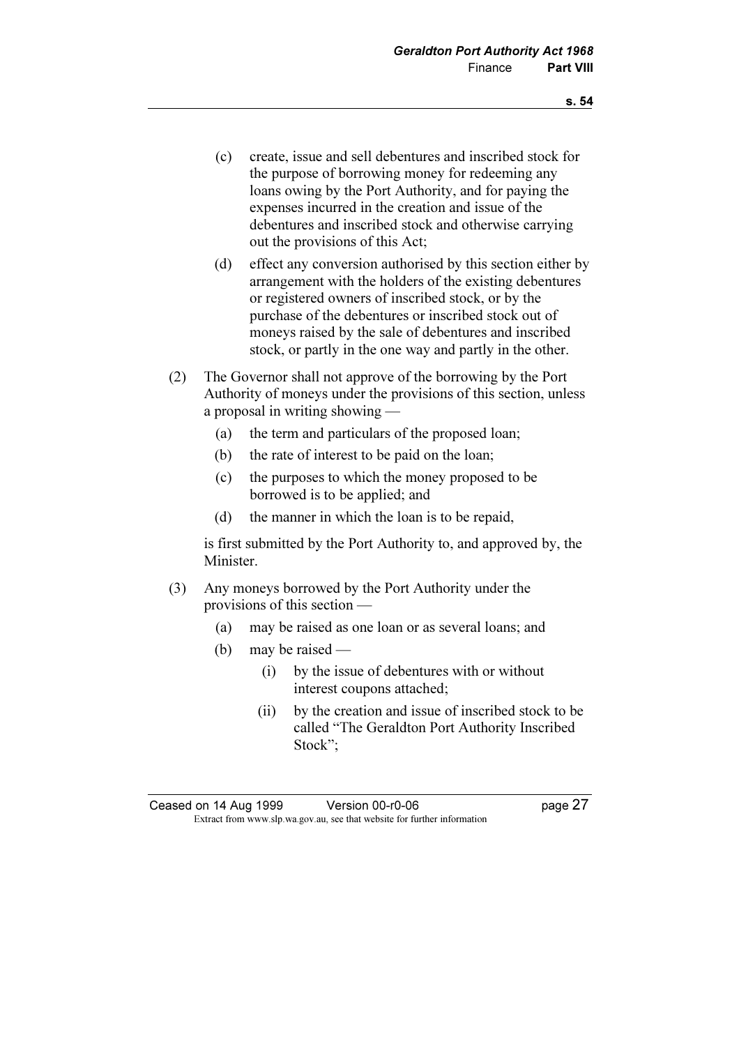(c) create, issue and sell debentures and inscribed stock for the purpose of borrowing money for redeeming any loans owing by the Port Authority, and for paying the expenses incurred in the creation and issue of the debentures and inscribed stock and otherwise carrying out the provisions of this Act;

(d) effect any conversion authorised by this section either by arrangement with the holders of the existing debentures or registered owners of inscribed stock, or by the purchase of the debentures or inscribed stock out of moneys raised by the sale of debentures and inscribed stock, or partly in the one way and partly in the other.

(2) The Governor shall not approve of the borrowing by the Port Authority of moneys under the provisions of this section, unless a proposal in writing showing —

(a) the term and particulars of the proposed loan;

(b) the rate of interest to be paid on the loan;

(c) the purposes to which the money proposed to be borrowed is to be applied; and

(d) the manner in which the loan is to be repaid,

is first submitted by the Port Authority to, and approved by, the Minister.

(3) Any moneys borrowed by the Port Authority under the provisions of this section —

(a) may be raised as one loan or as several loans; and

(b) may be raised —

(i) by the issue of debentures with or without interest coupons attached;

(ii) by the creation and issue of inscribed stock to be called "The Geraldton Port Authority Inscribed Stock";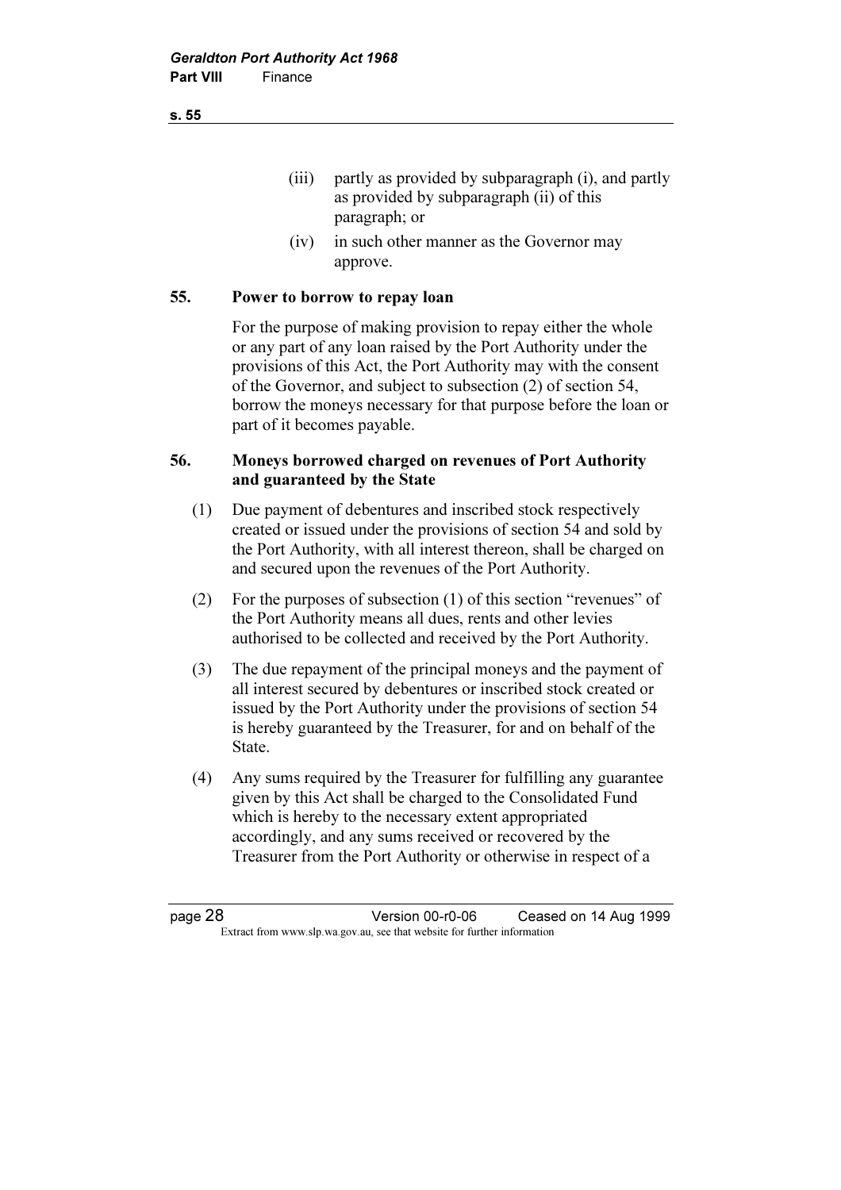(iii) partly as provided by subparagraph (i), and partly as provided by subparagraph (ii) of this paragraph; or

(iv) in such other manner as the Governor may approve.

**55. Power to borrow to repay loan**

For the purpose of making provision to repay either the whole or any part of any loan raised by the Port Authority under the provisions of this Act, the Port Authority may with the consent of the Governor, and subject to subsection (2) of section 54, borrow the moneys necessary for that purpose before the loan or part of it becomes payable.

**56. Moneys borrowed charged on revenues of Port Authority and guaranteed by the State**

(1) Due payment of debentures and inscribed stock respectively created or issued under the provisions of section 54 and sold by the Port Authority, with all interest thereon, shall be charged on and secured upon the revenues of the Port Authority.

(2) For the purposes of subsection (1) of this section "revenues" of the Port Authority means all dues, rents and other levies authorised to be collected and received by the Port Authority.

(3) The due repayment of the principal moneys and the payment of all interest secured by debentures or inscribed stock created or issued by the Port Authority under the provisions of section 54 is hereby guaranteed by the Treasurer, for and on behalf of the State.

(4) Any sums required by the Treasurer for fulfilling any guarantee given by this Act shall be charged to the Consolidated Fund which is hereby to the necessary extent appropriated accordingly, and any sums received or recovered by the Treasurer from the Port Authority or otherwise in respect of a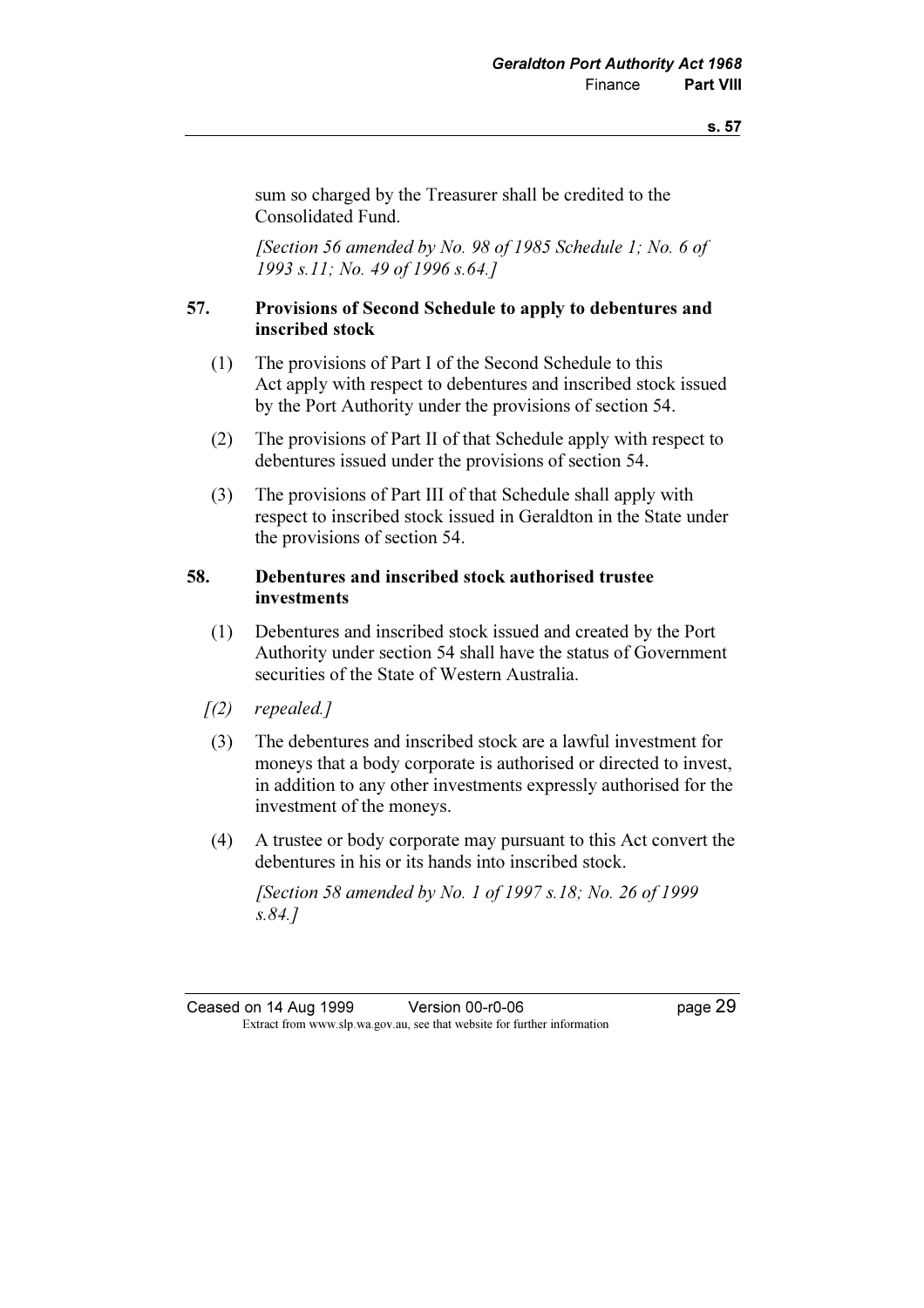sum so charged by the Treasurer shall be credited to the Consolidated Fund.

*[Section 56 amended by No. 98 of 1985 Schedule 1; No. 6 of 1993 s.11; No. 49 of 1996 s.64.]*

### 57. Provisions of Second Schedule to apply to debentures and inscribed stock

(1) The provisions of Part I of the Second Schedule to this Act apply with respect to debentures and inscribed stock issued by the Port Authority under the provisions of section 54.

(2) The provisions of Part II of that Schedule apply with respect to debentures issued under the provisions of section 54.

(3) The provisions of Part III of that Schedule shall apply with respect to inscribed stock issued in Geraldton in the State under the provisions of section 54.

### 58. Debentures and inscribed stock authorised trustee investments

(1) Debentures and inscribed stock issued and created by the Port Authority under section 54 shall have the status of Government securities of the State of Western Australia.

*[(2) repealed.]*

(3) The debentures and inscribed stock are a lawful investment for moneys that a body corporate is authorised or directed to invest, in addition to any other investments expressly authorised for the investment of the moneys.

(4) A trustee or body corporate may pursuant to this Act convert the debentures in his or its hands into inscribed stock.

*[Section 58 amended by No. 1 of 1997 s.18; No. 26 of 1999 s.84.]*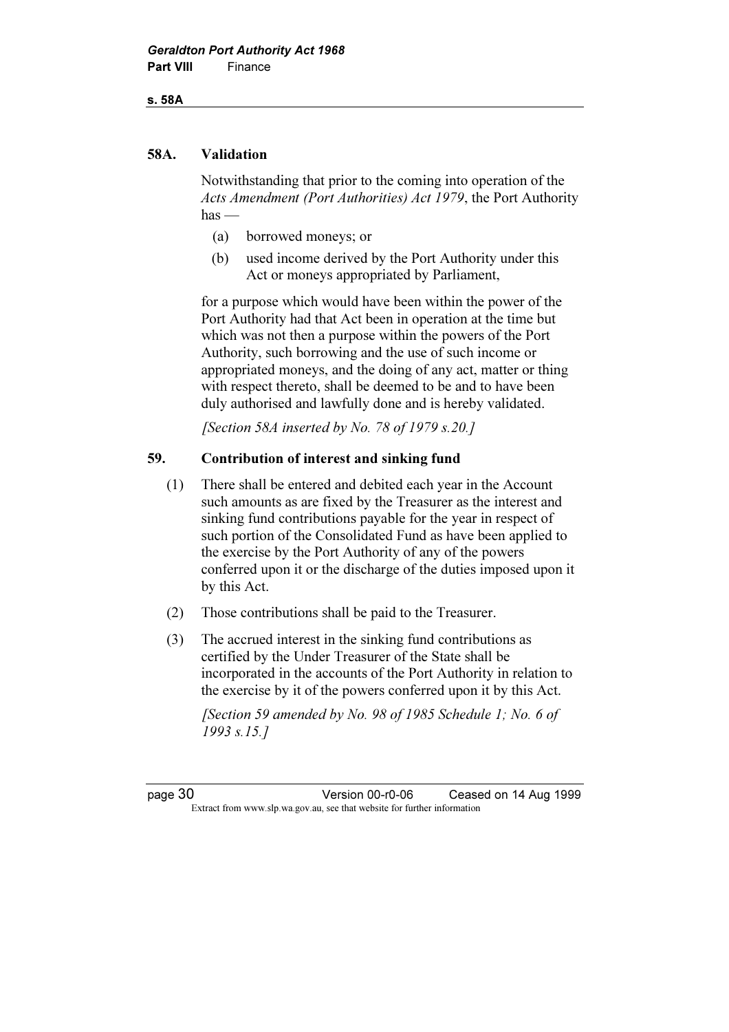### 58A. Validation

Notwithstanding that prior to the coming into operation of the *Acts Amendment (Port Authorities) Act 1979*, the Port Authority has —

- (a) borrowed moneys; or
- (b) used income derived by the Port Authority under this Act or moneys appropriated by Parliament,

for a purpose which would have been within the power of the Port Authority had that Act been in operation at the time but which was not then a purpose within the powers of the Port Authority, such borrowing and the use of such income or appropriated moneys, and the doing of any act, matter or thing with respect thereto, shall be deemed to be and to have been duly authorised and lawfully done and is hereby validated.

*[Section 58A inserted by No. 78 of 1979 s.20.]*

### 59. Contribution of interest and sinking fund

(1) There shall be entered and debited each year in the Account such amounts as are fixed by the Treasurer as the interest and sinking fund contributions payable for the year in respect of such portion of the Consolidated Fund as have been applied to the exercise by the Port Authority of any of the powers conferred upon it or the discharge of the duties imposed upon it by this Act.

(2) Those contributions shall be paid to the Treasurer.

(3) The accrued interest in the sinking fund contributions as certified by the Under Treasurer of the State shall be incorporated in the accounts of the Port Authority in relation to the exercise by it of the powers conferred upon it by this Act.

*[Section 59 amended by No. 98 of 1985 Schedule 1; No. 6 of 1993 s.15.]*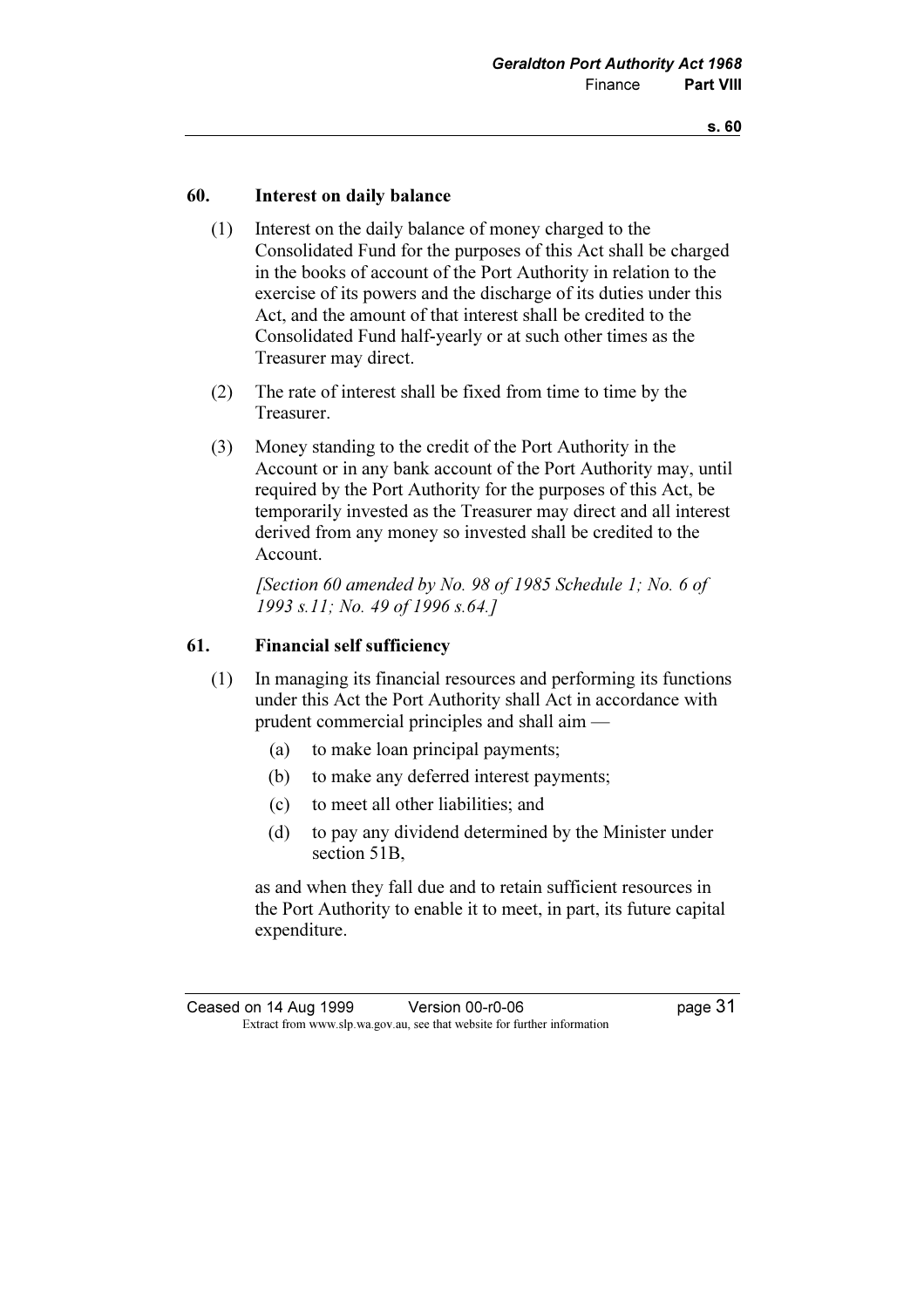## 60. Interest on daily balance

(1) Interest on the daily balance of money charged to the Consolidated Fund for the purposes of this Act shall be charged in the books of account of the Port Authority in relation to the exercise of its powers and the discharge of its duties under this Act, and the amount of that interest shall be credited to the Consolidated Fund half-yearly or at such other times as the Treasurer may direct.

(2) The rate of interest shall be fixed from time to time by the Treasurer.

(3) Money standing to the credit of the Port Authority in the Account or in any bank account of the Port Authority may, until required by the Port Authority for the purposes of this Act, be temporarily invested as the Treasurer may direct and all interest derived from any money so invested shall be credited to the Account.

*[Section 60 amended by No. 98 of 1985 Schedule 1; No. 6 of 1993 s.11; No. 49 of 1996 s.64.]*

## 61. Financial self sufficiency

(1) In managing its financial resources and performing its functions under this Act the Port Authority shall Act in accordance with prudent commercial principles and shall aim —

(a) to make loan principal payments;

(b) to make any deferred interest payments;

(c) to meet all other liabilities; and

(d) to pay any dividend determined by the Minister under section 51B,

as and when they fall due and to retain sufficient resources in the Port Authority to enable it to meet, in part, its future capital expenditure.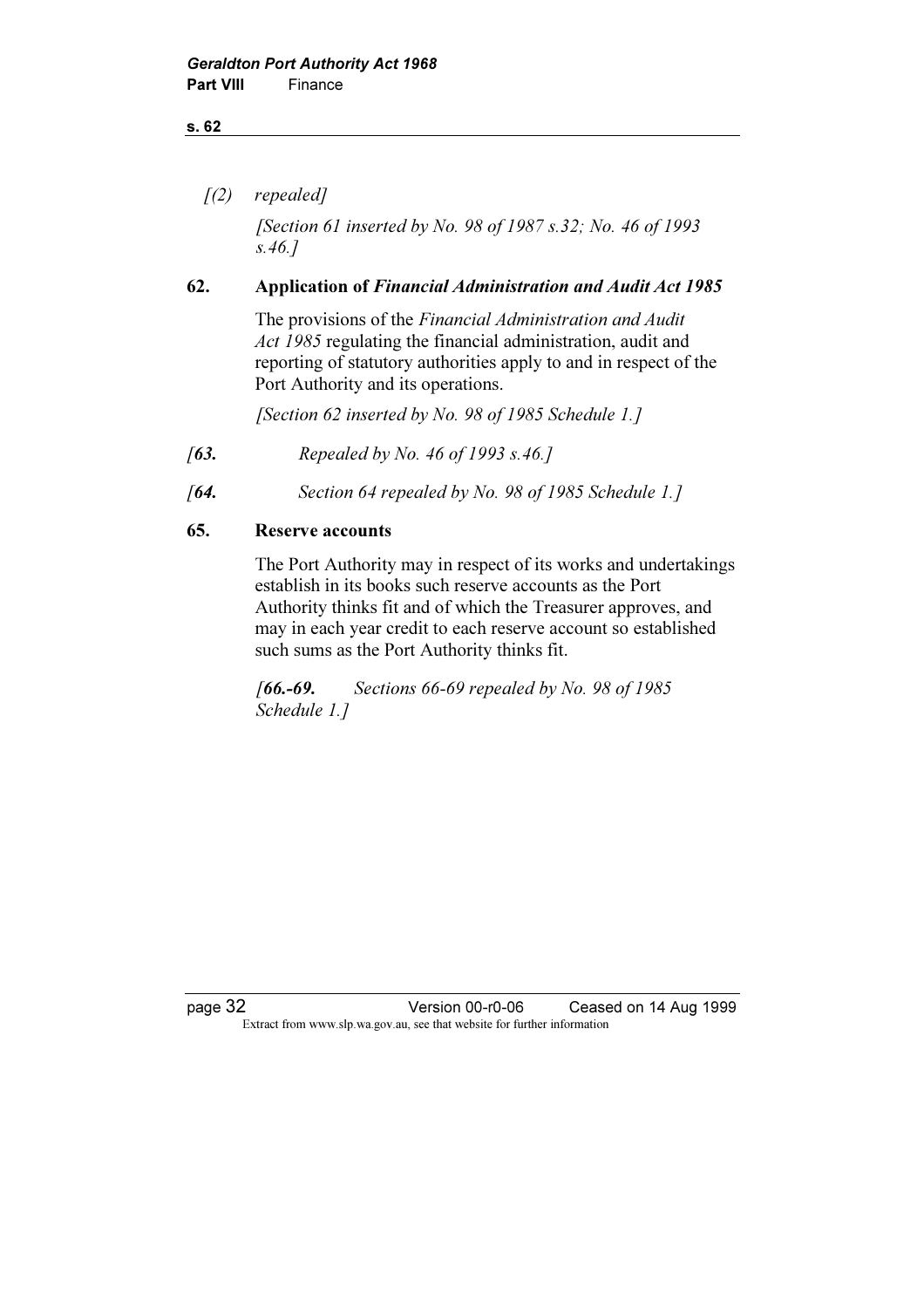*[(2) repealed]*

*[Section 61 inserted by No. 98 of 1987 s.32; No. 46 of 1993 s.46.]*

**62. Application of *Financial Administration and Audit Act 1985***

The provisions of the *Financial Administration and Audit Act 1985* regulating the financial administration, audit and reporting of statutory authorities apply to and in respect of the Port Authority and its operations.

*[Section 62 inserted by No. 98 of 1985 Schedule 1.]*

*[**63.** Repealed by No. 46 of 1993 s.46.]*

*[**64.** Section 64 repealed by No. 98 of 1985 Schedule 1.]*

**65. Reserve accounts**

The Port Authority may in respect of its works and undertakings establish in its books such reserve accounts as the Port Authority thinks fit and of which the Treasurer approves, and may in each year credit to each reserve account so established such sums as the Port Authority thinks fit.

*[**66.-69.** Sections 66-69 repealed by No. 98 of 1985 Schedule 1.]*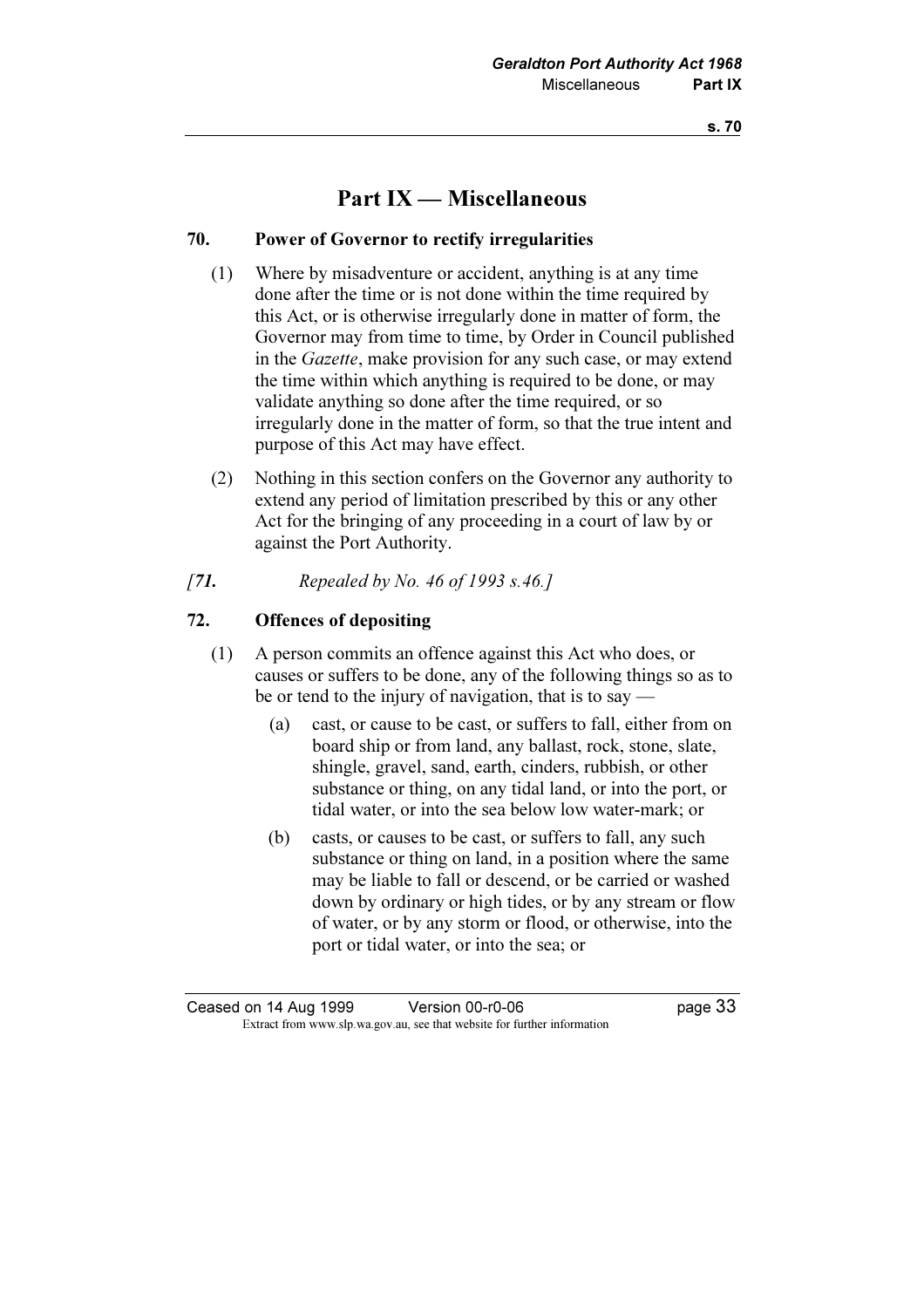# Part IX — Miscellaneous

## 70. Power of Governor to rectify irregularities

(1) Where by misadventure or accident, anything is at any time done after the time or is not done within the time required by this Act, or is otherwise irregularly done in matter of form, the Governor may from time to time, by Order in Council published in the *Gazette*, make provision for any such case, or may extend the time within which anything is required to be done, or may validate anything so done after the time required, or so irregularly done in the matter of form, so that the true intent and purpose of this Act may have effect.

(2) Nothing in this section confers on the Governor any authority to extend any period of limitation prescribed by this or any other Act for the bringing of any proceeding in a court of law by or against the Port Authority.

*[**71.** Repealed by No. 46 of 1993 s.46.]*

## 72. Offences of depositing

(1) A person commits an offence against this Act who does, or causes or suffers to be done, any of the following things so as to be or tend to the injury of navigation, that is to say —

(a) cast, or cause to be cast, or suffers to fall, either from on board ship or from land, any ballast, rock, stone, slate, shingle, gravel, sand, earth, cinders, rubbish, or other substance or thing, on any tidal land, or into the port, or tidal water, or into the sea below low water-mark; or

(b) casts, or causes to be cast, or suffers to fall, any such substance or thing on land, in a position where the same may be liable to fall or descend, or be carried or washed down by ordinary or high tides, or by any stream or flow of water, or by any storm or flood, or otherwise, into the port or tidal water, or into the sea; or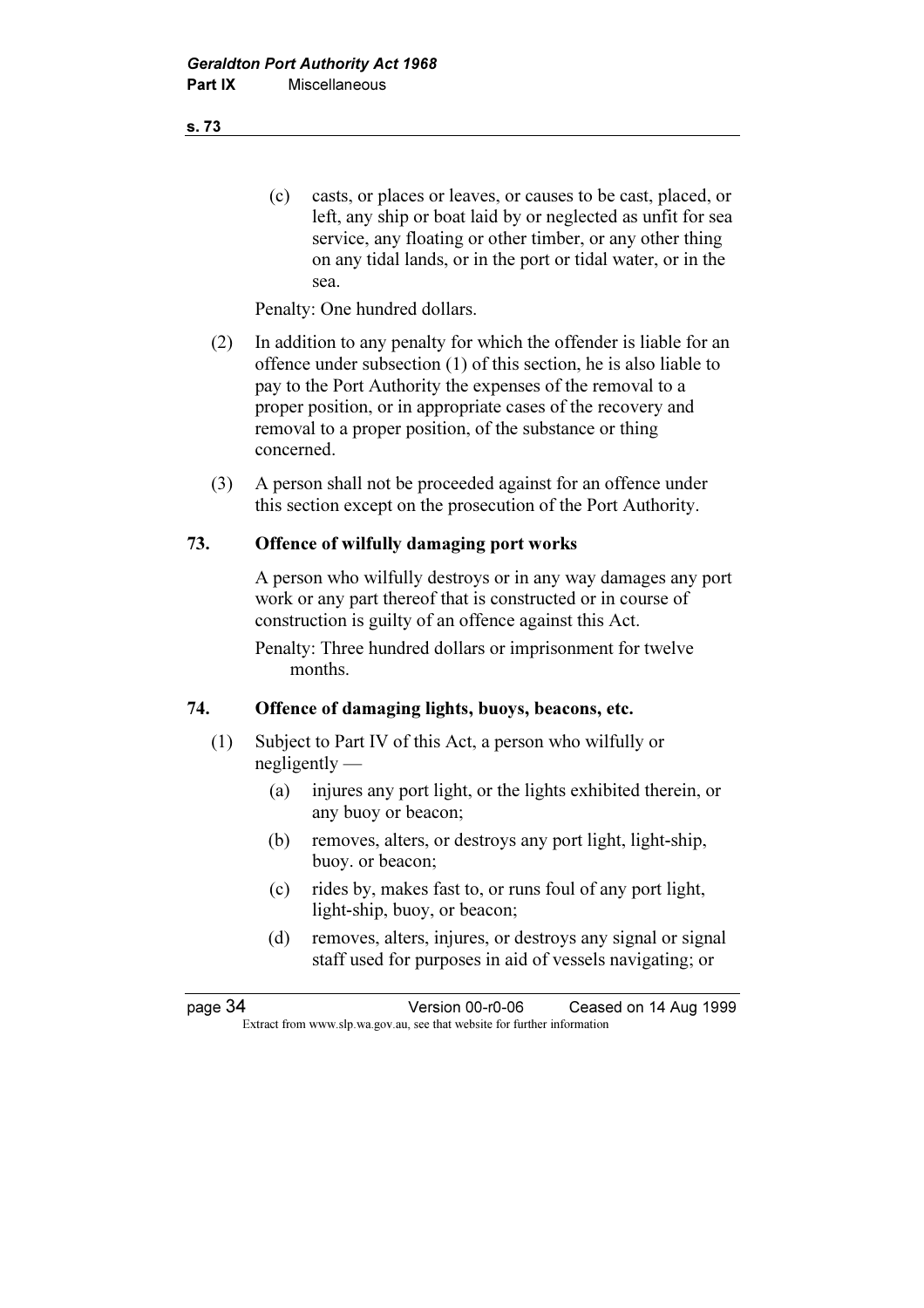(c) casts, or places or leaves, or causes to be cast, placed, or left, any ship or boat laid by or neglected as unfit for sea service, any floating or other timber, or any other thing on any tidal lands, or in the port or tidal water, or in the sea.

Penalty: One hundred dollars.

(2) In addition to any penalty for which the offender is liable for an offence under subsection (1) of this section, he is also liable to pay to the Port Authority the expenses of the removal to a proper position, or in appropriate cases of the recovery and removal to a proper position, of the substance or thing concerned.

(3) A person shall not be proceeded against for an offence under this section except on the prosecution of the Port Authority.

## 73. Offence of wilfully damaging port works

A person who wilfully destroys or in any way damages any port work or any part thereof that is constructed or in course of construction is guilty of an offence against this Act.

Penalty: Three hundred dollars or imprisonment for twelve months.

## 74. Offence of damaging lights, buoys, beacons, etc.

(1) Subject to Part IV of this Act, a person who wilfully or negligently —

(a) injures any port light, or the lights exhibited therein, or any buoy or beacon;

(b) removes, alters, or destroys any port light, light-ship, buoy. or beacon;

(c) rides by, makes fast to, or runs foul of any port light, light-ship, buoy, or beacon;

(d) removes, alters, injures, or destroys any signal or signal staff used for purposes in aid of vessels navigating; or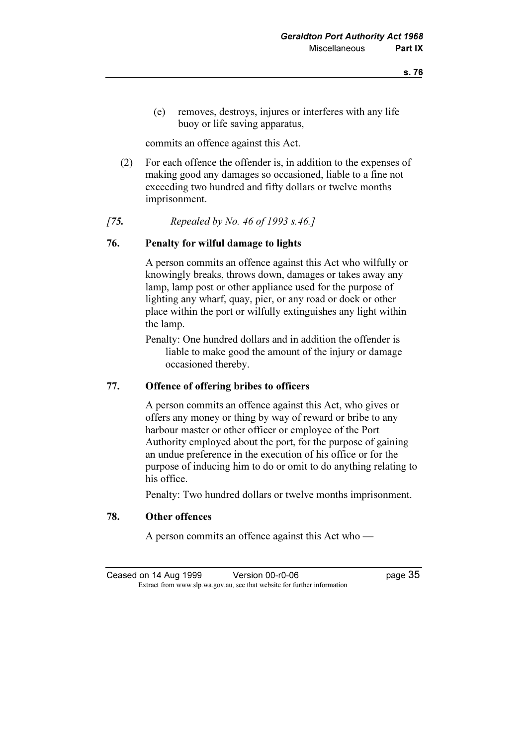(e) removes, destroys, injures or interferes with any life buoy or life saving apparatus,

commits an offence against this Act.

(2) For each offence the offender is, in addition to the expenses of making good any damages so occasioned, liable to a fine not exceeding two hundred and fifty dollars or twelve months imprisonment.

*[**75.** Repealed by No. 46 of 1993 s.46.]*

### 76. Penalty for wilful damage to lights

A person commits an offence against this Act who wilfully or knowingly breaks, throws down, damages or takes away any lamp, lamp post or other appliance used for the purpose of lighting any wharf, quay, pier, or any road or dock or other place within the port or wilfully extinguishes any light within the lamp.

Penalty: One hundred dollars and in addition the offender is liable to make good the amount of the injury or damage occasioned thereby.

### 77. Offence of offering bribes to officers

A person commits an offence against this Act, who gives or offers any money or thing by way of reward or bribe to any harbour master or other officer or employee of the Port Authority employed about the port, for the purpose of gaining an undue preference in the execution of his office or for the purpose of inducing him to do or omit to do anything relating to his office.

Penalty: Two hundred dollars or twelve months imprisonment.

### 78. Other offences

A person commits an offence against this Act who —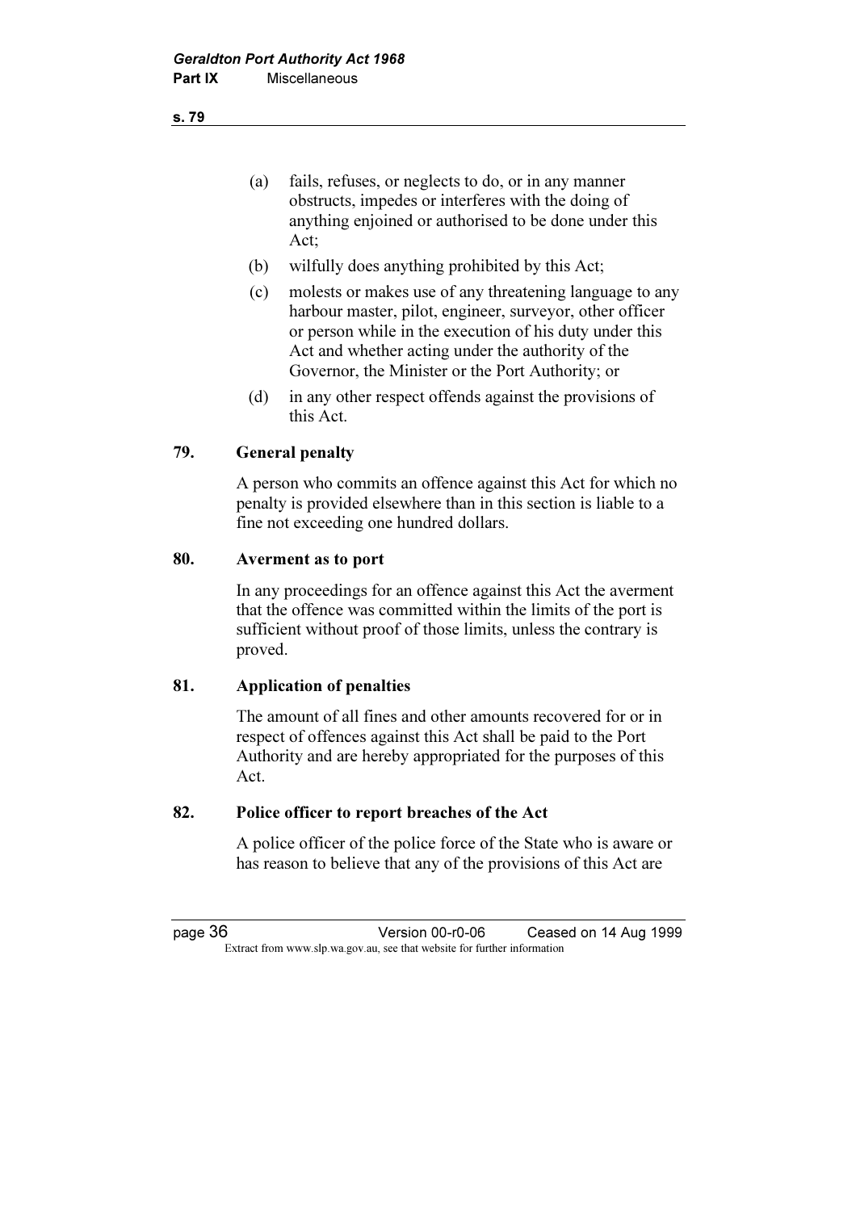(a) fails, refuses, or neglects to do, or in any manner obstructs, impedes or interferes with the doing of anything enjoined or authorised to be done under this Act;

(b) wilfully does anything prohibited by this Act;

(c) molests or makes use of any threatening language to any harbour master, pilot, engineer, surveyor, other officer or person while in the execution of his duty under this Act and whether acting under the authority of the Governor, the Minister or the Port Authority; or

(d) in any other respect offends against the provisions of this Act.

## 79. General penalty

A person who commits an offence against this Act for which no penalty is provided elsewhere than in this section is liable to a fine not exceeding one hundred dollars.

## 80. Averment as to port

In any proceedings for an offence against this Act the averment that the offence was committed within the limits of the port is sufficient without proof of those limits, unless the contrary is proved.

## 81. Application of penalties

The amount of all fines and other amounts recovered for or in respect of offences against this Act shall be paid to the Port Authority and are hereby appropriated for the purposes of this Act.

## 82. Police officer to report breaches of the Act

A police officer of the police force of the State who is aware or has reason to believe that any of the provisions of this Act are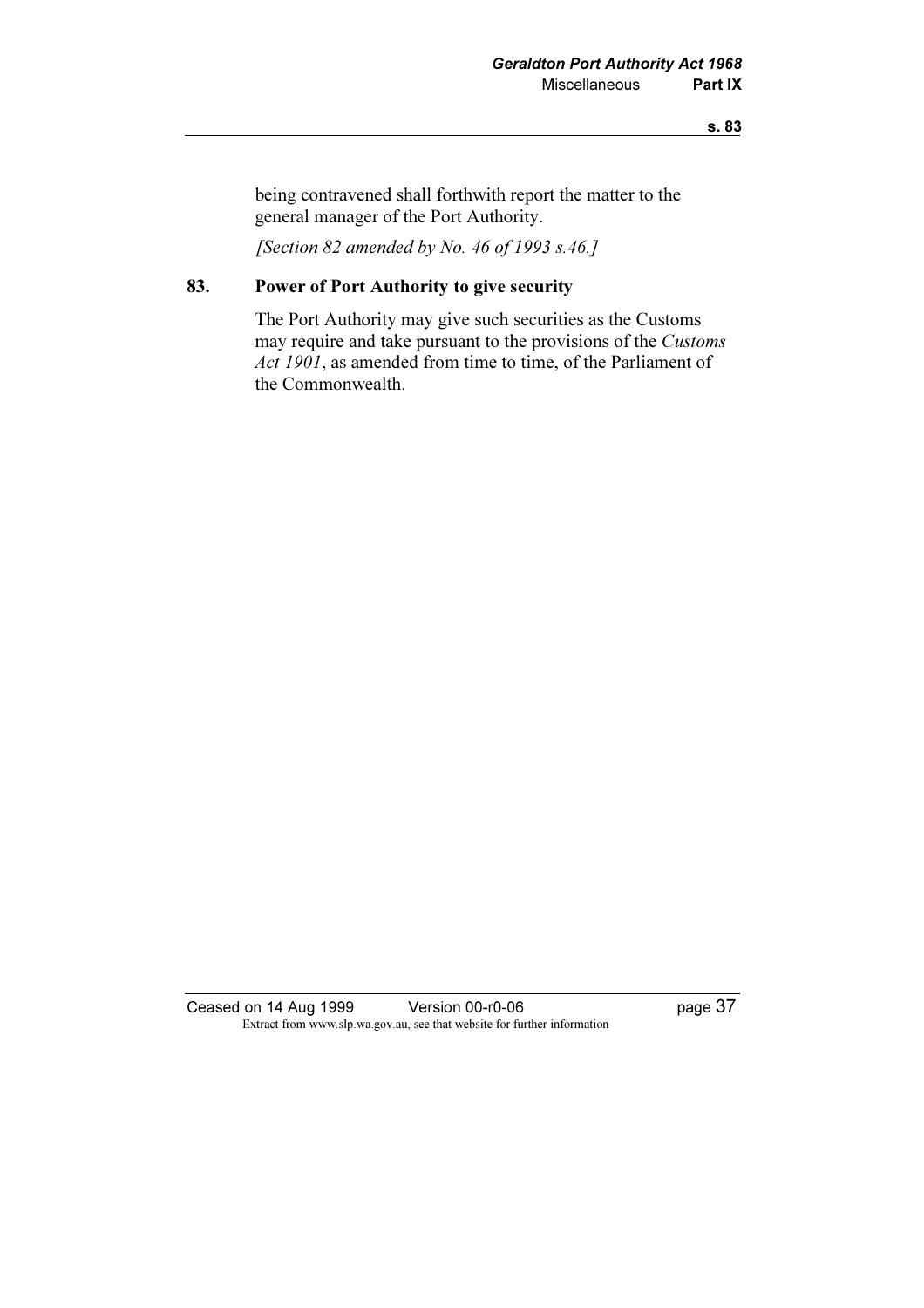being contravened shall forthwith report the matter to the general manager of the Port Authority.

*[Section 82 amended by No. 46 of 1993 s.46.]*

### 83. Power of Port Authority to give security

The Port Authority may give such securities as the Customs may require and take pursuant to the provisions of the *Customs Act 1901*, as amended from time to time, of the Parliament of the Commonwealth.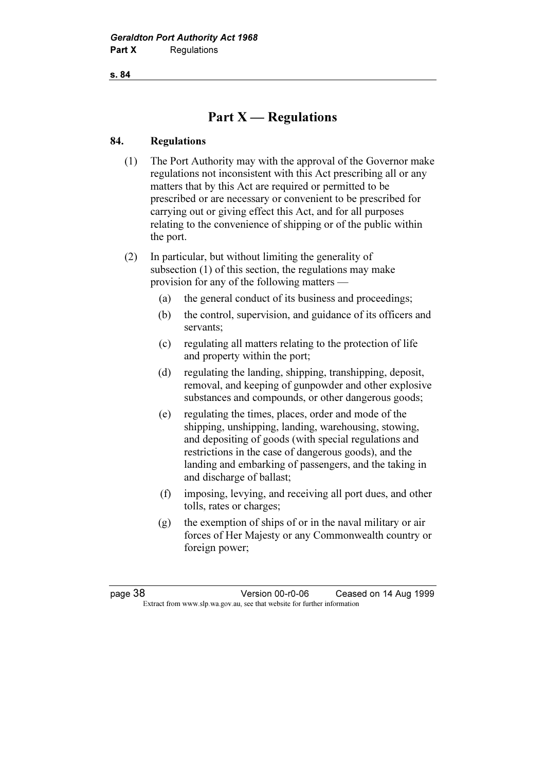# Part X — Regulations

## 84. Regulations

(1) The Port Authority may with the approval of the Governor make regulations not inconsistent with this Act prescribing all or any matters that by this Act are required or permitted to be prescribed or are necessary or convenient to be prescribed for carrying out or giving effect this Act, and for all purposes relating to the convenience of shipping or of the public within the port.

(2) In particular, but without limiting the generality of subsection (1) of this section, the regulations may make provision for any of the following matters —

- (a) the general conduct of its business and proceedings;
- (b) the control, supervision, and guidance of its officers and servants;
- (c) regulating all matters relating to the protection of life and property within the port;
- (d) regulating the landing, shipping, transhipping, deposit, removal, and keeping of gunpowder and other explosive substances and compounds, or other dangerous goods;
- (e) regulating the times, places, order and mode of the shipping, unshipping, landing, warehousing, stowing, and depositing of goods (with special regulations and restrictions in the case of dangerous goods), and the landing and embarking of passengers, and the taking in and discharge of ballast;
- (f) imposing, levying, and receiving all port dues, and other tolls, rates or charges;
- (g) the exemption of ships of or in the naval military or air forces of Her Majesty or any Commonwealth country or foreign power;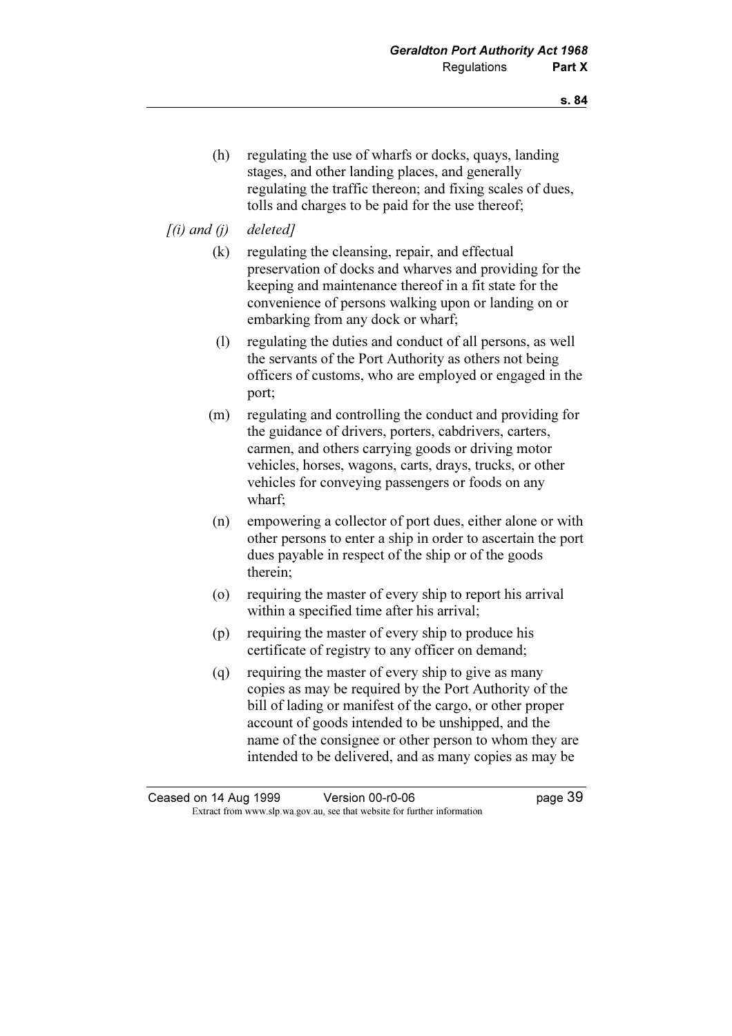(h) regulating the use of wharfs or docks, quays, landing stages, and other landing places, and generally regulating the traffic thereon; and fixing scales of dues, tolls and charges to be paid for the use thereof;

*[(i) and (j) deleted]*

(k) regulating the cleansing, repair, and effectual preservation of docks and wharves and providing for the keeping and maintenance thereof in a fit state for the convenience of persons walking upon or landing on or embarking from any dock or wharf;

(l) regulating the duties and conduct of all persons, as well the servants of the Port Authority as others not being officers of customs, who are employed or engaged in the port;

(m) regulating and controlling the conduct and providing for the guidance of drivers, porters, cabdrivers, carters, carmen, and others carrying goods or driving motor vehicles, horses, wagons, carts, drays, trucks, or other vehicles for conveying passengers or foods on any wharf;

(n) empowering a collector of port dues, either alone or with other persons to enter a ship in order to ascertain the port dues payable in respect of the ship or of the goods therein;

(o) requiring the master of every ship to report his arrival within a specified time after his arrival;

(p) requiring the master of every ship to produce his certificate of registry to any officer on demand;

(q) requiring the master of every ship to give as many copies as may be required by the Port Authority of the bill of lading or manifest of the cargo, or other proper account of goods intended to be unshipped, and the name of the consignee or other person to whom they are intended to be delivered, and as many copies as may be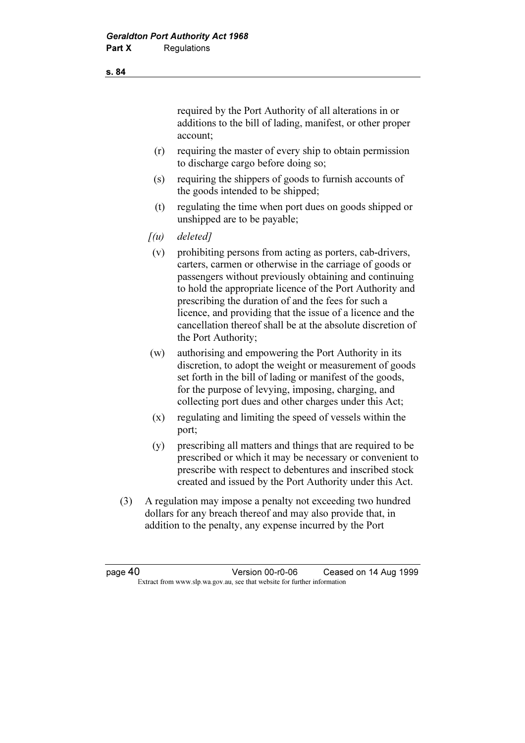required by the Port Authority of all alterations in or additions to the bill of lading, manifest, or other proper account;

(r) requiring the master of every ship to obtain permission to discharge cargo before doing so;

(s) requiring the shippers of goods to furnish accounts of the goods intended to be shipped;

(t) regulating the time when port dues on goods shipped or unshipped are to be payable;

*[(u) deleted]*

(v) prohibiting persons from acting as porters, cab-drivers, carters, carmen or otherwise in the carriage of goods or passengers without previously obtaining and continuing to hold the appropriate licence of the Port Authority and prescribing the duration of and the fees for such a licence, and providing that the issue of a licence and the cancellation thereof shall be at the absolute discretion of the Port Authority;

(w) authorising and empowering the Port Authority in its discretion, to adopt the weight or measurement of goods set forth in the bill of lading or manifest of the goods, for the purpose of levying, imposing, charging, and collecting port dues and other charges under this Act;

(x) regulating and limiting the speed of vessels within the port;

(y) prescribing all matters and things that are required to be prescribed or which it may be necessary or convenient to prescribe with respect to debentures and inscribed stock created and issued by the Port Authority under this Act.

(3) A regulation may impose a penalty not exceeding two hundred dollars for any breach thereof and may also provide that, in addition to the penalty, any expense incurred by the Port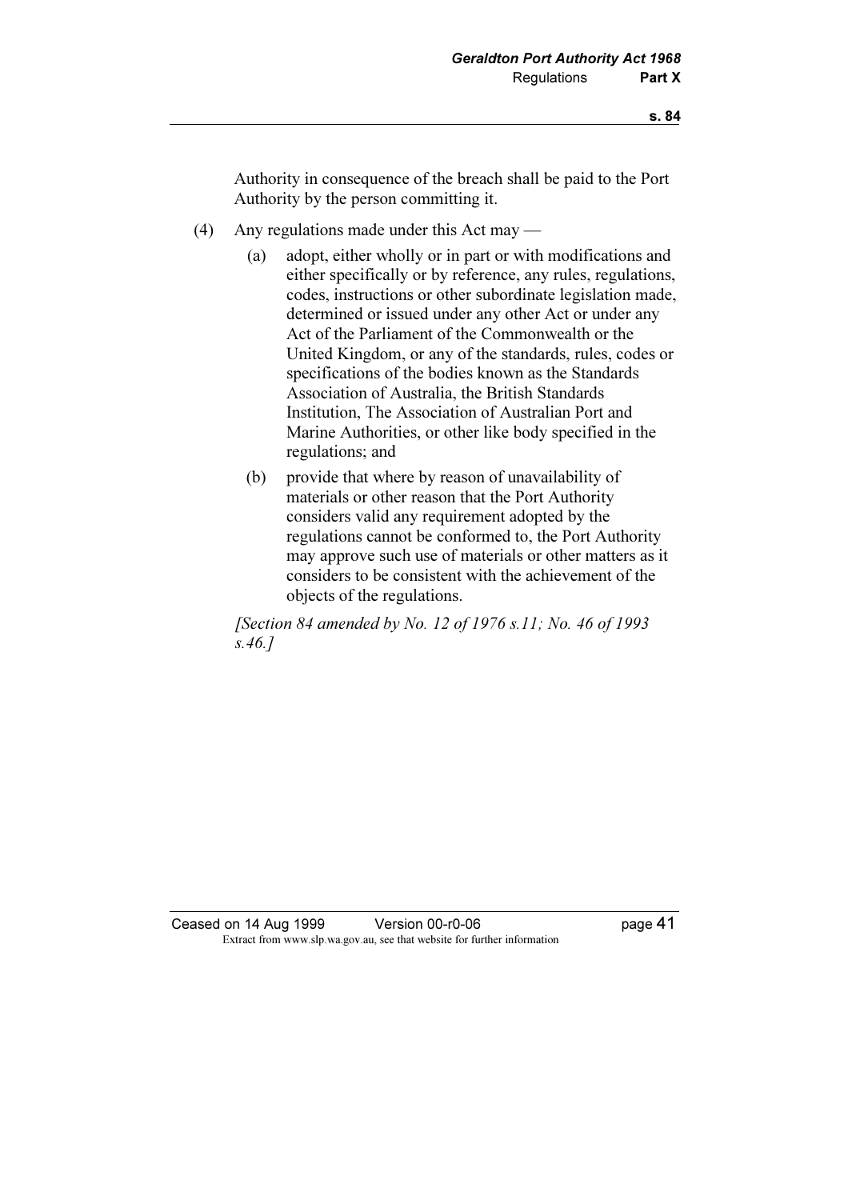Authority in consequence of the breach shall be paid to the Port Authority by the person committing it.

(4) Any regulations made under this Act may —

(a) adopt, either wholly or in part or with modifications and either specifically or by reference, any rules, regulations, codes, instructions or other subordinate legislation made, determined or issued under any other Act or under any Act of the Parliament of the Commonwealth or the United Kingdom, or any of the standards, rules, codes or specifications of the bodies known as the Standards Association of Australia, the British Standards Institution, The Association of Australian Port and Marine Authorities, or other like body specified in the regulations; and

(b) provide that where by reason of unavailability of materials or other reason that the Port Authority considers valid any requirement adopted by the regulations cannot be conformed to, the Port Authority may approve such use of materials or other matters as it considers to be consistent with the achievement of the objects of the regulations.

*[Section 84 amended by No. 12 of 1976 s.11; No. 46 of 1993 s.46.]*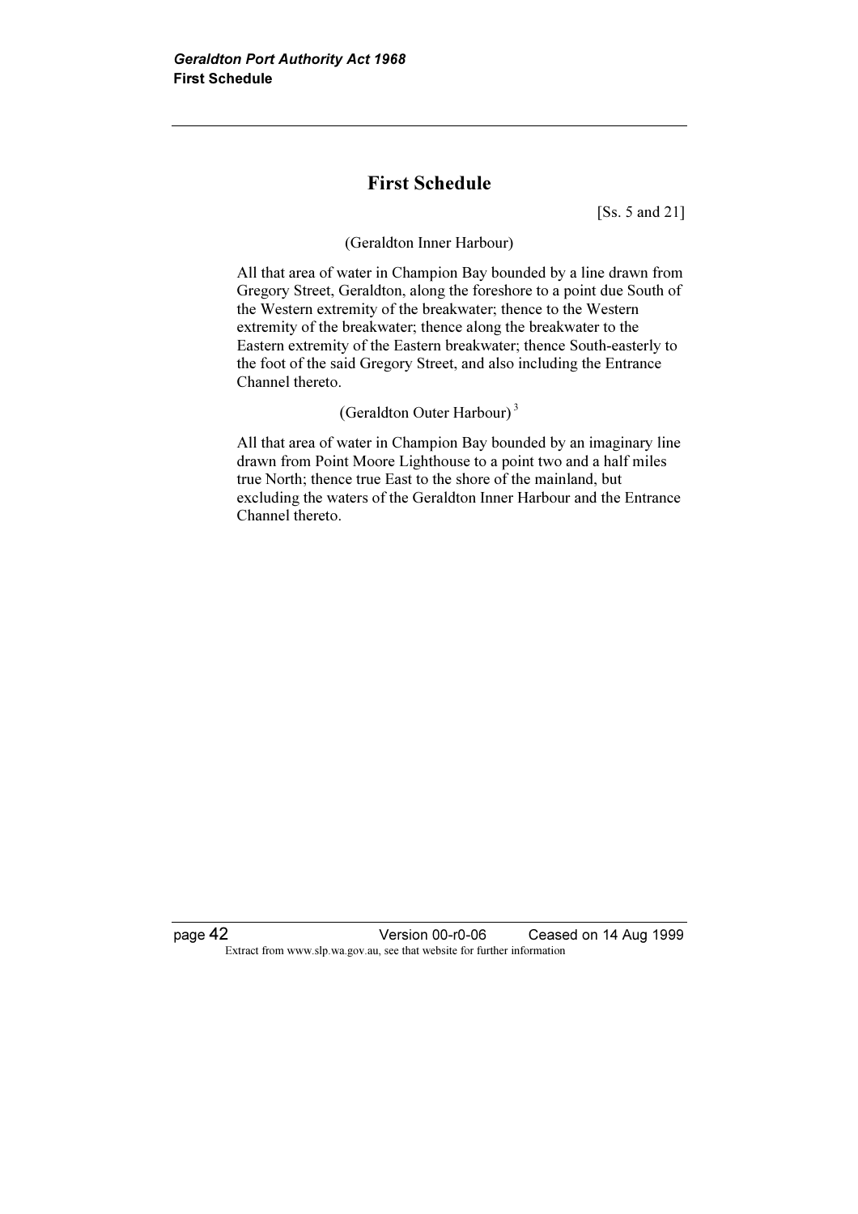# First Schedule

[Ss. 5 and 21]

(Geraldton Inner Harbour)

All that area of water in Champion Bay bounded by a line drawn from Gregory Street, Geraldton, along the foreshore to a point due South of the Western extremity of the breakwater; thence to the Western extremity of the breakwater; thence along the breakwater to the Eastern extremity of the Eastern breakwater; thence South-easterly to the foot of the said Gregory Street, and also including the Entrance Channel thereto.

(Geraldton Outer Harbour) [3]

All that area of water in Champion Bay bounded by an imaginary line drawn from Point Moore Lighthouse to a point two and a half miles true North; thence true East to the shore of the mainland, but excluding the waters of the Geraldton Inner Harbour and the Entrance Channel thereto.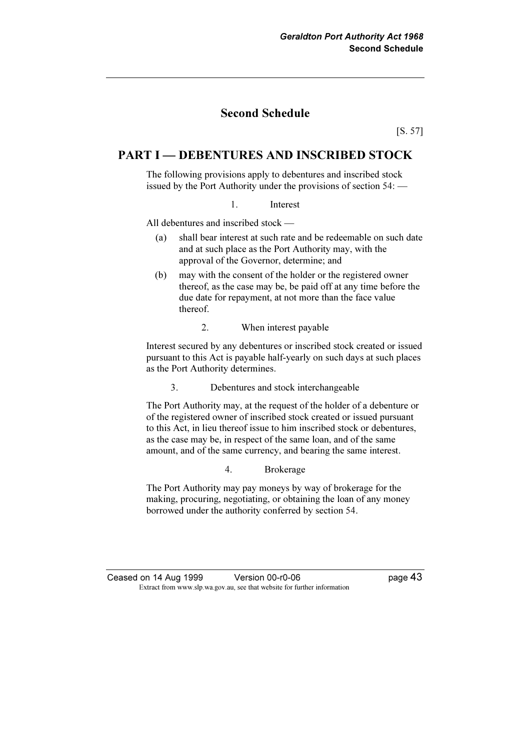# Second Schedule

[S. 57]

## PART I — DEBENTURES AND INSCRIBED STOCK

The following provisions apply to debentures and inscribed stock issued by the Port Authority under the provisions of section 54: —

### 1. Interest

All debentures and inscribed stock —

(a) shall bear interest at such rate and be redeemable on such date and at such place as the Port Authority may, with the approval of the Governor, determine; and

(b) may with the consent of the holder or the registered owner thereof, as the case may be, be paid off at any time before the due date for repayment, at not more than the face value thereof.

### 2. When interest payable

Interest secured by any debentures or inscribed stock created or issued pursuant to this Act is payable half-yearly on such days at such places as the Port Authority determines.

### 3. Debentures and stock interchangeable

The Port Authority may, at the request of the holder of a debenture or of the registered owner of inscribed stock created or issued pursuant to this Act, in lieu thereof issue to him inscribed stock or debentures, as the case may be, in respect of the same loan, and of the same amount, and of the same currency, and bearing the same interest.

### 4. Brokerage

The Port Authority may pay moneys by way of brokerage for the making, procuring, negotiating, or obtaining the loan of any money borrowed under the authority conferred by section 54.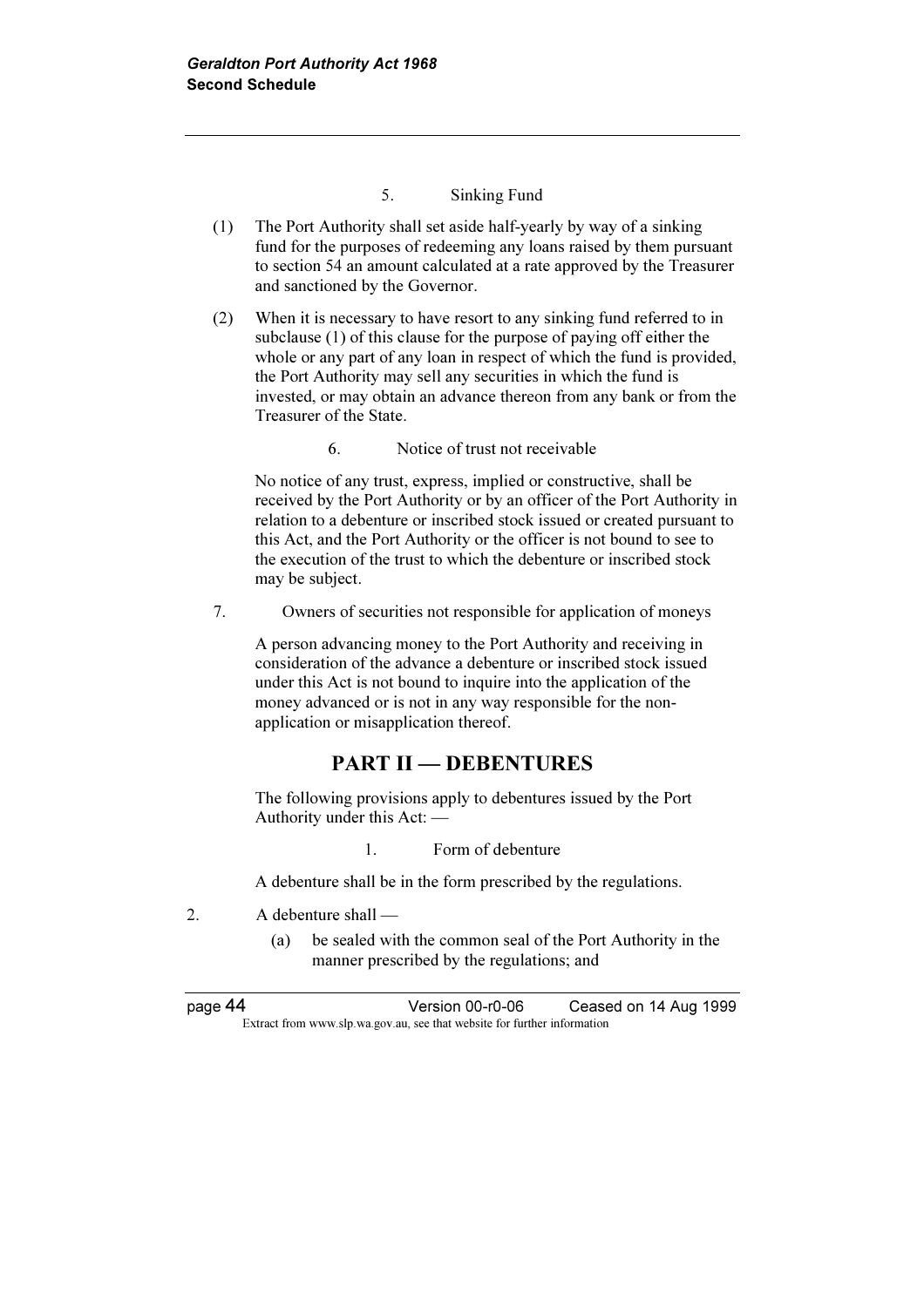5. Sinking Fund

(1) The Port Authority shall set aside half-yearly by way of a sinking fund for the purposes of redeeming any loans raised by them pursuant to section 54 an amount calculated at a rate approved by the Treasurer and sanctioned by the Governor.

(2) When it is necessary to have resort to any sinking fund referred to in subclause (1) of this clause for the purpose of paying off either the whole or any part of any loan in respect of which the fund is provided, the Port Authority may sell any securities in which the fund is invested, or may obtain an advance thereon from any bank or from the Treasurer of the State.

6. Notice of trust not receivable

No notice of any trust, express, implied or constructive, shall be received by the Port Authority or by an officer of the Port Authority in relation to a debenture or inscribed stock issued or created pursuant to this Act, and the Port Authority or the officer is not bound to see to the execution of the trust to which the debenture or inscribed stock may be subject.

7. Owners of securities not responsible for application of moneys

A person advancing money to the Port Authority and receiving in consideration of the advance a debenture or inscribed stock issued under this Act is not bound to inquire into the application of the money advanced or is not in any way responsible for the non-application or misapplication thereof.

## PART II — DEBENTURES

The following provisions apply to debentures issued by the Port Authority under this Act: —

1. Form of debenture

A debenture shall be in the form prescribed by the regulations.

2. A debenture shall —

(a) be sealed with the common seal of the Port Authority in the manner prescribed by the regulations; and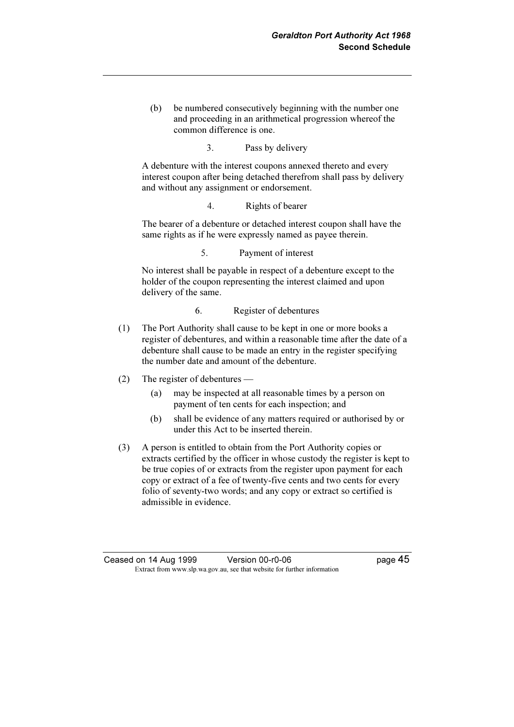(b) be numbered consecutively beginning with the number one and proceeding in an arithmetical progression whereof the common difference is one.

### 3. Pass by delivery

A debenture with the interest coupons annexed thereto and every interest coupon after being detached therefrom shall pass by delivery and without any assignment or endorsement.

### 4. Rights of bearer

The bearer of a debenture or detached interest coupon shall have the same rights as if he were expressly named as payee therein.

### 5. Payment of interest

No interest shall be payable in respect of a debenture except to the holder of the coupon representing the interest claimed and upon delivery of the same.

### 6. Register of debentures

(1) The Port Authority shall cause to be kept in one or more books a register of debentures, and within a reasonable time after the date of a debenture shall cause to be made an entry in the register specifying the number date and amount of the debenture.

(2) The register of debentures —

- (a) may be inspected at all reasonable times by a person on payment of ten cents for each inspection; and
- (b) shall be evidence of any matters required or authorised by or under this Act to be inserted therein.

(3) A person is entitled to obtain from the Port Authority copies or extracts certified by the officer in whose custody the register is kept to be true copies of or extracts from the register upon payment for each copy or extract of a fee of twenty-five cents and two cents for every folio of seventy-two words; and any copy or extract so certified is admissible in evidence.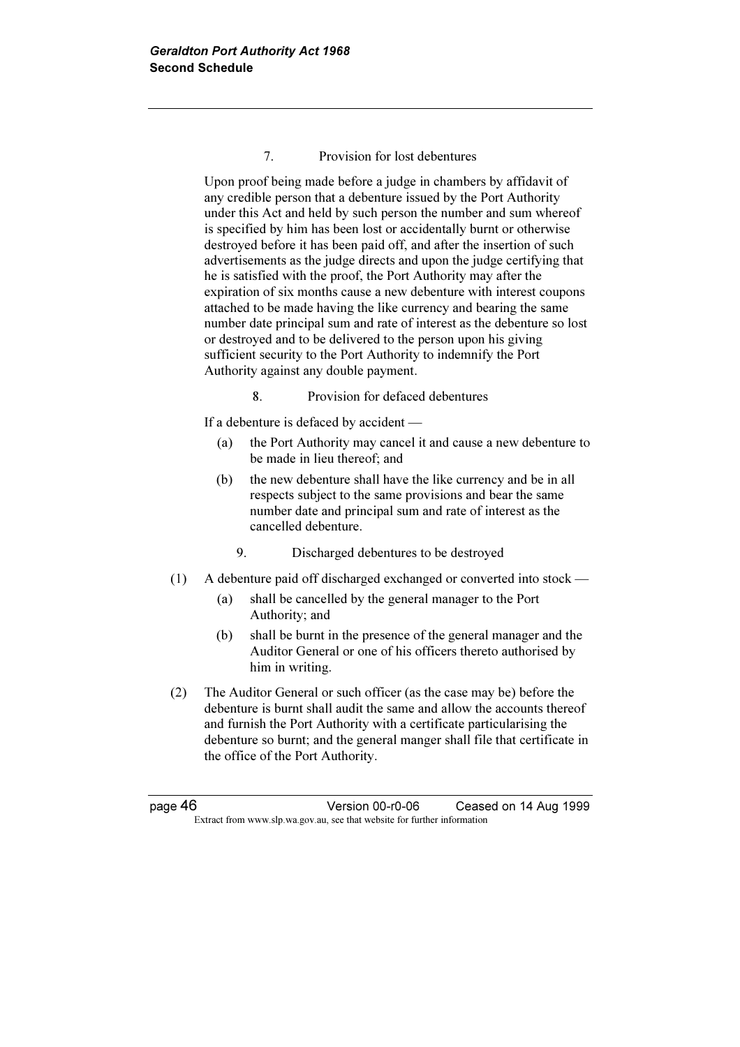### 7. Provision for lost debentures

Upon proof being made before a judge in chambers by affidavit of any credible person that a debenture issued by the Port Authority under this Act and held by such person the number and sum whereof is specified by him has been lost or accidentally burnt or otherwise destroyed before it has been paid off, and after the insertion of such advertisements as the judge directs and upon the judge certifying that he is satisfied with the proof, the Port Authority may after the expiration of six months cause a new debenture with interest coupons attached to be made having the like currency and bearing the same number date principal sum and rate of interest as the debenture so lost or destroyed and to be delivered to the person upon his giving sufficient security to the Port Authority to indemnify the Port Authority against any double payment.

### 8. Provision for defaced debentures

If a debenture is defaced by accident —

(a) the Port Authority may cancel it and cause a new debenture to be made in lieu thereof; and

(b) the new debenture shall have the like currency and be in all respects subject to the same provisions and bear the same number date and principal sum and rate of interest as the cancelled debenture.

### 9. Discharged debentures to be destroyed

(1) A debenture paid off discharged exchanged or converted into stock —

(a) shall be cancelled by the general manager to the Port Authority; and

(b) shall be burnt in the presence of the general manager and the Auditor General or one of his officers thereto authorised by him in writing.

(2) The Auditor General or such officer (as the case may be) before the debenture is burnt shall audit the same and allow the accounts thereof and furnish the Port Authority with a certificate particularising the debenture so burnt; and the general manger shall file that certificate in the office of the Port Authority.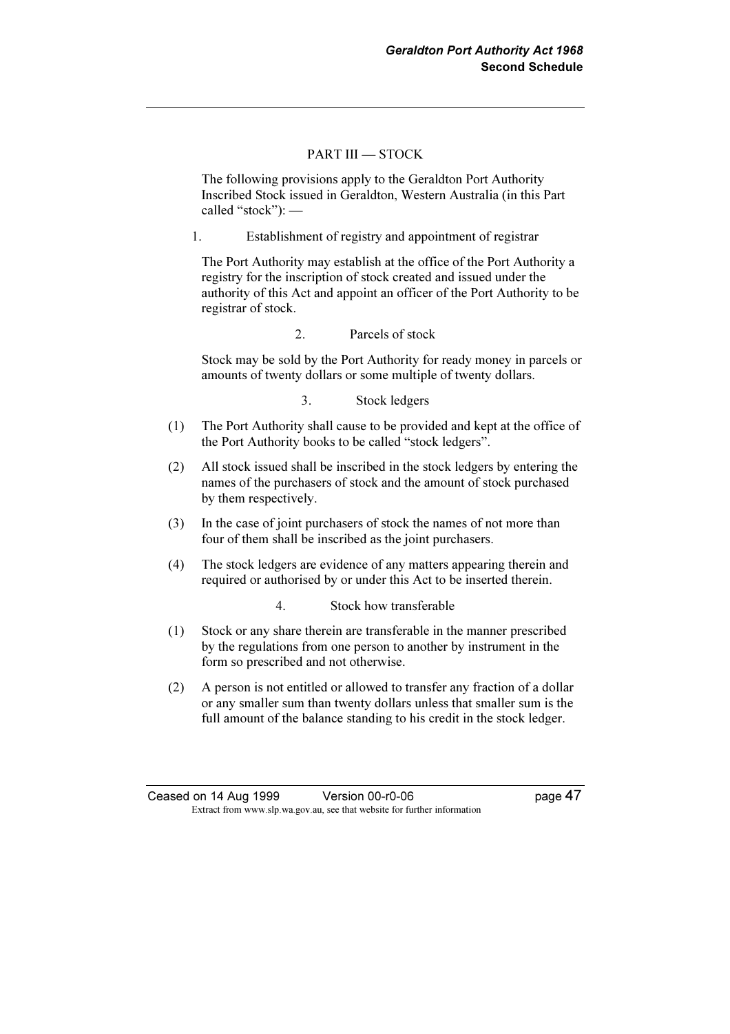## PART III — STOCK

The following provisions apply to the Geraldton Port Authority Inscribed Stock issued in Geraldton, Western Australia (in this Part called "stock"): —

### 1. Establishment of registry and appointment of registrar

The Port Authority may establish at the office of the Port Authority a registry for the inscription of stock created and issued under the authority of this Act and appoint an officer of the Port Authority to be registrar of stock.

### 2. Parcels of stock

Stock may be sold by the Port Authority for ready money in parcels or amounts of twenty dollars or some multiple of twenty dollars.

### 3. Stock ledgers

(1) The Port Authority shall cause to be provided and kept at the office of the Port Authority books to be called "stock ledgers".

(2) All stock issued shall be inscribed in the stock ledgers by entering the names of the purchasers of stock and the amount of stock purchased by them respectively.

(3) In the case of joint purchasers of stock the names of not more than four of them shall be inscribed as the joint purchasers.

(4) The stock ledgers are evidence of any matters appearing therein and required or authorised by or under this Act to be inserted therein.

### 4. Stock how transferable

(1) Stock or any share therein are transferable in the manner prescribed by the regulations from one person to another by instrument in the form so prescribed and not otherwise.

(2) A person is not entitled or allowed to transfer any fraction of a dollar or any smaller sum than twenty dollars unless that smaller sum is the full amount of the balance standing to his credit in the stock ledger.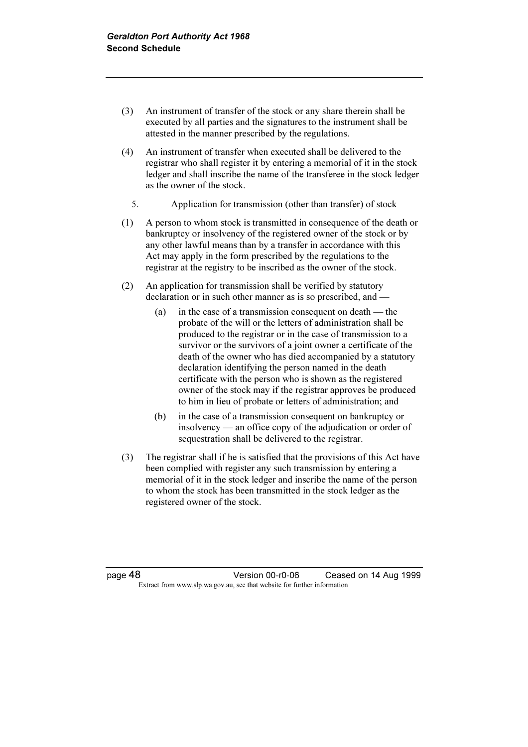(3) An instrument of transfer of the stock or any share therein shall be executed by all parties and the signatures to the instrument shall be attested in the manner prescribed by the regulations.

(4) An instrument of transfer when executed shall be delivered to the registrar who shall register it by entering a memorial of it in the stock ledger and shall inscribe the name of the transferee in the stock ledger as the owner of the stock.

### 5. Application for transmission (other than transfer) of stock

(1) A person to whom stock is transmitted in consequence of the death or bankruptcy or insolvency of the registered owner of the stock or by any other lawful means than by a transfer in accordance with this Act may apply in the form prescribed by the regulations to the registrar at the registry to be inscribed as the owner of the stock.

(2) An application for transmission shall be verified by statutory declaration or in such other manner as is so prescribed, and —

- (a) in the case of a transmission consequent on death — the probate of the will or the letters of administration shall be produced to the registrar or in the case of transmission to a survivor or the survivors of a joint owner a certificate of the death of the owner who has died accompanied by a statutory declaration identifying the person named in the death certificate with the person who is shown as the registered owner of the stock may if the registrar approves be produced to him in lieu of probate or letters of administration; and
- (b) in the case of a transmission consequent on bankruptcy or insolvency — an office copy of the adjudication or order of sequestration shall be delivered to the registrar.

(3) The registrar shall if he is satisfied that the provisions of this Act have been complied with register any such transmission by entering a memorial of it in the stock ledger and inscribe the name of the person to whom the stock has been transmitted in the stock ledger as the registered owner of the stock.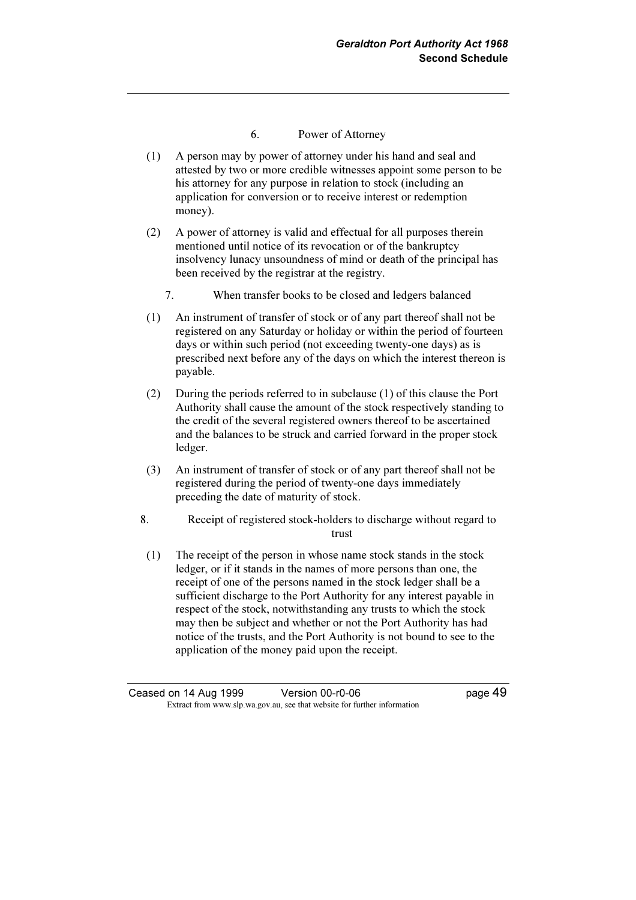### 6. Power of Attorney

(1) A person may by power of attorney under his hand and seal and attested by two or more credible witnesses appoint some person to be his attorney for any purpose in relation to stock (including an application for conversion or to receive interest or redemption money).

(2) A power of attorney is valid and effectual for all purposes therein mentioned until notice of its revocation or of the bankruptcy insolvency lunacy unsoundness of mind or death of the principal has been received by the registrar at the registry.

### 7. When transfer books to be closed and ledgers balanced

(1) An instrument of transfer of stock or of any part thereof shall not be registered on any Saturday or holiday or within the period of fourteen days or within such period (not exceeding twenty-one days) as is prescribed next before any of the days on which the interest thereon is payable.

(2) During the periods referred to in subclause (1) of this clause the Port Authority shall cause the amount of the stock respectively standing to the credit of the several registered owners thereof to be ascertained and the balances to be struck and carried forward in the proper stock ledger.

(3) An instrument of transfer of stock or of any part thereof shall not be registered during the period of twenty-one days immediately preceding the date of maturity of stock.

### 8. Receipt of registered stock-holders to discharge without regard to trust

(1) The receipt of the person in whose name stock stands in the stock ledger, or if it stands in the names of more persons than one, the receipt of one of the persons named in the stock ledger shall be a sufficient discharge to the Port Authority for any interest payable in respect of the stock, notwithstanding any trusts to which the stock may then be subject and whether or not the Port Authority has had notice of the trusts, and the Port Authority is not bound to see to the application of the money paid upon the receipt.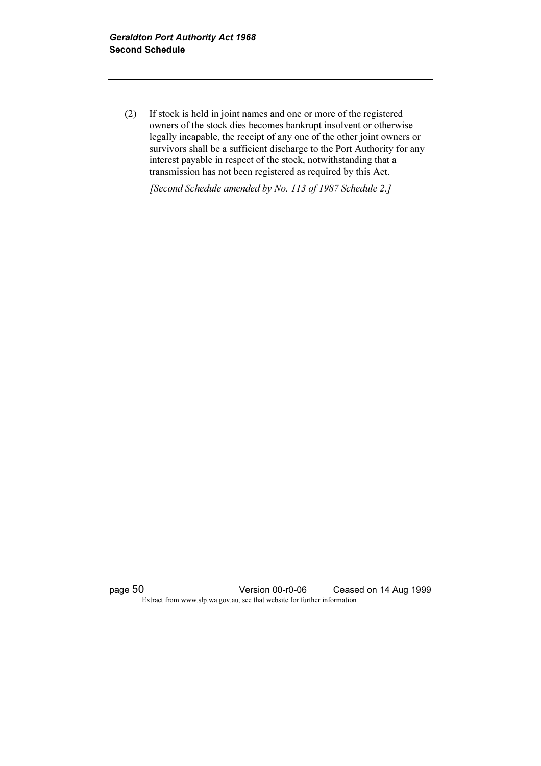(2) If stock is held in joint names and one or more of the registered owners of the stock dies becomes bankrupt insolvent or otherwise legally incapable, the receipt of any one of the other joint owners or survivors shall be a sufficient discharge to the Port Authority for any interest payable in respect of the stock, notwithstanding that a transmission has not been registered as required by this Act.

*[Second Schedule amended by No. 113 of 1987 Schedule 2.]*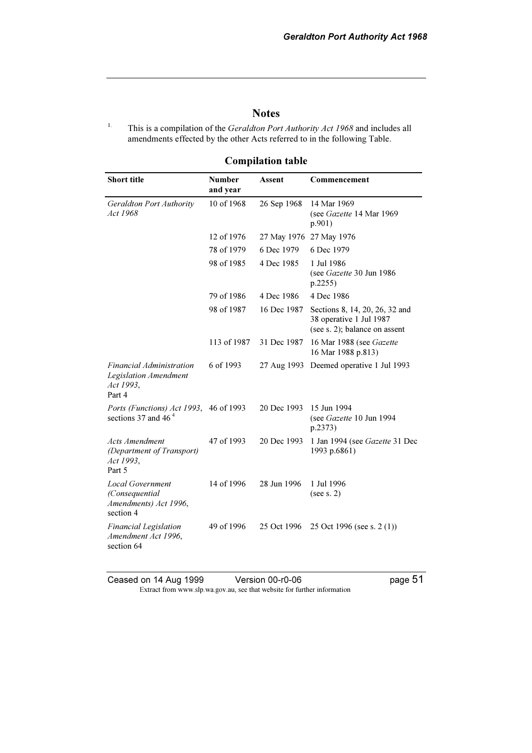## Notes

[1.] This is a compilation of the *Geraldton Port Authority Act 1968* and includes all amendments effected by the other Acts referred to in the following Table.

### Compilation table

| Short title | Number and year | Assent | Commencement |
|---|---|---|---|
| *Geraldton Port Authority Act 1968* | 10 of 1968 | 26 Sep 1968 | 14 Mar 1969 (see *Gazette* 14 Mar 1969 p.901) |
| | 12 of 1976 | 27 May 1976 | 27 May 1976 |
| | 78 of 1979 | 6 Dec 1979 | 6 Dec 1979 |
| | 98 of 1985 | 4 Dec 1985 | 1 Jul 1986 (see *Gazette* 30 Jun 1986 p.2255) |
| | 79 of 1986 | 4 Dec 1986 | 4 Dec 1986 |
| | 98 of 1987 | 16 Dec 1987 | Sections 8, 14, 20, 26, 32 and 38 operative 1 Jul 1987 (see s. 2); balance on assent |
| | 113 of 1987 | 31 Dec 1987 | 16 Mar 1988 (see *Gazette* 16 Mar 1988 p.813) |
| *Financial Administration Legislation Amendment Act 1993*, Part 4 | 6 of 1993 | 27 Aug 1993 | Deemed operative 1 Jul 1993 |
| *Ports (Functions) Act 1993*, sections 37 and 46 [4] | 46 of 1993 | 20 Dec 1993 | 15 Jun 1994 (see *Gazette* 10 Jun 1994 p.2373) |
| *Acts Amendment (Department of Transport) Act 1993*, Part 5 | 47 of 1993 | 20 Dec 1993 | 1 Jan 1994 (see *Gazette* 31 Dec 1993 p.6861) |
| *Local Government (Consequential Amendments) Act 1996*, section 4 | 14 of 1996 | 28 Jun 1996 | 1 Jul 1996 (see s. 2) |
| *Financial Legislation Amendment Act 1996*, section 64 | 49 of 1996 | 25 Oct 1996 | 25 Oct 1996 (see s. 2 (1)) |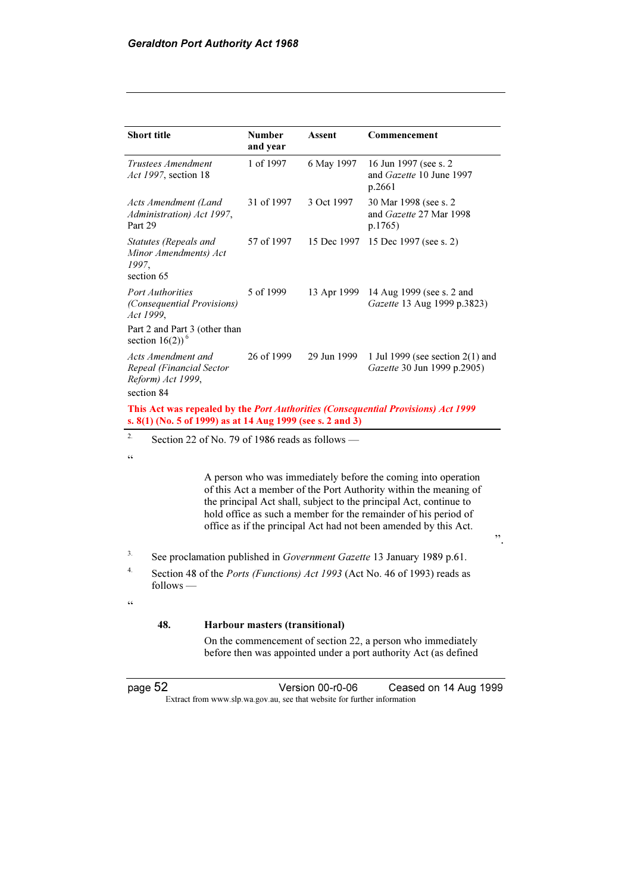| Short title | Number and year | Assent | Commencement |
|---|---|---|---|
| *Trustees Amendment Act 1997*, section 18 | 1 of 1997 | 6 May 1997 | 16 Jun 1997 (see s. 2 and *Gazette* 10 June 1997 p.2661 |
| *Acts Amendment (Land Administration) Act 1997*, Part 29 | 31 of 1997 | 3 Oct 1997 | 30 Mar 1998 (see s. 2 and *Gazette* 27 Mar 1998 p.1765) |
| *Statutes (Repeals and Minor Amendments) Act 1997*, section 65 | 57 of 1997 | 15 Dec 1997 | 15 Dec 1997 (see s. 2) |
| *Port Authorities (Consequential Provisions) Act 1999*, Part 2 and Part 3 (other than section 16(2)) [6] | 5 of 1999 | 13 Apr 1999 | 14 Aug 1999 (see s. 2 and *Gazette* 13 Aug 1999 p.3823) |
| *Acts Amendment and Repeal (Financial Sector Reform) Act 1999*, section 84 | 26 of 1999 | 29 Jun 1999 | 1 Jul 1999 (see section 2(1) and *Gazette* 30 Jun 1999 p.2905) |

**This Act was repealed by the *Port Authorities (Consequential Provisions) Act 1999* s. 8(1) (No. 5 of 1999) as at 14 Aug 1999 (see s. 2 and 3)**

[2] Section 22 of No. 79 of 1986 reads as follows —

"

> A person who was immediately before the coming into operation of this Act a member of the Port Authority within the meaning of the principal Act shall, subject to the principal Act, continue to hold office as such a member for the remainder of his period of office as if the principal Act had not been amended by this Act.

".

[3] See proclamation published in *Government Gazette* 13 January 1989 p.61.

[4] Section 48 of the *Ports (Functions) Act 1993* (Act No. 46 of 1993) reads as follows —

"

> **48. Harbour masters (transitional)**
>
> On the commencement of section 22, a person who immediately before then was appointed under a port authority Act (as defined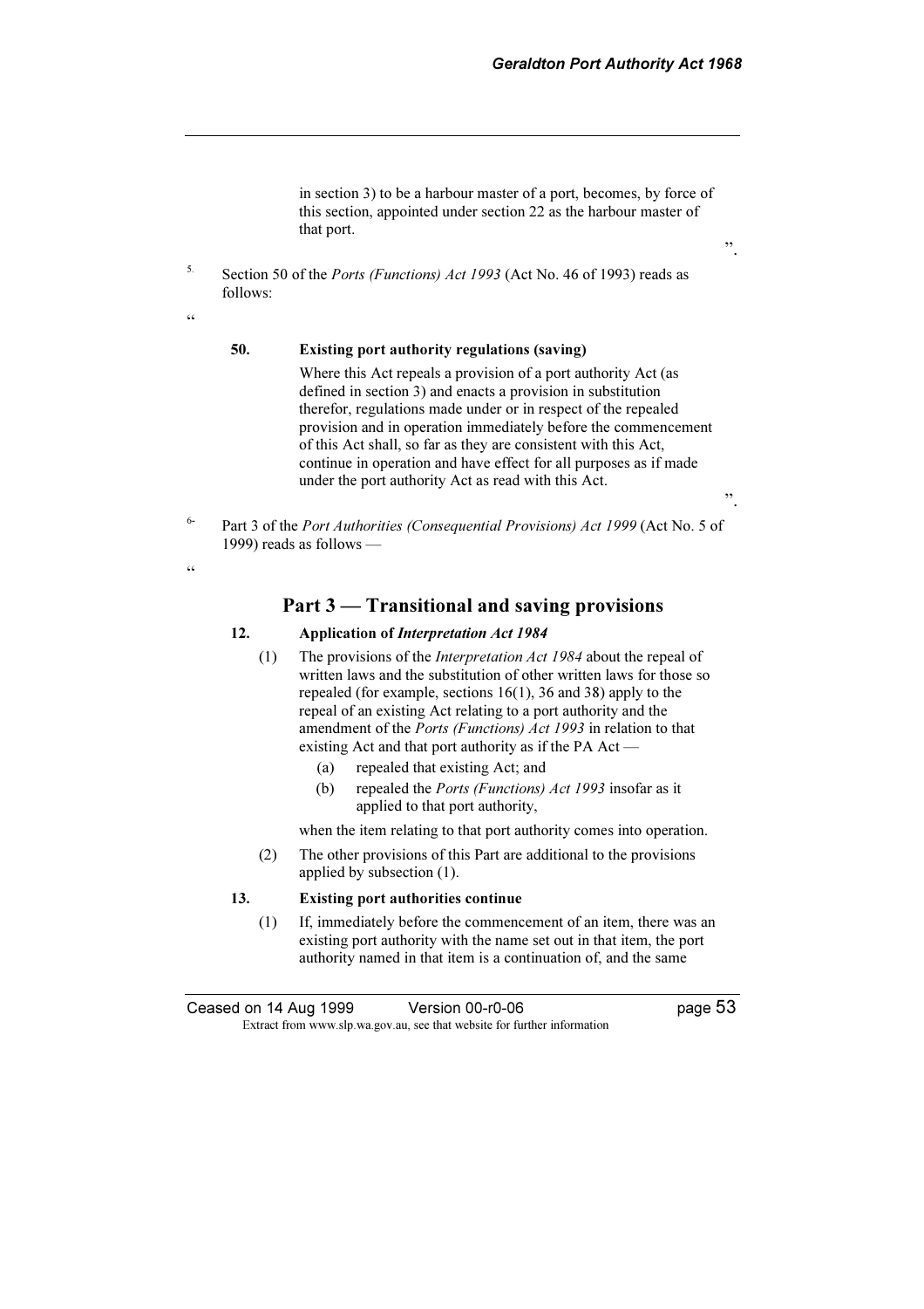in section 3) to be a harbour master of a port, becomes, by force of this section, appointed under section 22 as the harbour master of that port.

".

5. Section 50 of the *Ports (Functions) Act 1993* (Act No. 46 of 1993) reads as follows:

"

**50. Existing port authority regulations (saving)**

Where this Act repeals a provision of a port authority Act (as defined in section 3) and enacts a provision in substitution therefor, regulations made under or in respect of the repealed provision and in operation immediately before the commencement of this Act shall, so far as they are consistent with this Act, continue in operation and have effect for all purposes as if made under the port authority Act as read with this Act.

".

6- Part 3 of the *Port Authorities (Consequential Provisions) Act 1999* (Act No. 5 of 1999) reads as follows —

"

## Part 3 — Transitional and saving provisions

**12. Application of *Interpretation Act 1984***

(1) The provisions of the *Interpretation Act 1984* about the repeal of written laws and the substitution of other written laws for those so repealed (for example, sections 16(1), 36 and 38) apply to the repeal of an existing Act relating to a port authority and the amendment of the *Ports (Functions) Act 1993* in relation to that existing Act and that port authority as if the PA Act —

(a) repealed that existing Act; and

(b) repealed the *Ports (Functions) Act 1993* insofar as it applied to that port authority,

when the item relating to that port authority comes into operation.

(2) The other provisions of this Part are additional to the provisions applied by subsection (1).

**13. Existing port authorities continue**

(1) If, immediately before the commencement of an item, there was an existing port authority with the name set out in that item, the port authority named in that item is a continuation of, and the same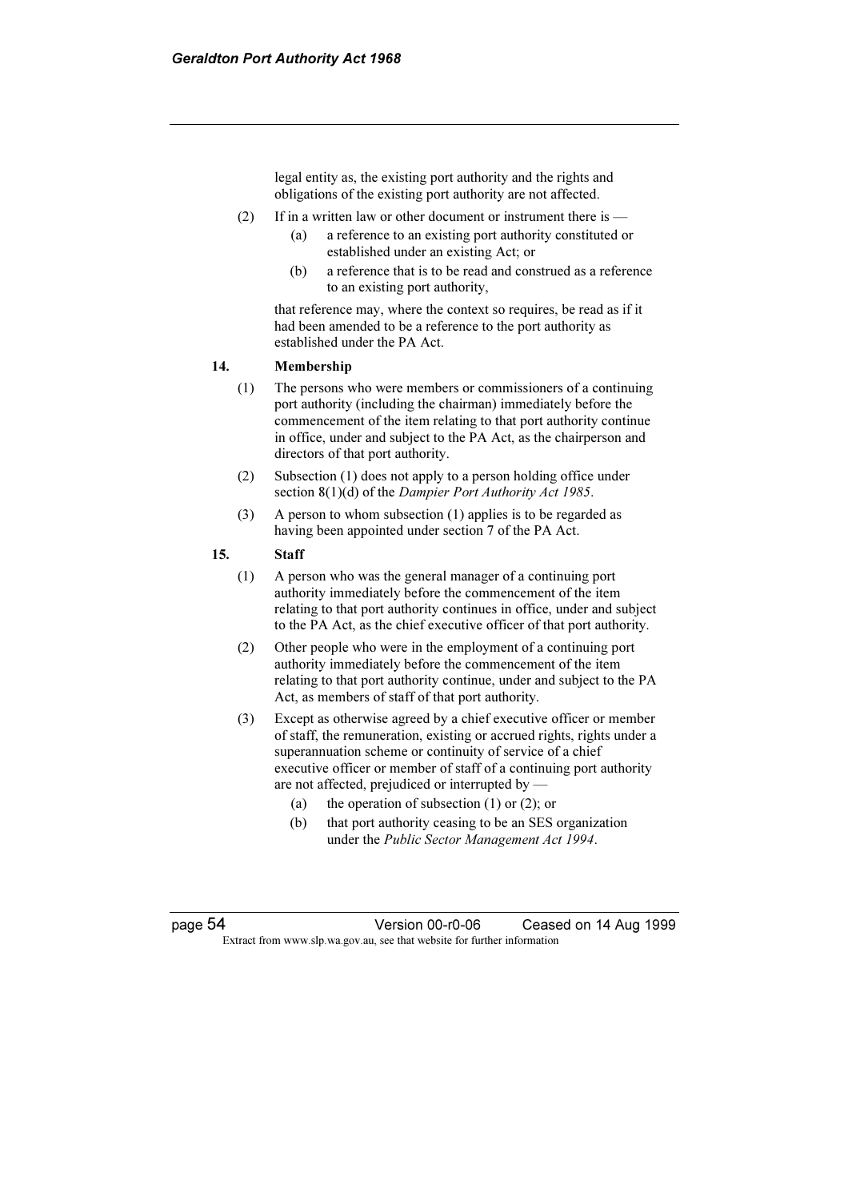legal entity as, the existing port authority and the rights and obligations of the existing port authority are not affected.

(2) If in a written law or other document or instrument there is —

(a) a reference to an existing port authority constituted or established under an existing Act; or

(b) a reference that is to be read and construed as a reference to an existing port authority,

that reference may, where the context so requires, be read as if it had been amended to be a reference to the port authority as established under the PA Act.

**14. Membership**

(1) The persons who were members or commissioners of a continuing port authority (including the chairman) immediately before the commencement of the item relating to that port authority continue in office, under and subject to the PA Act, as the chairperson and directors of that port authority.

(2) Subsection (1) does not apply to a person holding office under section 8(1)(d) of the *Dampier Port Authority Act 1985*.

(3) A person to whom subsection (1) applies is to be regarded as having been appointed under section 7 of the PA Act.

**15. Staff**

(1) A person who was the general manager of a continuing port authority immediately before the commencement of the item relating to that port authority continues in office, under and subject to the PA Act, as the chief executive officer of that port authority.

(2) Other people who were in the employment of a continuing port authority immediately before the commencement of the item relating to that port authority continue, under and subject to the PA Act, as members of staff of that port authority.

(3) Except as otherwise agreed by a chief executive officer or member of staff, the remuneration, existing or accrued rights, rights under a superannuation scheme or continuity of service of a chief executive officer or member of staff of a continuing port authority are not affected, prejudiced or interrupted by —

(a) the operation of subsection (1) or (2); or

(b) that port authority ceasing to be an SES organization under the *Public Sector Management Act 1994*.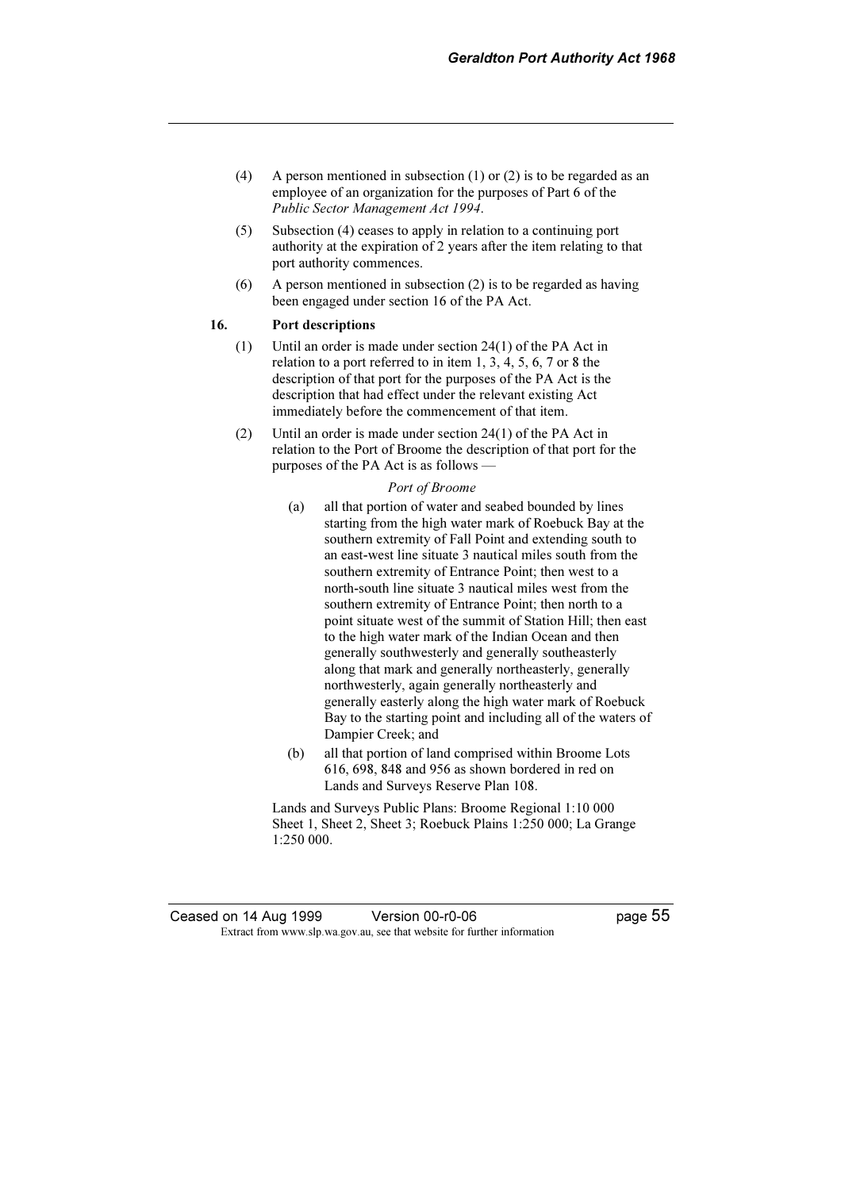(4) A person mentioned in subsection (1) or (2) is to be regarded as an employee of an organization for the purposes of Part 6 of the *Public Sector Management Act 1994*.

(5) Subsection (4) ceases to apply in relation to a continuing port authority at the expiration of 2 years after the item relating to that port authority commences.

(6) A person mentioned in subsection (2) is to be regarded as having been engaged under section 16 of the PA Act.

**16. Port descriptions**

(1) Until an order is made under section 24(1) of the PA Act in relation to a port referred to in item 1, 3, 4, 5, 6, 7 or 8 the description of that port for the purposes of the PA Act is the description that had effect under the relevant existing Act immediately before the commencement of that item.

(2) Until an order is made under section 24(1) of the PA Act in relation to the Port of Broome the description of that port for the purposes of the PA Act is as follows —

*Port of Broome*

(a) all that portion of water and seabed bounded by lines starting from the high water mark of Roebuck Bay at the southern extremity of Fall Point and extending south to an east-west line situate 3 nautical miles south from the southern extremity of Entrance Point; then west to a north-south line situate 3 nautical miles west from the southern extremity of Entrance Point; then north to a point situate west of the summit of Station Hill; then east to the high water mark of the Indian Ocean and then generally southwesterly and generally southeasterly along that mark and generally northeasterly, generally northwesterly, again generally northeasterly and generally easterly along the high water mark of Roebuck Bay to the starting point and including all of the waters of Dampier Creek; and

(b) all that portion of land comprised within Broome Lots 616, 698, 848 and 956 as shown bordered in red on Lands and Surveys Reserve Plan 108.

Lands and Surveys Public Plans: Broome Regional 1:10 000 Sheet 1, Sheet 2, Sheet 3; Roebuck Plains 1:250 000; La Grange 1:250 000.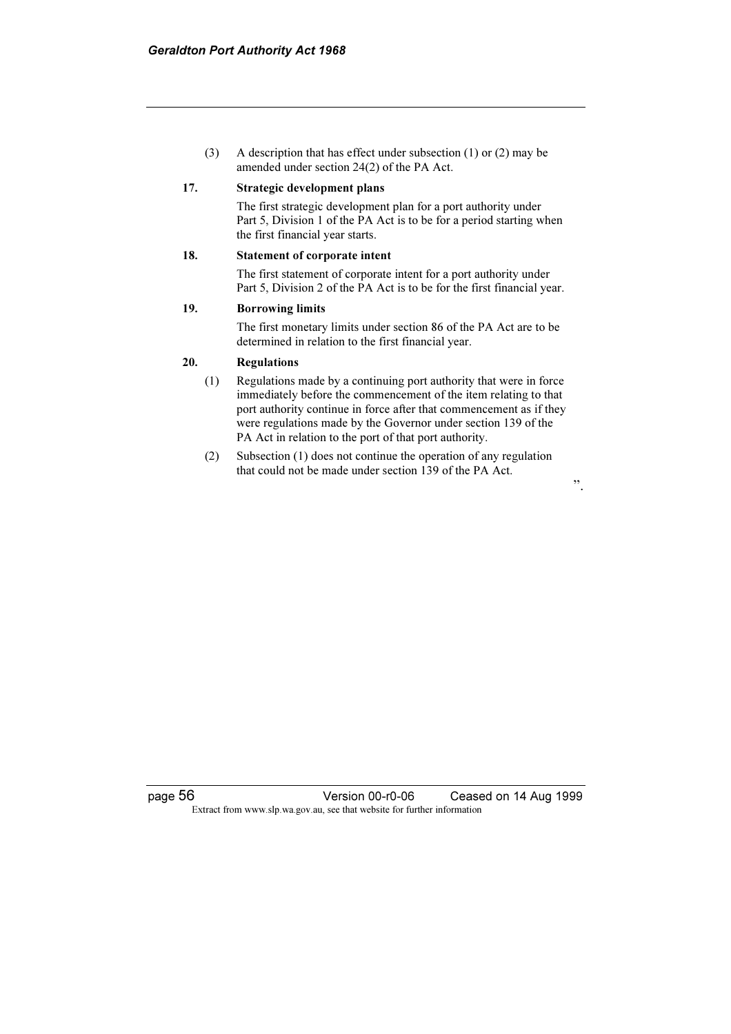(3) A description that has effect under subsection (1) or (2) may be amended under section 24(2) of the PA Act.

**17. Strategic development plans**

The first strategic development plan for a port authority under Part 5, Division 1 of the PA Act is to be for a period starting when the first financial year starts.

**18. Statement of corporate intent**

The first statement of corporate intent for a port authority under Part 5, Division 2 of the PA Act is to be for the first financial year.

**19. Borrowing limits**

The first monetary limits under section 86 of the PA Act are to be determined in relation to the first financial year.

**20. Regulations**

(1) Regulations made by a continuing port authority that were in force immediately before the commencement of the item relating to that port authority continue in force after that commencement as if they were regulations made by the Governor under section 139 of the PA Act in relation to the port of that port authority.

(2) Subsection (1) does not continue the operation of any regulation that could not be made under section 139 of the PA Act.

".